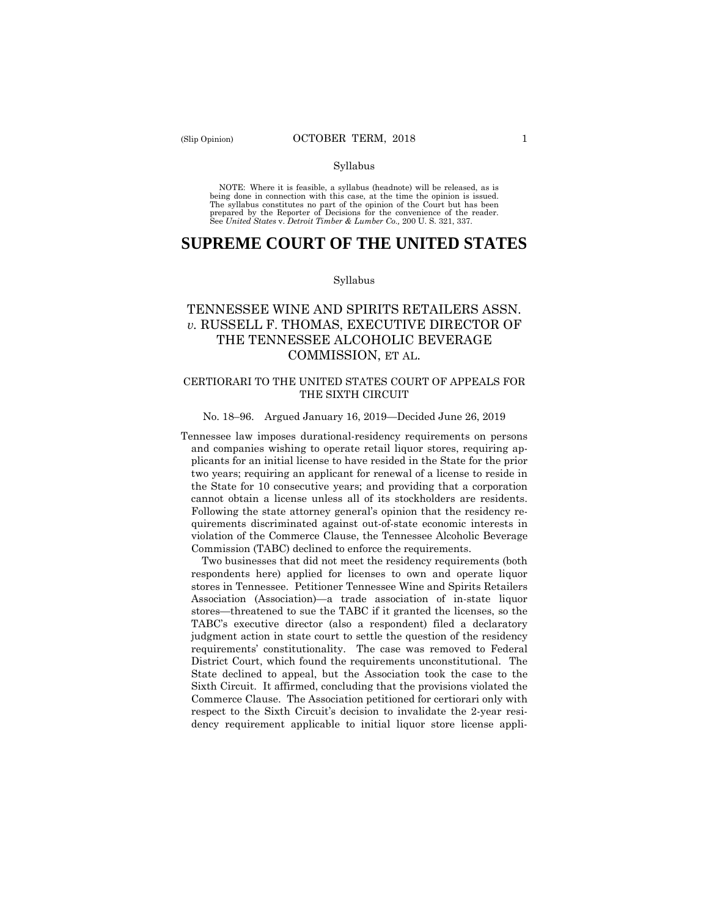Syllabus

NOTE: Where it is feasible, a syllabus (headnote) will be released, as is being done in connection with this case, at the time the opinion is issued. The syllabus constitutes no part of the opinion of the Court but has been prepared by the Reporter of Decisions for the convenience of the reader. See *United States* v. *Detroit Timber & Lumber Co.,* 200 U. S. 321, 337.

# SUPREME COURT OF THE UNITED STATES

Syllabus

## TENNESSEE WINE AND SPIRITS RETAILERS ASSN. *v.* RUSSELL F. THOMAS, EXECUTIVE DIRECTOR OF THE TENNESSEE ALCOHOLIC BEVERAGE COMMISSION, ET AL.

CERTIORARI TO THE UNITED STATES COURT OF APPEALS FOR THE SIXTH CIRCUIT

No. 18–96. Argued January 16, 2019—Decided June 26, 2019

Tennessee law imposes durational-residency requirements on persons and companies wishing to operate retail liquor stores, requiring applicants for an initial license to have resided in the State for the prior two years; requiring an applicant for renewal of a license to reside in the State for 10 consecutive years; and providing that a corporation cannot obtain a license unless all of its stockholders are residents. Following the state attorney general's opinion that the residency requirements discriminated against out-of-state economic interests in violation of the Commerce Clause, the Tennessee Alcoholic Beverage Commission (TABC) declined to enforce the requirements.

Two businesses that did not meet the residency requirements (both respondents here) applied for licenses to own and operate liquor stores in Tennessee. Petitioner Tennessee Wine and Spirits Retailers Association (Association)—a trade association of in-state liquor stores—threatened to sue the TABC if it granted the licenses, so the TABC's executive director (also a respondent) filed a declaratory judgment action in state court to settle the question of the residency requirements' constitutionality. The case was removed to Federal District Court, which found the requirements unconstitutional. The State declined to appeal, but the Association took the case to the Sixth Circuit. It affirmed, concluding that the provisions violated the Commerce Clause. The Association petitioned for certiorari only with respect to the Sixth Circuit's decision to invalidate the 2-year residency requirement applicable to initial liquor store license appli-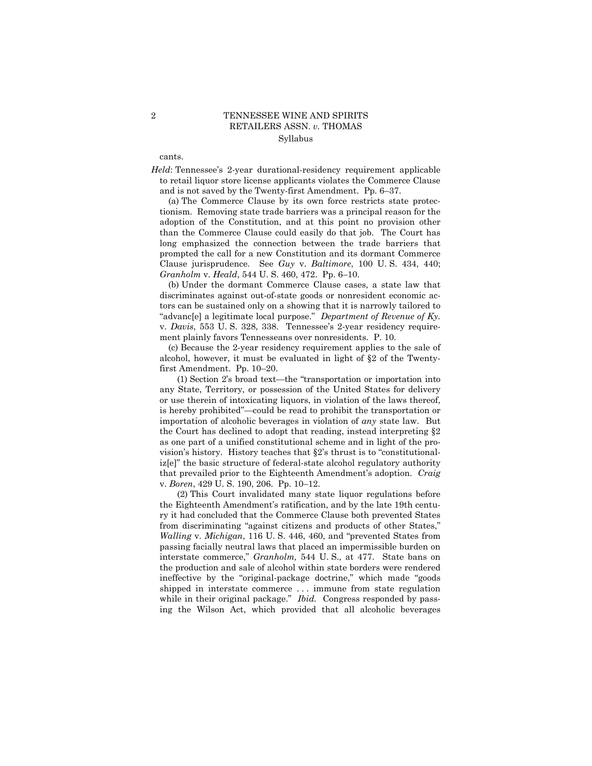cants.

*Held*: Tennessee's 2-year durational-residency requirement applicable to retail liquor store license applicants violates the Commerce Clause and is not saved by the Twenty-first Amendment. Pp. 6–37.

(a) The Commerce Clause by its own force restricts state protectionism. Removing state trade barriers was a principal reason for the adoption of the Constitution, and at this point no provision other than the Commerce Clause could easily do that job. The Court has long emphasized the connection between the trade barriers that prompted the call for a new Constitution and its dormant Commerce Clause jurisprudence. See *Guy* v. *Baltimore*, 100 U. S. 434, 440; *Granholm* v. *Heald*, 544 U. S. 460, 472. Pp. 6–10.

(b) Under the dormant Commerce Clause cases, a state law that discriminates against out-of-state goods or nonresident economic actors can be sustained only on a showing that it is narrowly tailored to "advanc[e] a legitimate local purpose." *Department of Revenue of Ky.* v. *Davis*, 553 U. S. 328, 338. Tennessee's 2-year residency requirement plainly favors Tennesseans over nonresidents. P. 10.

(c) Because the 2-year residency requirement applies to the sale of alcohol, however, it must be evaluated in light of §2 of the Twenty-first Amendment. Pp. 10–20.

(1) Section 2's broad text—the "transportation or importation into any State, Territory, or possession of the United States for delivery or use therein of intoxicating liquors, in violation of the laws thereof, is hereby prohibited"—could be read to prohibit the transportation or importation of alcoholic beverages in violation of *any* state law. But the Court has declined to adopt that reading, instead interpreting §2 as one part of a unified constitutional scheme and in light of the provision's history. History teaches that §2's thrust is to "constitutionaliz[e]" the basic structure of federal-state alcohol regulatory authority that prevailed prior to the Eighteenth Amendment's adoption. *Craig* v. *Boren*, 429 U. S. 190, 206. Pp. 10–12.

(2) This Court invalidated many state liquor regulations before the Eighteenth Amendment's ratification, and by the late 19th century it had concluded that the Commerce Clause both prevented States from discriminating "against citizens and products of other States," *Walling* v. *Michigan*, 116 U. S. 446, 460, and "prevented States from passing facially neutral laws that placed an impermissible burden on interstate commerce," *Granholm,* 544 U. S., at 477. State bans on the production and sale of alcohol within state borders were rendered ineffective by the "original-package doctrine," which made "goods shipped in interstate commerce . . . immune from state regulation while in their original package." *Ibid.* Congress responded by passing the Wilson Act, which provided that all alcoholic beverages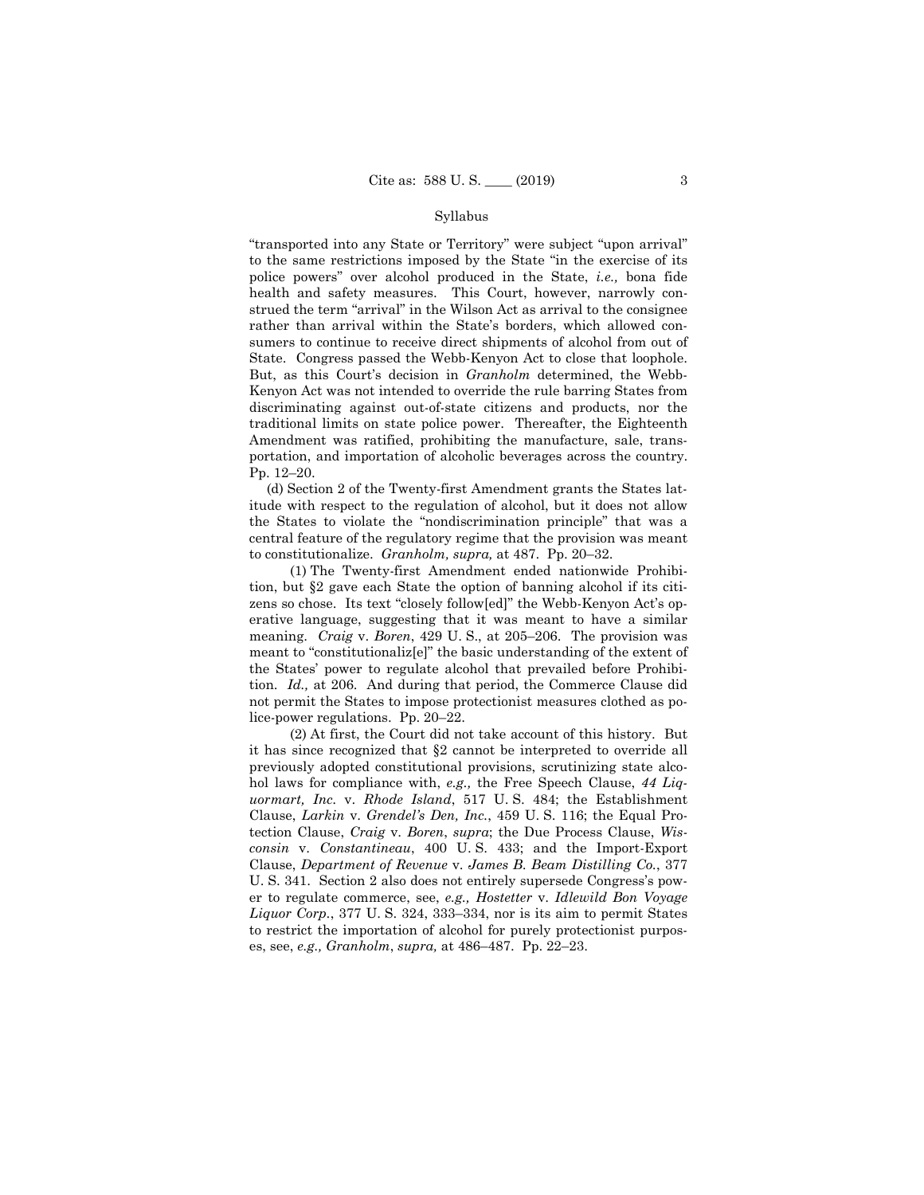"transported into any State or Territory" were subject "upon arrival" to the same restrictions imposed by the State "in the exercise of its police powers" over alcohol produced in the State, *i.e.,* bona fide health and safety measures. This Court, however, narrowly construed the term "arrival" in the Wilson Act as arrival to the consignee rather than arrival within the State's borders, which allowed consumers to continue to receive direct shipments of alcohol from out of State. Congress passed the Webb-Kenyon Act to close that loophole. But, as this Court's decision in *Granholm* determined, the Webb-Kenyon Act was not intended to override the rule barring States from discriminating against out-of-state citizens and products, nor the traditional limits on state police power. Thereafter, the Eighteenth Amendment was ratified, prohibiting the manufacture, sale, transportation, and importation of alcoholic beverages across the country. Pp. 12–20.

(d) Section 2 of the Twenty-first Amendment grants the States latitude with respect to the regulation of alcohol, but it does not allow the States to violate the "nondiscrimination principle" that was a central feature of the regulatory regime that the provision was meant to constitutionalize. *Granholm, supra,* at 487. Pp. 20–32.

(1) The Twenty-first Amendment ended nationwide Prohibition, but §2 gave each State the option of banning alcohol if its citizens so chose. Its text "closely follow[ed]" the Webb-Kenyon Act's operative language, suggesting that it was meant to have a similar meaning. *Craig* v. *Boren*, 429 U. S., at 205–206. The provision was meant to "constitutionaliz[e]" the basic understanding of the extent of the States' power to regulate alcohol that prevailed before Prohibition. *Id.,* at 206. And during that period, the Commerce Clause did not permit the States to impose protectionist measures clothed as police-power regulations. Pp. 20–22.

(2) At first, the Court did not take account of this history. But it has since recognized that §2 cannot be interpreted to override all previously adopted constitutional provisions, scrutinizing state alcohol laws for compliance with, *e.g.,* the Free Speech Clause, *44 Liquormart, Inc.* v. *Rhode Island*, 517 U. S. 484; the Establishment Clause, *Larkin* v. *Grendel's Den, Inc.*, 459 U. S. 116; the Equal Protection Clause, *Craig* v. *Boren*, *supra*; the Due Process Clause, *Wisconsin* v. *Constantineau*, 400 U. S. 433; and the Import-Export Clause, *Department of Revenue* v. *James B. Beam Distilling Co.*, 377 U. S. 341. Section 2 also does not entirely supersede Congress's power to regulate commerce, see, *e.g., Hostetter* v. *Idlewild Bon Voyage Liquor Corp.*, 377 U. S. 324, 333–334, nor is its aim to permit States to restrict the importation of alcohol for purely protectionist purposes, see, *e.g., Granholm*, *supra,* at 486–487. Pp. 22–23.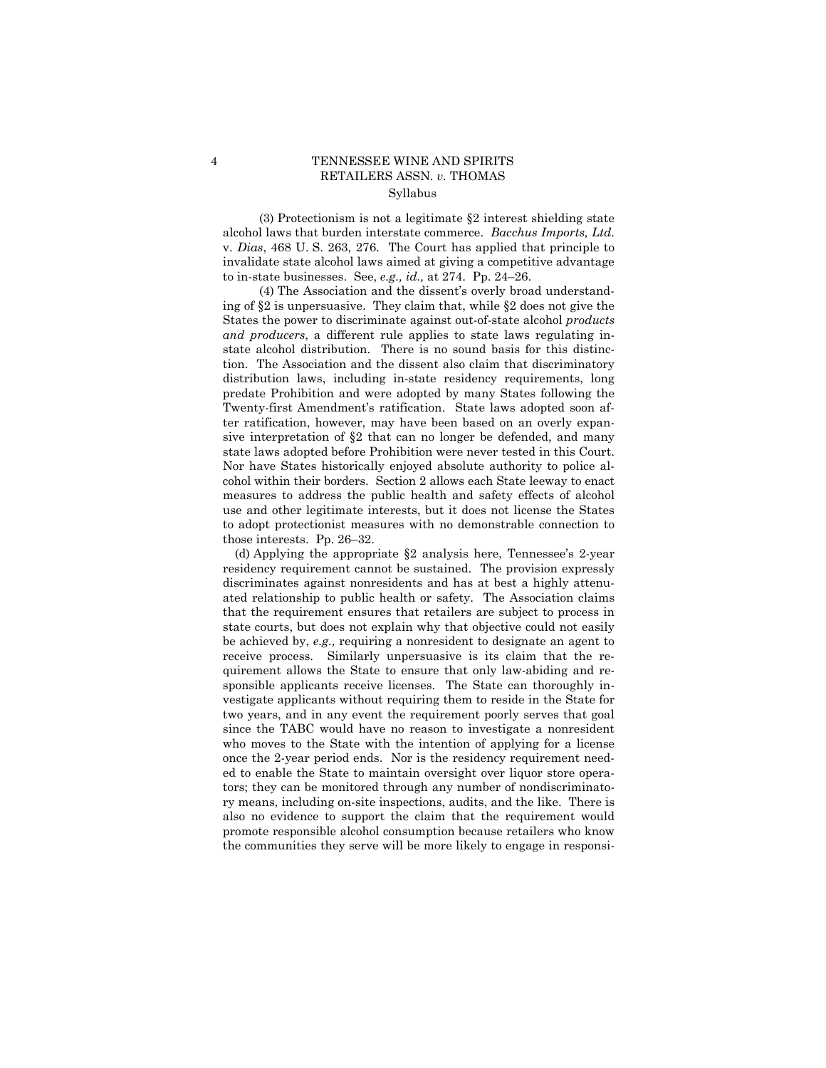(3) Protectionism is not a legitimate §2 interest shielding state alcohol laws that burden interstate commerce. *Bacchus Imports, Ltd.* v. *Dias*, 468 U. S. 263, 276. The Court has applied that principle to invalidate state alcohol laws aimed at giving a competitive advantage to in-state businesses. See, *e.g., id.,* at 274. Pp. 24–26.

(4) The Association and the dissent's overly broad understanding of §2 is unpersuasive. They claim that, while §2 does not give the States the power to discriminate against out-of-state alcohol *products and producers*, a different rule applies to state laws regulating in-state alcohol distribution. There is no sound basis for this distinction. The Association and the dissent also claim that discriminatory distribution laws, including in-state residency requirements, long predate Prohibition and were adopted by many States following the Twenty-first Amendment's ratification. State laws adopted soon after ratification, however, may have been based on an overly expansive interpretation of §2 that can no longer be defended, and many state laws adopted before Prohibition were never tested in this Court. Nor have States historically enjoyed absolute authority to police alcohol within their borders. Section 2 allows each State leeway to enact measures to address the public health and safety effects of alcohol use and other legitimate interests, but it does not license the States to adopt protectionist measures with no demonstrable connection to those interests. Pp. 26–32.

(d) Applying the appropriate §2 analysis here, Tennessee's 2-year residency requirement cannot be sustained. The provision expressly discriminates against nonresidents and has at best a highly attenuated relationship to public health or safety. The Association claims that the requirement ensures that retailers are subject to process in state courts, but does not explain why that objective could not easily be achieved by, *e.g.,* requiring a nonresident to designate an agent to receive process. Similarly unpersuasive is its claim that the requirement allows the State to ensure that only law-abiding and responsible applicants receive licenses. The State can thoroughly investigate applicants without requiring them to reside in the State for two years, and in any event the requirement poorly serves that goal since the TABC would have no reason to investigate a nonresident who moves to the State with the intention of applying for a license once the 2-year period ends. Nor is the residency requirement needed to enable the State to maintain oversight over liquor store operators; they can be monitored through any number of nondiscriminatory means, including on-site inspections, audits, and the like. There is also no evidence to support the claim that the requirement would promote responsible alcohol consumption because retailers who know the communities they serve will be more likely to engage in responsi-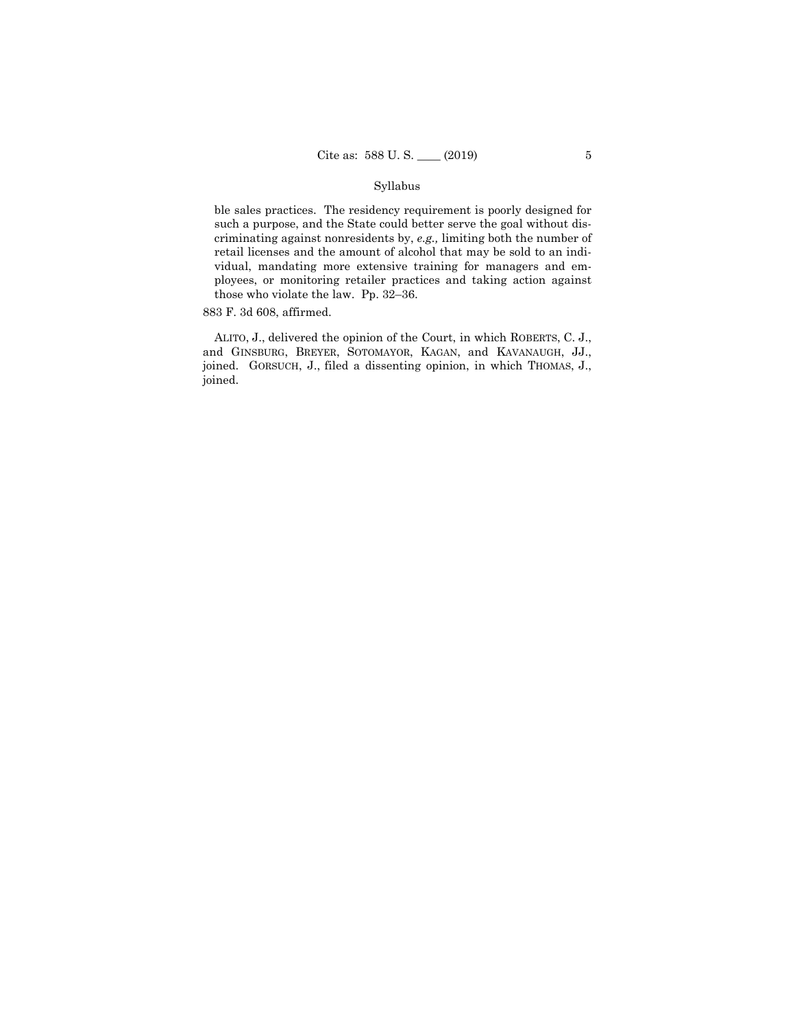ble sales practices. The residency requirement is poorly designed for such a purpose, and the State could better serve the goal without discriminating against nonresidents by, *e.g.,* limiting both the number of retail licenses and the amount of alcohol that may be sold to an individual, mandating more extensive training for managers and employees, or monitoring retailer practices and taking action against those who violate the law. Pp. 32–36.

883 F. 3d 608, affirmed.

ALITO, J., delivered the opinion of the Court, in which ROBERTS, C. J., and GINSBURG, BREYER, SOTOMAYOR, KAGAN, and KAVANAUGH, JJ., joined. GORSUCH, J., filed a dissenting opinion, in which THOMAS, J., joined.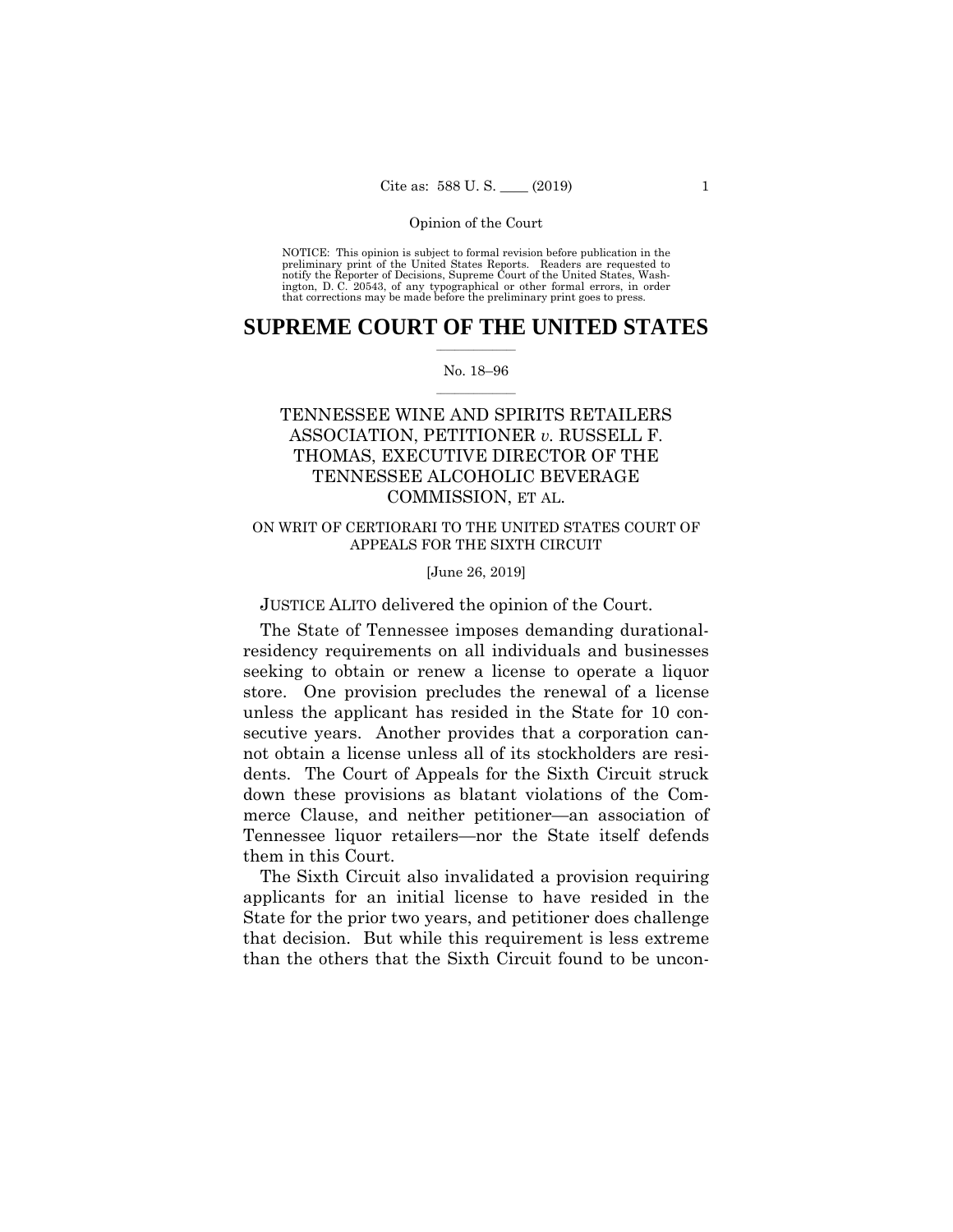Opinion of the Court

NOTICE: This opinion is subject to formal revision before publication in the preliminary print of the United States Reports. Readers are requested to notify the Reporter of Decisions, Supreme Court of the United States, Washington, D. C. 20543, of any typographical or other formal errors, in order that corrections may be made before the preliminary print goes to press.

# SUPREME COURT OF THE UNITED STATES

No. 18–96

TENNESSEE WINE AND SPIRITS RETAILERS ASSOCIATION, PETITIONER *v.* RUSSELL F. THOMAS, EXECUTIVE DIRECTOR OF THE TENNESSEE ALCOHOLIC BEVERAGE COMMISSION, ET AL.

ON WRIT OF CERTIORARI TO THE UNITED STATES COURT OF APPEALS FOR THE SIXTH CIRCUIT

[June 26, 2019]

JUSTICE ALITO delivered the opinion of the Court.

The State of Tennessee imposes demanding durational-residency requirements on all individuals and businesses seeking to obtain or renew a license to operate a liquor store. One provision precludes the renewal of a license unless the applicant has resided in the State for 10 consecutive years. Another provides that a corporation cannot obtain a license unless all of its stockholders are residents. The Court of Appeals for the Sixth Circuit struck down these provisions as blatant violations of the Commerce Clause, and neither petitioner—an association of Tennessee liquor retailers—nor the State itself defends them in this Court.

The Sixth Circuit also invalidated a provision requiring applicants for an initial license to have resided in the State for the prior two years, and petitioner does challenge that decision. But while this requirement is less extreme than the others that the Sixth Circuit found to be uncon-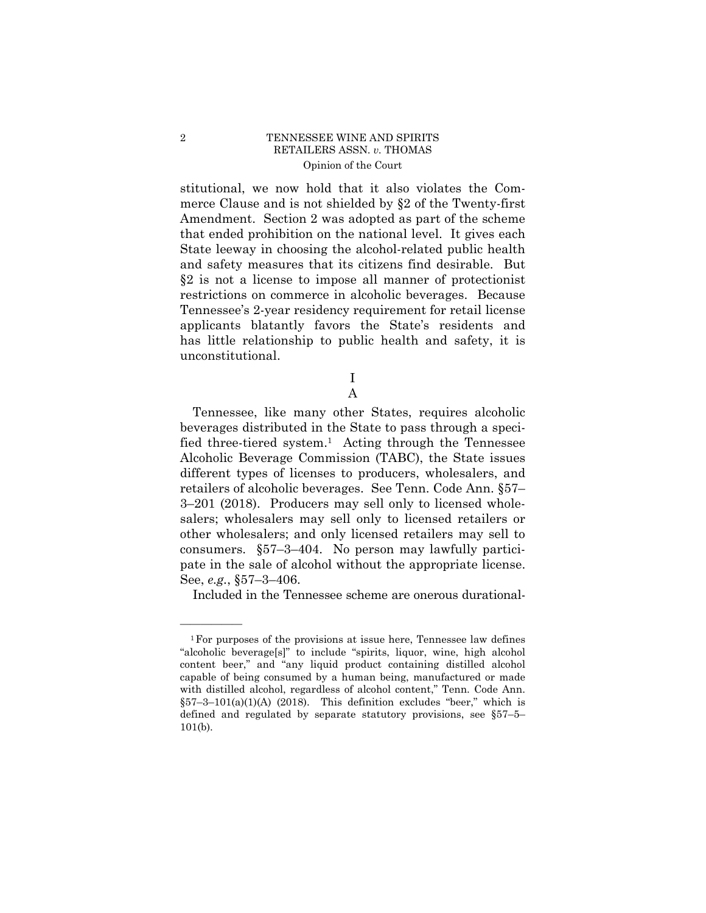stitutional, we now hold that it also violates the Commerce Clause and is not shielded by §2 of the Twenty-first Amendment. Section 2 was adopted as part of the scheme that ended prohibition on the national level. It gives each State leeway in choosing the alcohol-related public health and safety measures that its citizens find desirable. But §2 is not a license to impose all manner of protectionist restrictions on commerce in alcoholic beverages. Because Tennessee's 2-year residency requirement for retail license applicants blatantly favors the State's residents and has little relationship to public health and safety, it is unconstitutional.

# I

## A

Tennessee, like many other States, requires alcoholic beverages distributed in the State to pass through a specified three-tiered system.[1] Acting through the Tennessee Alcoholic Beverage Commission (TABC), the State issues different types of licenses to producers, wholesalers, and retailers of alcoholic beverages. See Tenn. Code Ann. §57–3–201 (2018). Producers may sell only to licensed wholesalers; wholesalers may sell only to licensed retailers or other wholesalers; and only licensed retailers may sell to consumers. §57–3–404. No person may lawfully participate in the sale of alcohol without the appropriate license. See, *e.g.*, §57–3–406.

Included in the Tennessee scheme are onerous durational-

---

[1] For purposes of the provisions at issue here, Tennessee law defines "alcoholic beverage[s]" to include "spirits, liquor, wine, high alcohol content beer," and "any liquid product containing distilled alcohol capable of being consumed by a human being, manufactured or made with distilled alcohol, regardless of alcohol content," Tenn. Code Ann. §57–3–101(a)(1)(A) (2018). This definition excludes "beer," which is defined and regulated by separate statutory provisions, see §57–5–101(b).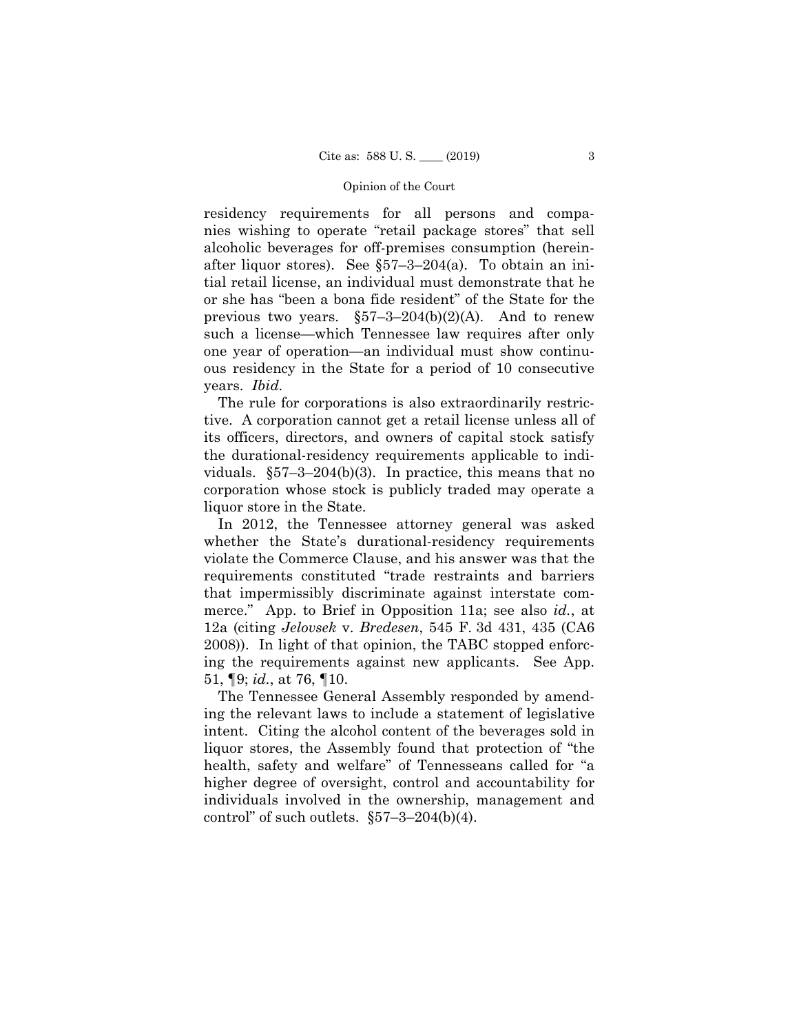residency requirements for all persons and companies wishing to operate "retail package stores" that sell alcoholic beverages for off-premises consumption (hereinafter liquor stores). See §57–3–204(a). To obtain an initial retail license, an individual must demonstrate that he or she has "been a bona fide resident" of the State for the previous two years. §57–3–204(b)(2)(A). And to renew such a license—which Tennessee law requires after only one year of operation—an individual must show continuous residency in the State for a period of 10 consecutive years. *Ibid.*

The rule for corporations is also extraordinarily restrictive. A corporation cannot get a retail license unless all of its officers, directors, and owners of capital stock satisfy the durational-residency requirements applicable to individuals. §57–3–204(b)(3). In practice, this means that no corporation whose stock is publicly traded may operate a liquor store in the State.

In 2012, the Tennessee attorney general was asked whether the State's durational-residency requirements violate the Commerce Clause, and his answer was that the requirements constituted "trade restraints and barriers that impermissibly discriminate against interstate commerce." App. to Brief in Opposition 11a; see also *id.*, at 12a (citing *Jelovsek* v. *Bredesen*, 545 F. 3d 431, 435 (CA6 2008)). In light of that opinion, the TABC stopped enforcing the requirements against new applicants. See App. 51, ¶9; *id.*, at 76, ¶10.

The Tennessee General Assembly responded by amending the relevant laws to include a statement of legislative intent. Citing the alcohol content of the beverages sold in liquor stores, the Assembly found that protection of "the health, safety and welfare" of Tennesseans called for "a higher degree of oversight, control and accountability for individuals involved in the ownership, management and control" of such outlets. §57–3–204(b)(4).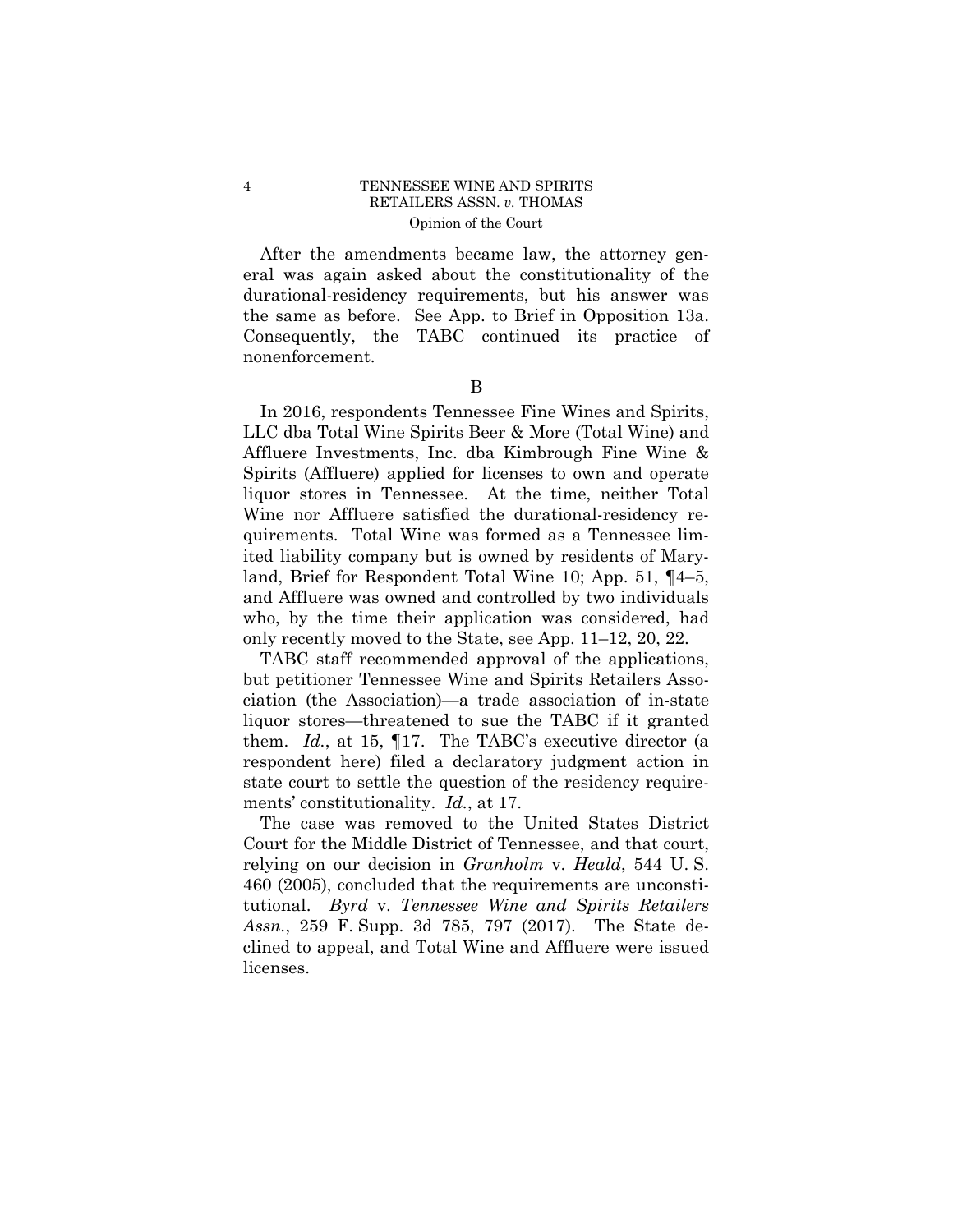After the amendments became law, the attorney general was again asked about the constitutionality of the durational-residency requirements, but his answer was the same as before. See App. to Brief in Opposition 13a. Consequently, the TABC continued its practice of nonenforcement.

B

In 2016, respondents Tennessee Fine Wines and Spirits, LLC dba Total Wine Spirits Beer & More (Total Wine) and Affluere Investments, Inc. dba Kimbrough Fine Wine & Spirits (Affluere) applied for licenses to own and operate liquor stores in Tennessee. At the time, neither Total Wine nor Affluere satisfied the durational-residency requirements. Total Wine was formed as a Tennessee limited liability company but is owned by residents of Maryland, Brief for Respondent Total Wine 10; App. 51, ¶4–5, and Affluere was owned and controlled by two individuals who, by the time their application was considered, had only recently moved to the State, see App. 11–12, 20, 22.

TABC staff recommended approval of the applications, but petitioner Tennessee Wine and Spirits Retailers Association (the Association)—a trade association of in-state liquor stores—threatened to sue the TABC if it granted them. *Id.*, at 15, ¶17. The TABC's executive director (a respondent here) filed a declaratory judgment action in state court to settle the question of the residency requirements' constitutionality. *Id.*, at 17.

The case was removed to the United States District Court for the Middle District of Tennessee, and that court, relying on our decision in *Granholm* v. *Heald*, 544 U. S. 460 (2005), concluded that the requirements are unconstitutional. *Byrd* v. *Tennessee Wine and Spirits Retailers Assn.*, 259 F. Supp. 3d 785, 797 (2017). The State declined to appeal, and Total Wine and Affluere were issued licenses.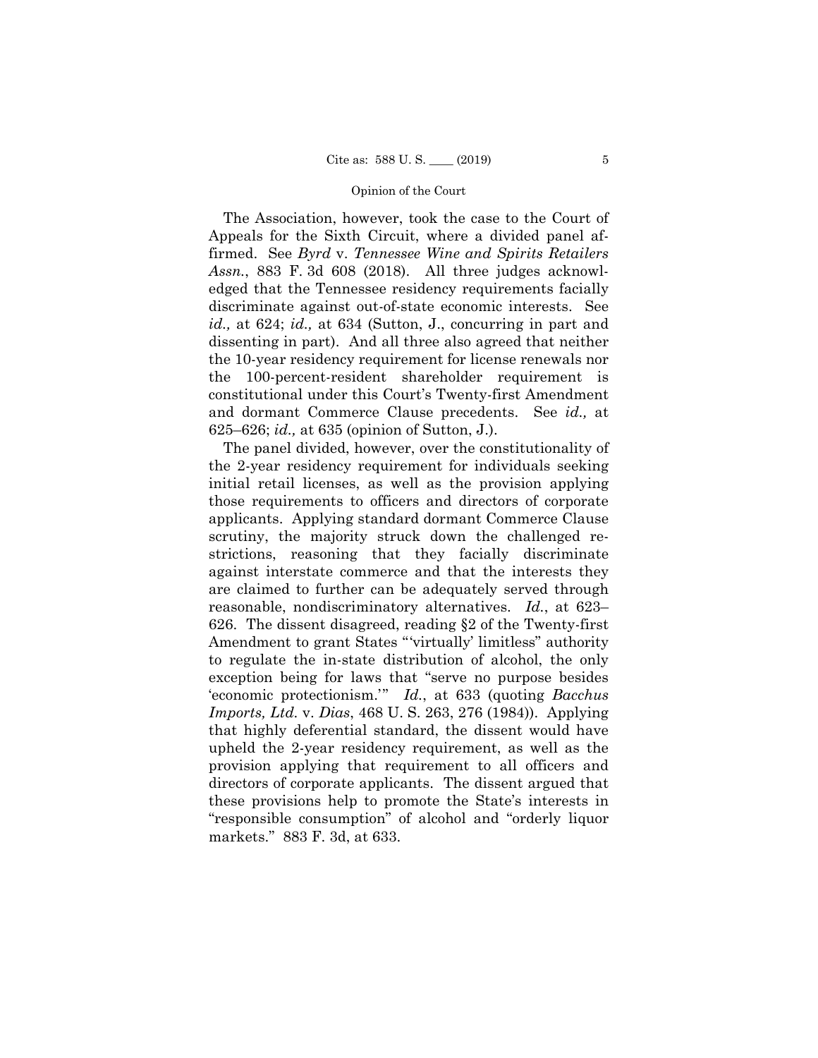The Association, however, took the case to the Court of Appeals for the Sixth Circuit, where a divided panel affirmed. See *Byrd* v. *Tennessee Wine and Spirits Retailers Assn.*, 883 F. 3d 608 (2018). All three judges acknowledged that the Tennessee residency requirements facially discriminate against out-of-state economic interests. See *id.,* at 624; *id.,* at 634 (Sutton, J., concurring in part and dissenting in part). And all three also agreed that neither the 10-year residency requirement for license renewals nor the 100-percent-resident shareholder requirement is constitutional under this Court's Twenty-first Amendment and dormant Commerce Clause precedents. See *id.,* at 625–626; *id.,* at 635 (opinion of Sutton, J.).

The panel divided, however, over the constitutionality of the 2-year residency requirement for individuals seeking initial retail licenses, as well as the provision applying those requirements to officers and directors of corporate applicants. Applying standard dormant Commerce Clause scrutiny, the majority struck down the challenged restrictions, reasoning that they facially discriminate against interstate commerce and that the interests they are claimed to further can be adequately served through reasonable, nondiscriminatory alternatives. *Id.*, at 623–626. The dissent disagreed, reading §2 of the Twenty-first Amendment to grant States "'virtually' limitless" authority to regulate the in-state distribution of alcohol, the only exception being for laws that "serve no purpose besides 'economic protectionism.'" *Id.*, at 633 (quoting *Bacchus Imports, Ltd.* v. *Dias*, 468 U. S. 263, 276 (1984)). Applying that highly deferential standard, the dissent would have upheld the 2-year residency requirement, as well as the provision applying that requirement to all officers and directors of corporate applicants. The dissent argued that these provisions help to promote the State's interests in "responsible consumption" of alcohol and "orderly liquor markets." 883 F. 3d, at 633.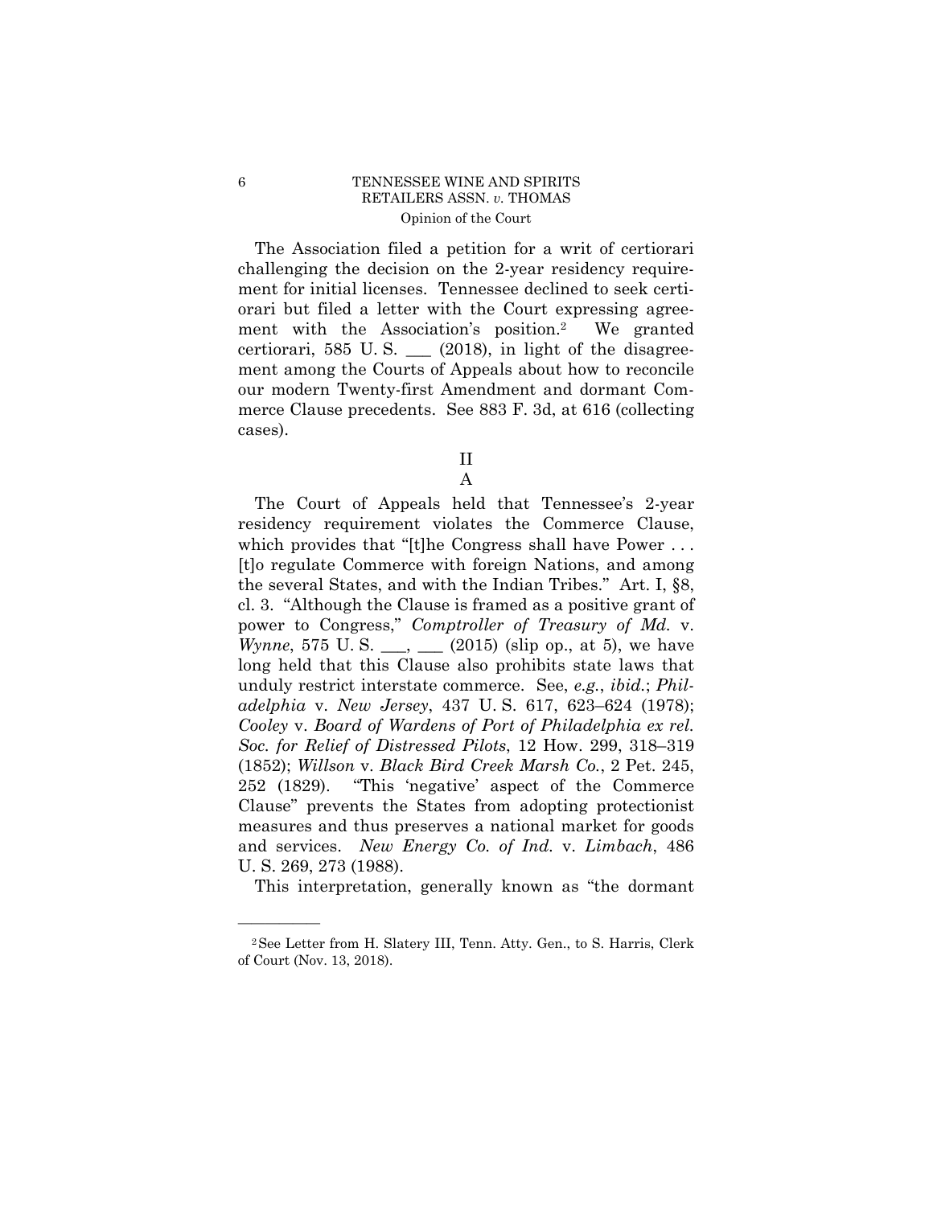The Association filed a petition for a writ of certiorari challenging the decision on the 2-year residency requirement for initial licenses. Tennessee declined to seek certiorari but filed a letter with the Court expressing agreement with the Association's position.[2] We granted certiorari, 585 U. S. ___ (2018), in light of the disagreement among the Courts of Appeals about how to reconcile our modern Twenty-first Amendment and dormant Commerce Clause precedents. See 883 F. 3d, at 616 (collecting cases).

## II

### A

The Court of Appeals held that Tennessee's 2-year residency requirement violates the Commerce Clause, which provides that "[t]he Congress shall have Power . . . [t]o regulate Commerce with foreign Nations, and among the several States, and with the Indian Tribes." Art. I, §8, cl. 3. "Although the Clause is framed as a positive grant of power to Congress," *Comptroller of Treasury of Md.* v. *Wynne*, 575 U. S. ___, ___ (2015) (slip op., at 5), we have long held that this Clause also prohibits state laws that unduly restrict interstate commerce. See, *e.g.*, *ibid.*; *Philadelphia* v. *New Jersey*, 437 U. S. 617, 623–624 (1978); *Cooley* v. *Board of Wardens of Port of Philadelphia ex rel. Soc. for Relief of Distressed Pilots*, 12 How. 299, 318–319 (1852); *Willson* v. *Black Bird Creek Marsh Co.*, 2 Pet. 245, 252 (1829). "This 'negative' aspect of the Commerce Clause" prevents the States from adopting protectionist measures and thus preserves a national market for goods and services. *New Energy Co. of Ind.* v. *Limbach*, 486 U. S. 269, 273 (1988).

This interpretation, generally known as "the dormant

---

[2] See Letter from H. Slatery III, Tenn. Atty. Gen., to S. Harris, Clerk of Court (Nov. 13, 2018).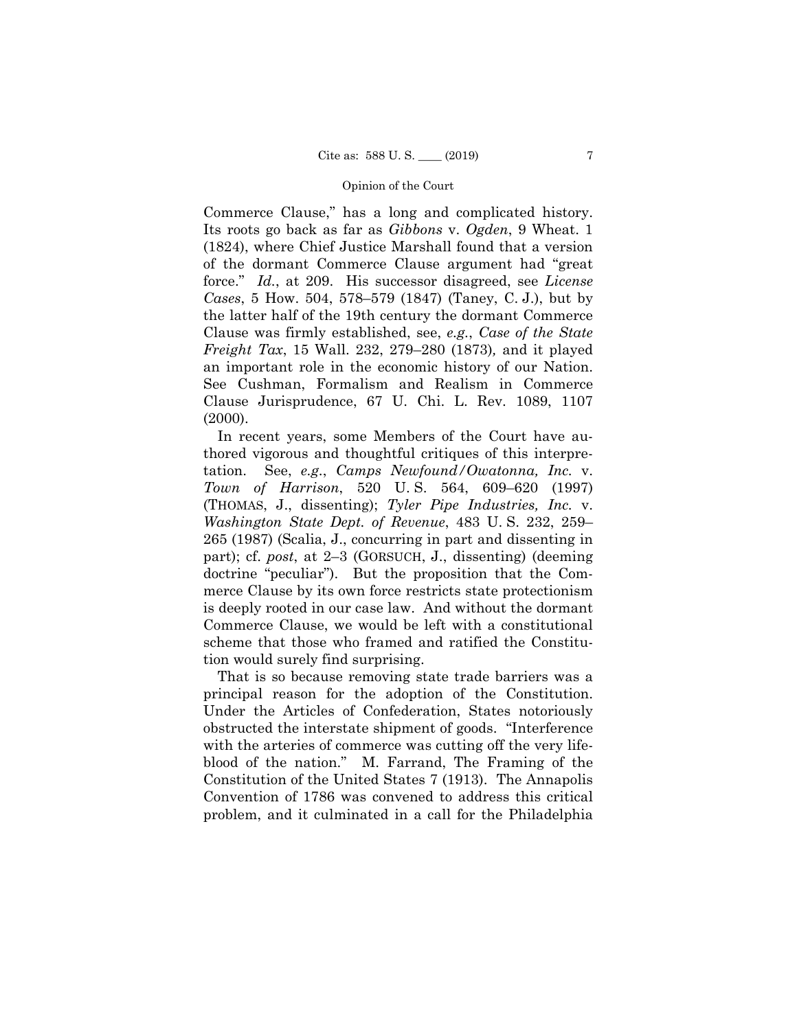Commerce Clause," has a long and complicated history. Its roots go back as far as *Gibbons* v. *Ogden*, 9 Wheat. 1 (1824), where Chief Justice Marshall found that a version of the dormant Commerce Clause argument had "great force." *Id.*, at 209. His successor disagreed, see *License Cases*, 5 How. 504, 578–579 (1847) (Taney, C. J.), but by the latter half of the 19th century the dormant Commerce Clause was firmly established, see, *e.g.*, *Case of the State Freight Tax*, 15 Wall. 232, 279–280 (1873), and it played an important role in the economic history of our Nation. See Cushman, Formalism and Realism in Commerce Clause Jurisprudence, 67 U. Chi. L. Rev. 1089, 1107 (2000).

In recent years, some Members of the Court have authored vigorous and thoughtful critiques of this interpretation. See, *e.g.*, *Camps Newfound/Owatonna, Inc.* v. *Town of Harrison*, 520 U. S. 564, 609–620 (1997) (THOMAS, J., dissenting); *Tyler Pipe Industries, Inc.* v. *Washington State Dept. of Revenue*, 483 U. S. 232, 259–265 (1987) (Scalia, J., concurring in part and dissenting in part); cf. *post*, at 2–3 (GORSUCH, J., dissenting) (deeming doctrine "peculiar"). But the proposition that the Commerce Clause by its own force restricts state protectionism is deeply rooted in our case law. And without the dormant Commerce Clause, we would be left with a constitutional scheme that those who framed and ratified the Constitution would surely find surprising.

That is so because removing state trade barriers was a principal reason for the adoption of the Constitution. Under the Articles of Confederation, States notoriously obstructed the interstate shipment of goods. "Interference with the arteries of commerce was cutting off the very lifeblood of the nation." M. Farrand, The Framing of the Constitution of the United States 7 (1913). The Annapolis Convention of 1786 was convened to address this critical problem, and it culminated in a call for the Philadelphia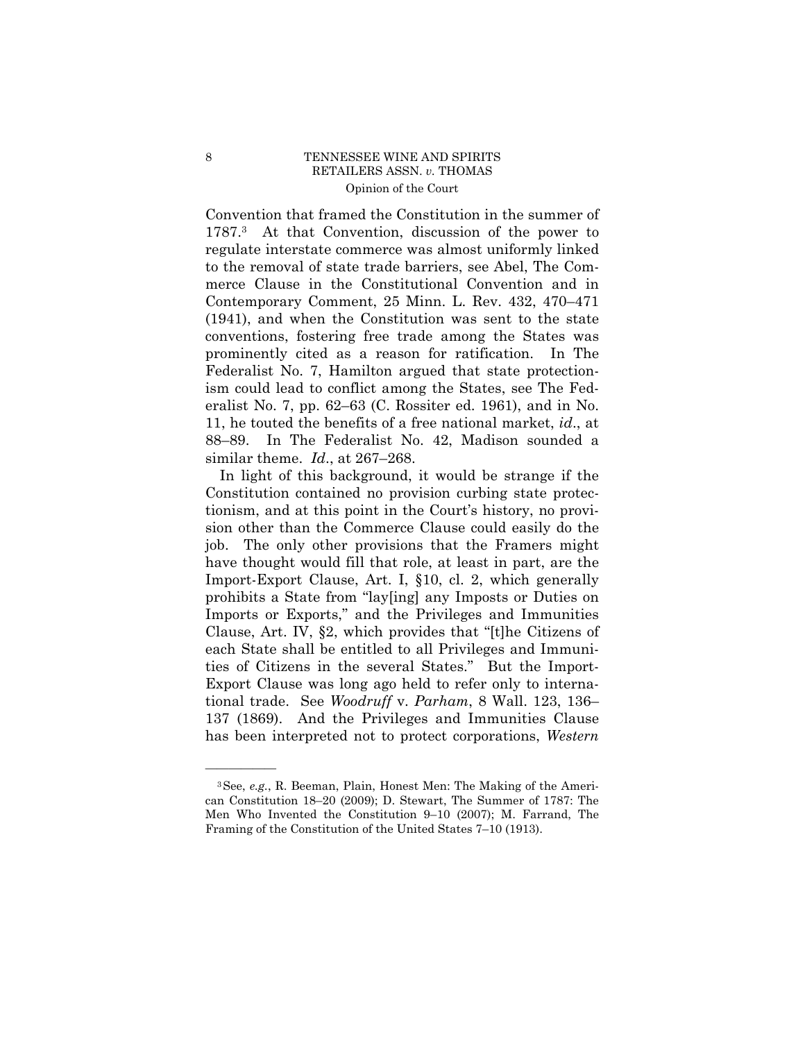Convention that framed the Constitution in the summer of 1787.[3] At that Convention, discussion of the power to regulate interstate commerce was almost uniformly linked to the removal of state trade barriers, see Abel, The Commerce Clause in the Constitutional Convention and in Contemporary Comment, 25 Minn. L. Rev. 432, 470–471 (1941), and when the Constitution was sent to the state conventions, fostering free trade among the States was prominently cited as a reason for ratification. In The Federalist No. 7, Hamilton argued that state protectionism could lead to conflict among the States, see The Federalist No. 7, pp. 62–63 (C. Rossiter ed. 1961), and in No. 11, he touted the benefits of a free national market, *id*., at 88–89. In The Federalist No. 42, Madison sounded a similar theme. *Id*., at 267–268.

In light of this background, it would be strange if the Constitution contained no provision curbing state protectionism, and at this point in the Court's history, no provision other than the Commerce Clause could easily do the job. The only other provisions that the Framers might have thought would fill that role, at least in part, are the Import-Export Clause, Art. I, §10, cl. 2, which generally prohibits a State from "lay[ing] any Imposts or Duties on Imports or Exports," and the Privileges and Immunities Clause, Art. IV, §2, which provides that "[t]he Citizens of each State shall be entitled to all Privileges and Immunities of Citizens in the several States." But the Import-Export Clause was long ago held to refer only to international trade. See *Woodruff* v. *Parham*, 8 Wall. 123, 136–137 (1869). And the Privileges and Immunities Clause has been interpreted not to protect corporations, *Western*

---

[3] See, *e.g.*, R. Beeman, Plain, Honest Men: The Making of the American Constitution 18–20 (2009); D. Stewart, The Summer of 1787: The Men Who Invented the Constitution 9–10 (2007); M. Farrand, The Framing of the Constitution of the United States 7–10 (1913).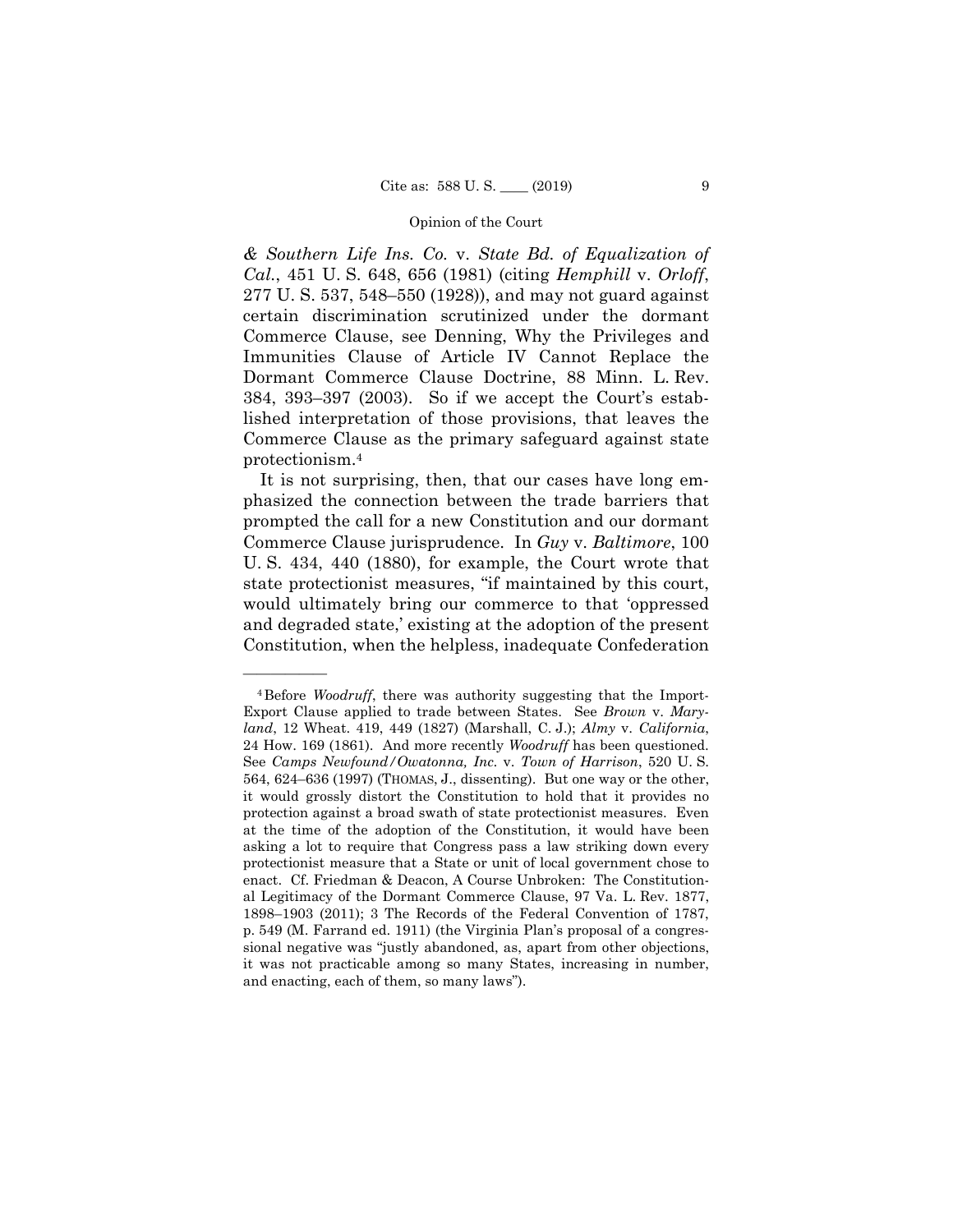*& Southern Life Ins. Co.* v. *State Bd. of Equalization of Cal.*, 451 U. S. 648, 656 (1981) (citing *Hemphill* v. *Orloff*, 277 U. S. 537, 548–550 (1928)), and may not guard against certain discrimination scrutinized under the dormant Commerce Clause, see Denning, Why the Privileges and Immunities Clause of Article IV Cannot Replace the Dormant Commerce Clause Doctrine, 88 Minn. L. Rev. 384, 393–397 (2003). So if we accept the Court's established interpretation of those provisions, that leaves the Commerce Clause as the primary safeguard against state protectionism.[4]

It is not surprising, then, that our cases have long emphasized the connection between the trade barriers that prompted the call for a new Constitution and our dormant Commerce Clause jurisprudence. In *Guy* v. *Baltimore*, 100 U. S. 434, 440 (1880), for example, the Court wrote that state protectionist measures, "if maintained by this court, would ultimately bring our commerce to that 'oppressed and degraded state,' existing at the adoption of the present Constitution, when the helpless, inadequate Confederation

---

[4] Before *Woodruff*, there was authority suggesting that the Import-Export Clause applied to trade between States. See *Brown* v. *Maryland*, 12 Wheat. 419, 449 (1827) (Marshall, C. J.); *Almy* v. *California*, 24 How. 169 (1861). And more recently *Woodruff* has been questioned. See *Camps Newfound/Owatonna, Inc.* v. *Town of Harrison*, 520 U. S. 564, 624–636 (1997) (THOMAS, J., dissenting). But one way or the other, it would grossly distort the Constitution to hold that it provides no protection against a broad swath of state protectionist measures. Even at the time of the adoption of the Constitution, it would have been asking a lot to require that Congress pass a law striking down every protectionist measure that a State or unit of local government chose to enact. Cf. Friedman & Deacon, A Course Unbroken: The Constitutional Legitimacy of the Dormant Commerce Clause, 97 Va. L. Rev. 1877, 1898–1903 (2011); 3 The Records of the Federal Convention of 1787, p. 549 (M. Farrand ed. 1911) (the Virginia Plan's proposal of a congressional negative was "justly abandoned, as, apart from other objections, it was not practicable among so many States, increasing in number, and enacting, each of them, so many laws").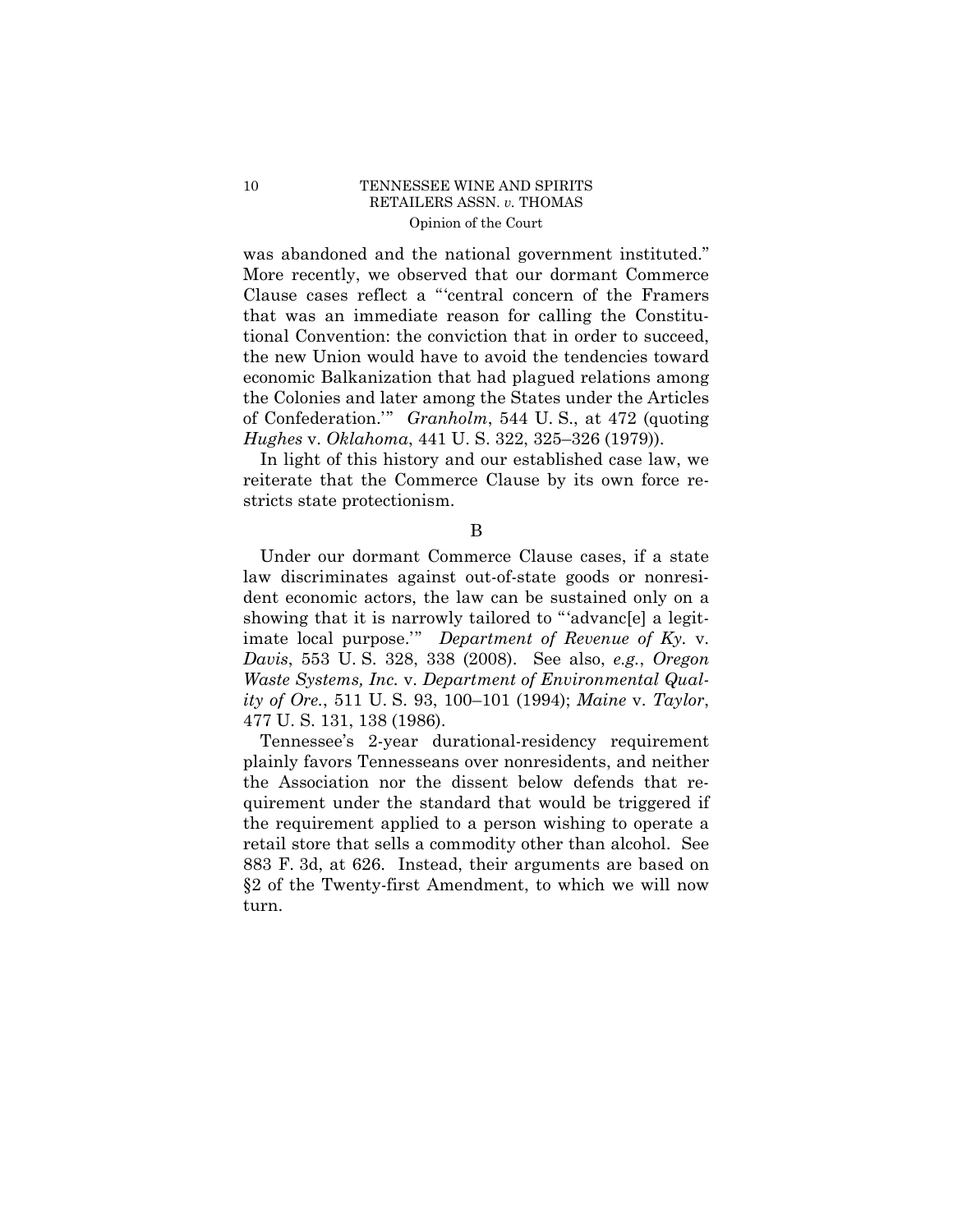was abandoned and the national government instituted." More recently, we observed that our dormant Commerce Clause cases reflect a "'central concern of the Framers that was an immediate reason for calling the Constitutional Convention: the conviction that in order to succeed, the new Union would have to avoid the tendencies toward economic Balkanization that had plagued relations among the Colonies and later among the States under the Articles of Confederation.'" *Granholm*, 544 U. S., at 472 (quoting *Hughes* v. *Oklahoma*, 441 U. S. 322, 325–326 (1979)).

In light of this history and our established case law, we reiterate that the Commerce Clause by its own force restricts state protectionism.

B

Under our dormant Commerce Clause cases, if a state law discriminates against out-of-state goods or nonresident economic actors, the law can be sustained only on a showing that it is narrowly tailored to "'advanc[e] a legitimate local purpose.'" *Department of Revenue of Ky.* v. *Davis*, 553 U. S. 328, 338 (2008). See also, *e.g.*, *Oregon Waste Systems, Inc.* v. *Department of Environmental Quality of Ore.*, 511 U. S. 93, 100–101 (1994); *Maine* v. *Taylor*, 477 U. S. 131, 138 (1986).

Tennessee's 2-year durational-residency requirement plainly favors Tennesseans over nonresidents, and neither the Association nor the dissent below defends that requirement under the standard that would be triggered if the requirement applied to a person wishing to operate a retail store that sells a commodity other than alcohol. See 883 F. 3d, at 626. Instead, their arguments are based on §2 of the Twenty-first Amendment, to which we will now turn.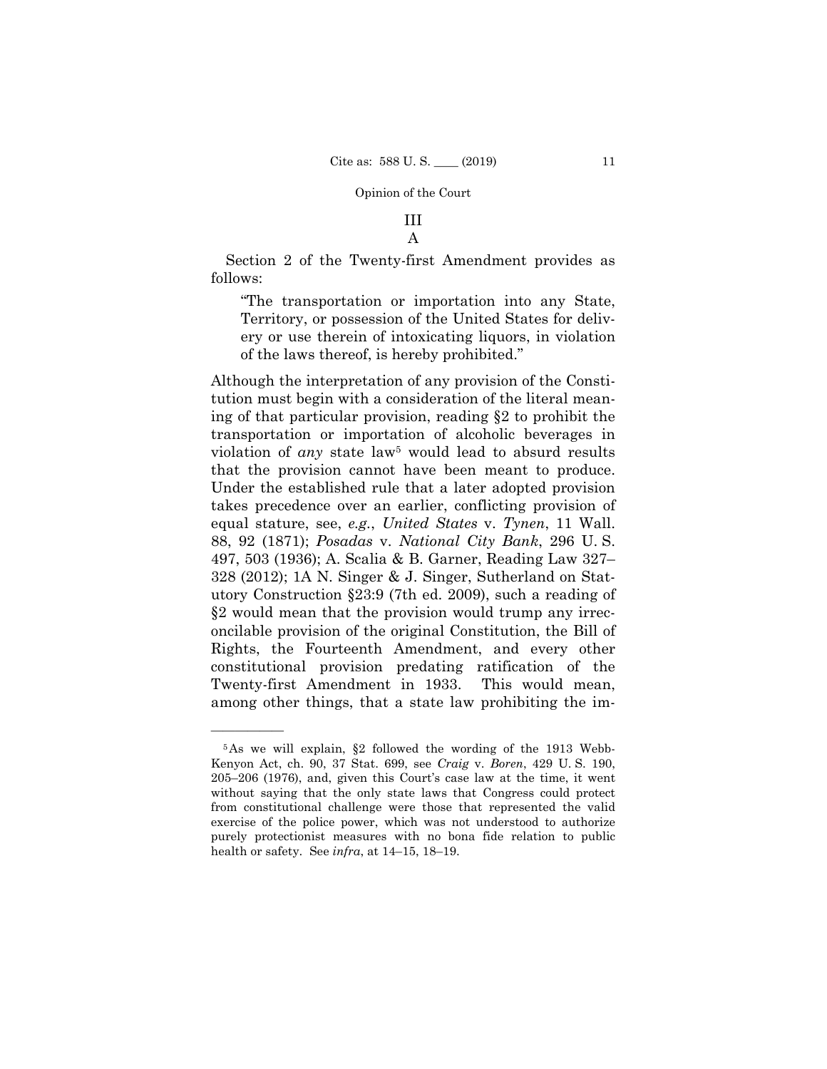## III

### A

Section 2 of the Twenty-first Amendment provides as follows:

> "The transportation or importation into any State, Territory, or possession of the United States for delivery or use therein of intoxicating liquors, in violation of the laws thereof, is hereby prohibited."

Although the interpretation of any provision of the Constitution must begin with a consideration of the literal meaning of that particular provision, reading §2 to prohibit the transportation or importation of alcoholic beverages in violation of *any* state law[5] would lead to absurd results that the provision cannot have been meant to produce. Under the established rule that a later adopted provision takes precedence over an earlier, conflicting provision of equal stature, see, *e.g.*, *United States* v. *Tynen*, 11 Wall. 88, 92 (1871); *Posadas* v. *National City Bank*, 296 U. S. 497, 503 (1936); A. Scalia & B. Garner, Reading Law 327–328 (2012); 1A N. Singer & J. Singer, Sutherland on Statutory Construction §23:9 (7th ed. 2009), such a reading of §2 would mean that the provision would trump any irreconcilable provision of the original Constitution, the Bill of Rights, the Fourteenth Amendment, and every other constitutional provision predating ratification of the Twenty-first Amendment in 1933. This would mean, among other things, that a state law prohibiting the im-

---

[5] As we will explain, §2 followed the wording of the 1913 Webb-Kenyon Act, ch. 90, 37 Stat. 699, see *Craig* v. *Boren*, 429 U. S. 190, 205–206 (1976), and, given this Court's case law at the time, it went without saying that the only state laws that Congress could protect from constitutional challenge were those that represented the valid exercise of the police power, which was not understood to authorize purely protectionist measures with no bona fide relation to public health or safety. See *infra*, at 14–15, 18–19.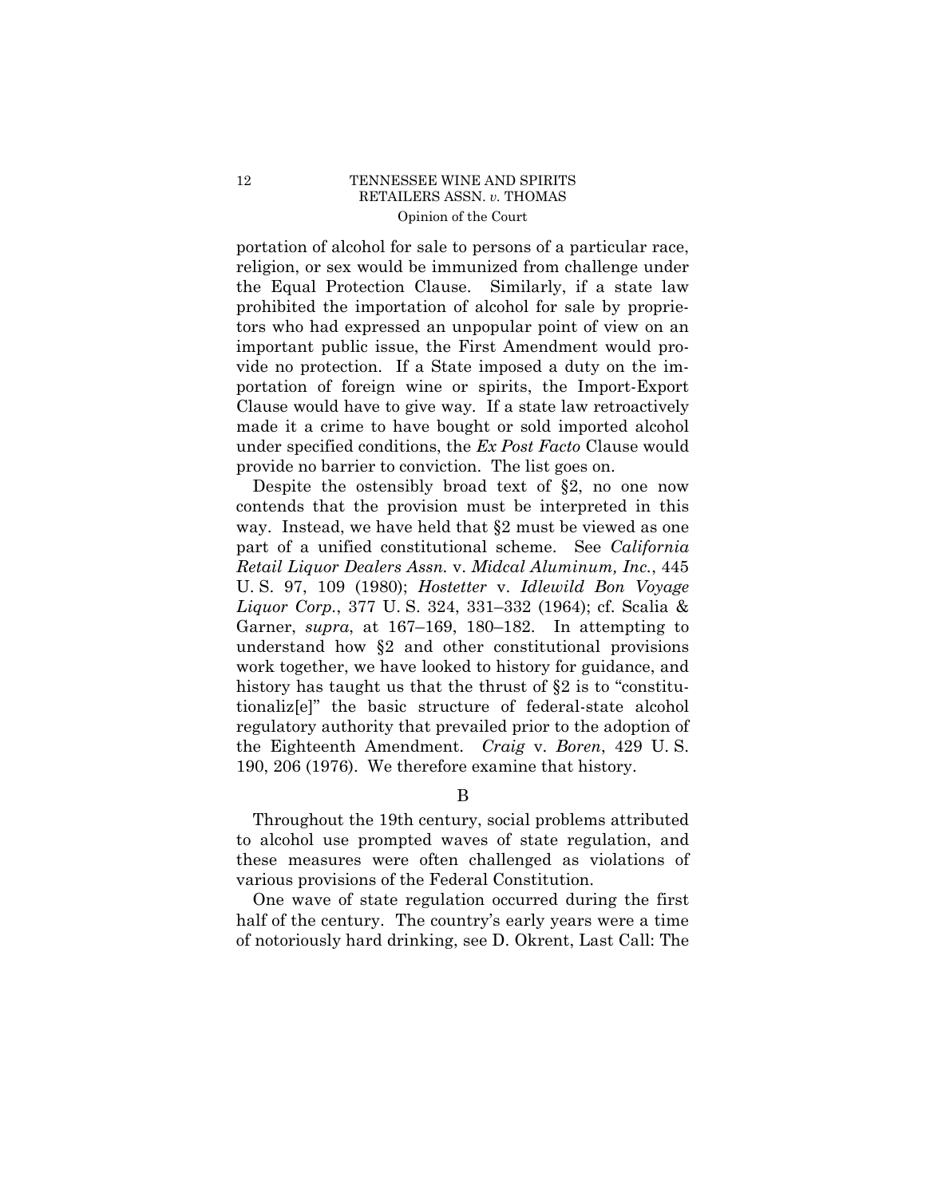portation of alcohol for sale to persons of a particular race, religion, or sex would be immunized from challenge under the Equal Protection Clause. Similarly, if a state law prohibited the importation of alcohol for sale by proprietors who had expressed an unpopular point of view on an important public issue, the First Amendment would provide no protection. If a State imposed a duty on the importation of foreign wine or spirits, the Import-Export Clause would have to give way. If a state law retroactively made it a crime to have bought or sold imported alcohol under specified conditions, the *Ex Post Facto* Clause would provide no barrier to conviction. The list goes on.

Despite the ostensibly broad text of §2, no one now contends that the provision must be interpreted in this way. Instead, we have held that §2 must be viewed as one part of a unified constitutional scheme. See *California Retail Liquor Dealers Assn.* v. *Midcal Aluminum, Inc.*, 445 U. S. 97, 109 (1980); *Hostetter* v. *Idlewild Bon Voyage Liquor Corp.*, 377 U. S. 324, 331–332 (1964); cf. Scalia & Garner, *supra*, at 167–169, 180–182. In attempting to understand how §2 and other constitutional provisions work together, we have looked to history for guidance, and history has taught us that the thrust of §2 is to "constitutionaliz[e]" the basic structure of federal-state alcohol regulatory authority that prevailed prior to the adoption of the Eighteenth Amendment. *Craig* v. *Boren*, 429 U. S. 190, 206 (1976). We therefore examine that history.

B

Throughout the 19th century, social problems attributed to alcohol use prompted waves of state regulation, and these measures were often challenged as violations of various provisions of the Federal Constitution.

One wave of state regulation occurred during the first half of the century. The country's early years were a time of notoriously hard drinking, see D. Okrent, Last Call: The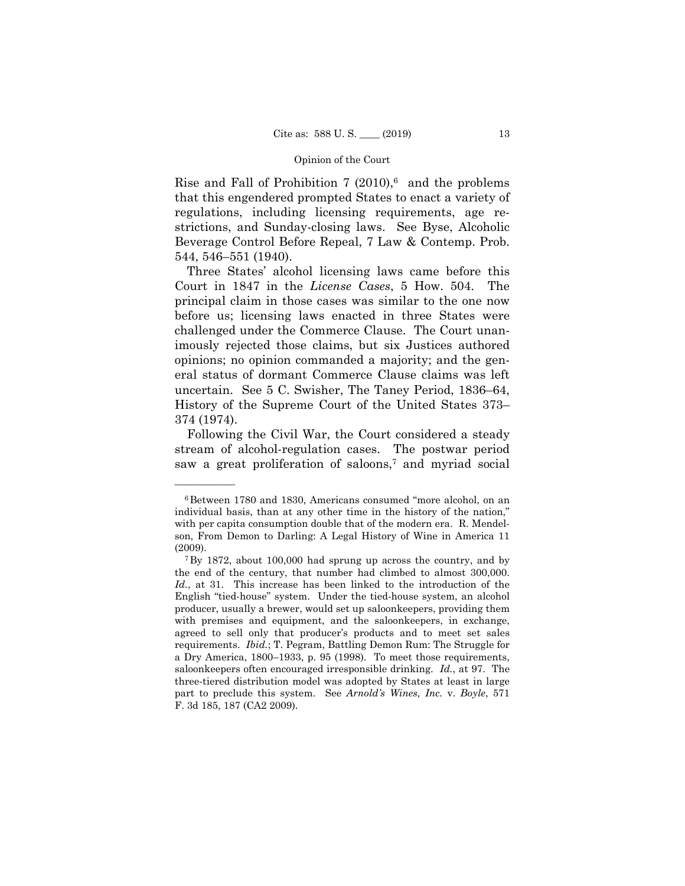Rise and Fall of Prohibition 7 (2010),[6] and the problems that this engendered prompted States to enact a variety of regulations, including licensing requirements, age restrictions, and Sunday-closing laws. See Byse, Alcoholic Beverage Control Before Repeal, 7 Law & Contemp. Prob. 544, 546–551 (1940).

Three States' alcohol licensing laws came before this Court in 1847 in the *License Cases*, 5 How. 504. The principal claim in those cases was similar to the one now before us; licensing laws enacted in three States were challenged under the Commerce Clause. The Court unanimously rejected those claims, but six Justices authored opinions; no opinion commanded a majority; and the general status of dormant Commerce Clause claims was left uncertain. See 5 C. Swisher, The Taney Period, 1836–64, History of the Supreme Court of the United States 373–374 (1974).

Following the Civil War, the Court considered a steady stream of alcohol-regulation cases. The postwar period saw a great proliferation of saloons,[7] and myriad social

---

[6] Between 1780 and 1830, Americans consumed "more alcohol, on an individual basis, than at any other time in the history of the nation," with per capita consumption double that of the modern era. R. Mendelson, From Demon to Darling: A Legal History of Wine in America 11 (2009).

[7] By 1872, about 100,000 had sprung up across the country, and by the end of the century, that number had climbed to almost 300,000. *Id.*, at 31. This increase has been linked to the introduction of the English "tied-house" system. Under the tied-house system, an alcohol producer, usually a brewer, would set up saloonkeepers, providing them with premises and equipment, and the saloonkeepers, in exchange, agreed to sell only that producer's products and to meet set sales requirements. *Ibid.*; T. Pegram, Battling Demon Rum: The Struggle for a Dry America, 1800–1933, p. 95 (1998). To meet those requirements, saloonkeepers often encouraged irresponsible drinking. *Id.*, at 97. The three-tiered distribution model was adopted by States at least in large part to preclude this system. See *Arnold's Wines, Inc.* v. *Boyle*, 571 F. 3d 185, 187 (CA2 2009).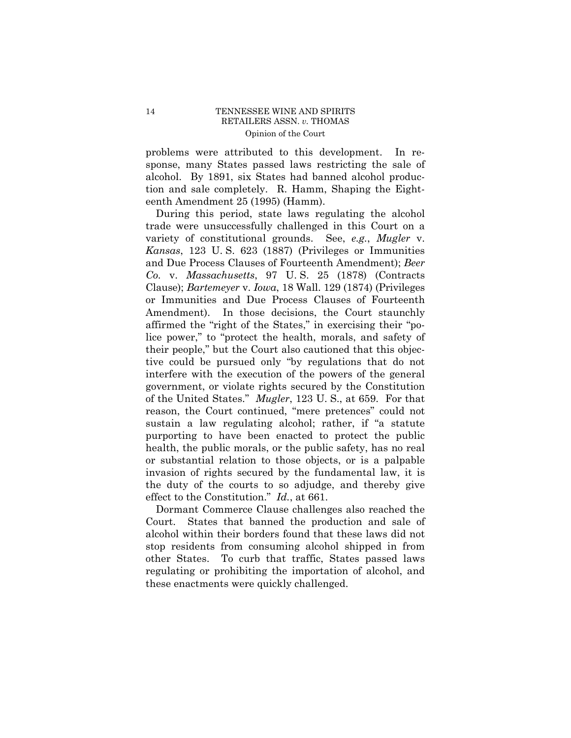problems were attributed to this development. In response, many States passed laws restricting the sale of alcohol. By 1891, six States had banned alcohol production and sale completely. R. Hamm, Shaping the Eighteenth Amendment 25 (1995) (Hamm).

During this period, state laws regulating the alcohol trade were unsuccessfully challenged in this Court on a variety of constitutional grounds. See, *e.g.*, *Mugler* v. *Kansas*, 123 U. S. 623 (1887) (Privileges or Immunities and Due Process Clauses of Fourteenth Amendment); *Beer Co.* v. *Massachusetts*, 97 U. S. 25 (1878) (Contracts Clause); *Bartemeyer* v. *Iowa*, 18 Wall. 129 (1874) (Privileges or Immunities and Due Process Clauses of Fourteenth Amendment). In those decisions, the Court staunchly affirmed the "right of the States," in exercising their "police power," to "protect the health, morals, and safety of their people," but the Court also cautioned that this objective could be pursued only "by regulations that do not interfere with the execution of the powers of the general government, or violate rights secured by the Constitution of the United States." *Mugler*, 123 U. S., at 659. For that reason, the Court continued, "mere pretences" could not sustain a law regulating alcohol; rather, if "a statute purporting to have been enacted to protect the public health, the public morals, or the public safety, has no real or substantial relation to those objects, or is a palpable invasion of rights secured by the fundamental law, it is the duty of the courts to so adjudge, and thereby give effect to the Constitution." *Id.*, at 661.

Dormant Commerce Clause challenges also reached the Court. States that banned the production and sale of alcohol within their borders found that these laws did not stop residents from consuming alcohol shipped in from other States. To curb that traffic, States passed laws regulating or prohibiting the importation of alcohol, and these enactments were quickly challenged.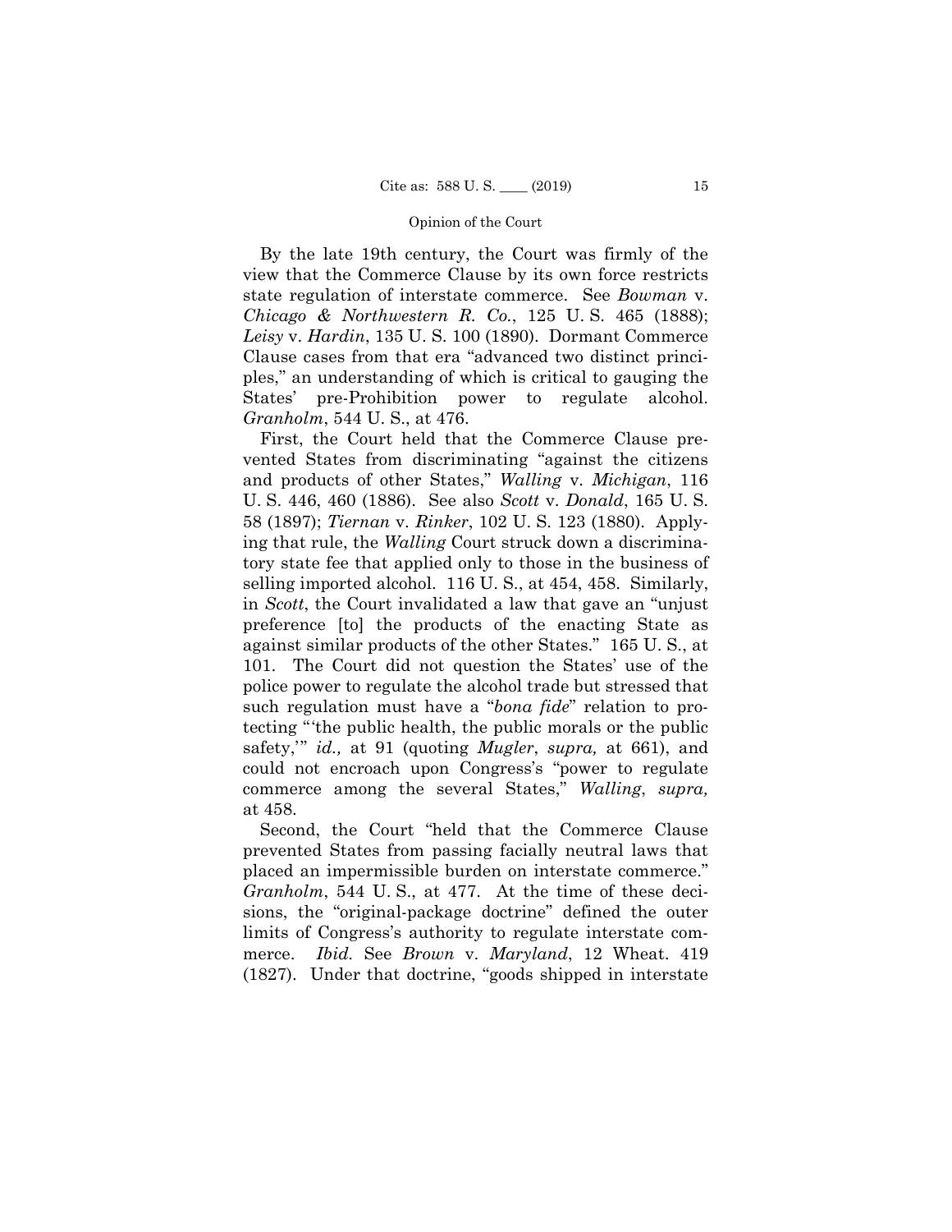By the late 19th century, the Court was firmly of the view that the Commerce Clause by its own force restricts state regulation of interstate commerce. See *Bowman* v. *Chicago & Northwestern R. Co.*, 125 U. S. 465 (1888); *Leisy* v. *Hardin*, 135 U. S. 100 (1890). Dormant Commerce Clause cases from that era "advanced two distinct principles," an understanding of which is critical to gauging the States' pre-Prohibition power to regulate alcohol. *Granholm*, 544 U. S., at 476.

First, the Court held that the Commerce Clause prevented States from discriminating "against the citizens and products of other States," *Walling* v. *Michigan*, 116 U. S. 446, 460 (1886). See also *Scott* v. *Donald*, 165 U. S. 58 (1897); *Tiernan* v. *Rinker*, 102 U. S. 123 (1880). Applying that rule, the *Walling* Court struck down a discriminatory state fee that applied only to those in the business of selling imported alcohol. 116 U. S., at 454, 458. Similarly, in *Scott*, the Court invalidated a law that gave an "unjust preference [to] the products of the enacting State as against similar products of the other States." 165 U. S., at 101. The Court did not question the States' use of the police power to regulate the alcohol trade but stressed that such regulation must have a "*bona fide*" relation to protecting "'the public health, the public morals or the public safety,'" *id.,* at 91 (quoting *Mugler*, *supra,* at 661), and could not encroach upon Congress's "power to regulate commerce among the several States," *Walling*, *supra,* at 458.

Second, the Court "held that the Commerce Clause prevented States from passing facially neutral laws that placed an impermissible burden on interstate commerce." *Granholm*, 544 U. S., at 477. At the time of these decisions, the "original-package doctrine" defined the outer limits of Congress's authority to regulate interstate commerce. *Ibid.* See *Brown* v. *Maryland*, 12 Wheat. 419 (1827). Under that doctrine, "goods shipped in interstate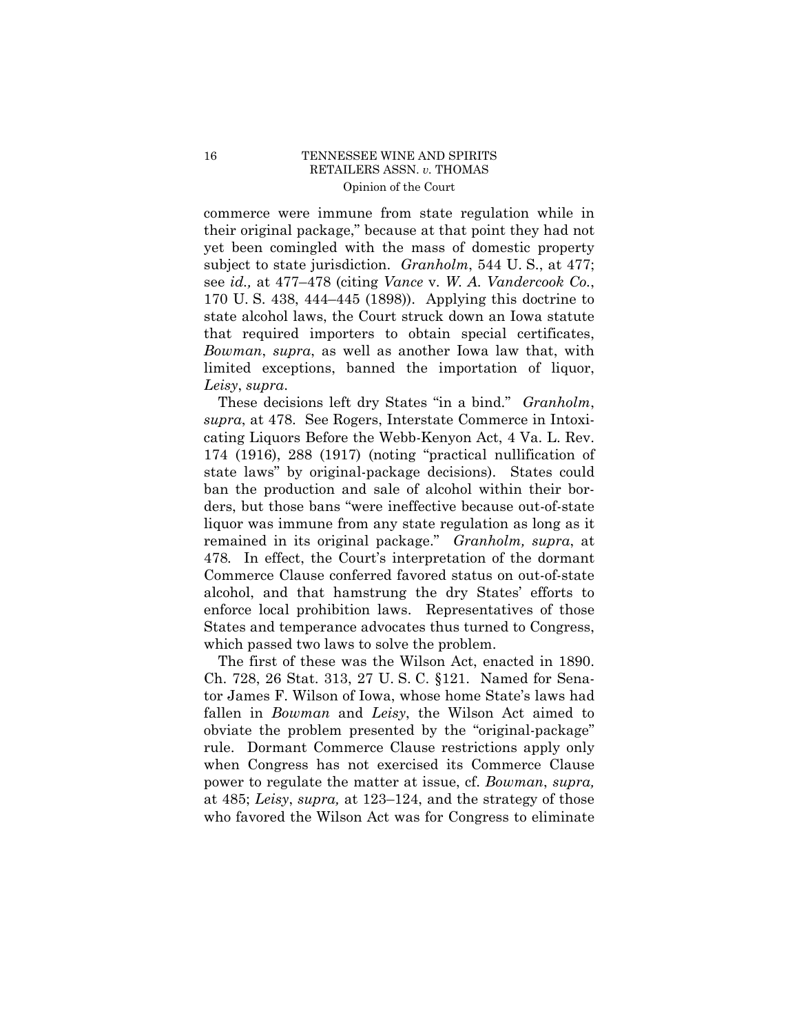commerce were immune from state regulation while in their original package," because at that point they had not yet been comingled with the mass of domestic property subject to state jurisdiction. *Granholm*, 544 U. S., at 477; see *id.,* at 477–478 (citing *Vance* v. *W. A. Vandercook Co.*, 170 U. S. 438, 444–445 (1898)). Applying this doctrine to state alcohol laws, the Court struck down an Iowa statute that required importers to obtain special certificates, *Bowman*, *supra*, as well as another Iowa law that, with limited exceptions, banned the importation of liquor, *Leisy*, *supra*.

These decisions left dry States "in a bind." *Granholm*, *supra*, at 478. See Rogers, Interstate Commerce in Intoxicating Liquors Before the Webb-Kenyon Act, 4 Va. L. Rev. 174 (1916), 288 (1917) (noting "practical nullification of state laws" by original-package decisions). States could ban the production and sale of alcohol within their borders, but those bans "were ineffective because out-of-state liquor was immune from any state regulation as long as it remained in its original package." *Granholm, supra*, at 478. In effect, the Court's interpretation of the dormant Commerce Clause conferred favored status on out-of-state alcohol, and that hamstrung the dry States' efforts to enforce local prohibition laws. Representatives of those States and temperance advocates thus turned to Congress, which passed two laws to solve the problem.

The first of these was the Wilson Act, enacted in 1890. Ch. 728, 26 Stat. 313, 27 U. S. C. §121. Named for Senator James F. Wilson of Iowa, whose home State's laws had fallen in *Bowman* and *Leisy*, the Wilson Act aimed to obviate the problem presented by the "original-package" rule. Dormant Commerce Clause restrictions apply only when Congress has not exercised its Commerce Clause power to regulate the matter at issue, cf. *Bowman*, *supra,* at 485; *Leisy*, *supra,* at 123–124, and the strategy of those who favored the Wilson Act was for Congress to eliminate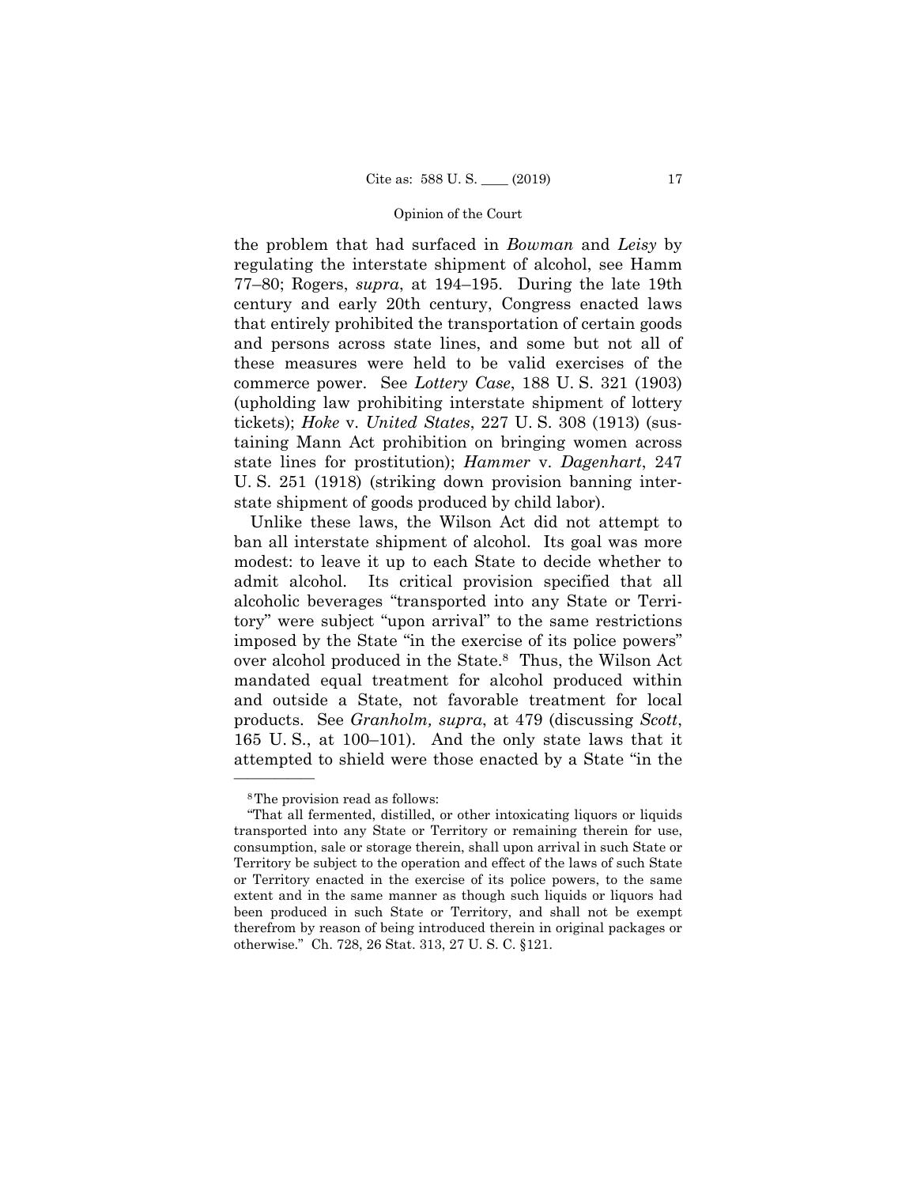the problem that had surfaced in *Bowman* and *Leisy* by regulating the interstate shipment of alcohol, see Hamm 77–80; Rogers, *supra*, at 194–195. During the late 19th century and early 20th century, Congress enacted laws that entirely prohibited the transportation of certain goods and persons across state lines, and some but not all of these measures were held to be valid exercises of the commerce power. See *Lottery Case*, 188 U. S. 321 (1903) (upholding law prohibiting interstate shipment of lottery tickets); *Hoke* v. *United States*, 227 U. S. 308 (1913) (sustaining Mann Act prohibition on bringing women across state lines for prostitution); *Hammer* v. *Dagenhart*, 247 U. S. 251 (1918) (striking down provision banning interstate shipment of goods produced by child labor).

Unlike these laws, the Wilson Act did not attempt to ban all interstate shipment of alcohol. Its goal was more modest: to leave it up to each State to decide whether to admit alcohol. Its critical provision specified that all alcoholic beverages "transported into any State or Territory" were subject "upon arrival" to the same restrictions imposed by the State "in the exercise of its police powers" over alcohol produced in the State.[8] Thus, the Wilson Act mandated equal treatment for alcohol produced within and outside a State, not favorable treatment for local products. See *Granholm, supra*, at 479 (discussing *Scott*, 165 U. S., at 100–101). And the only state laws that it attempted to shield were those enacted by a State "in the

---

[8] The provision read as follows:

"That all fermented, distilled, or other intoxicating liquors or liquids transported into any State or Territory or remaining therein for use, consumption, sale or storage therein, shall upon arrival in such State or Territory be subject to the operation and effect of the laws of such State or Territory enacted in the exercise of its police powers, to the same extent and in the same manner as though such liquids or liquors had been produced in such State or Territory, and shall not be exempt therefrom by reason of being introduced therein in original packages or otherwise." Ch. 728, 26 Stat. 313, 27 U. S. C. §121.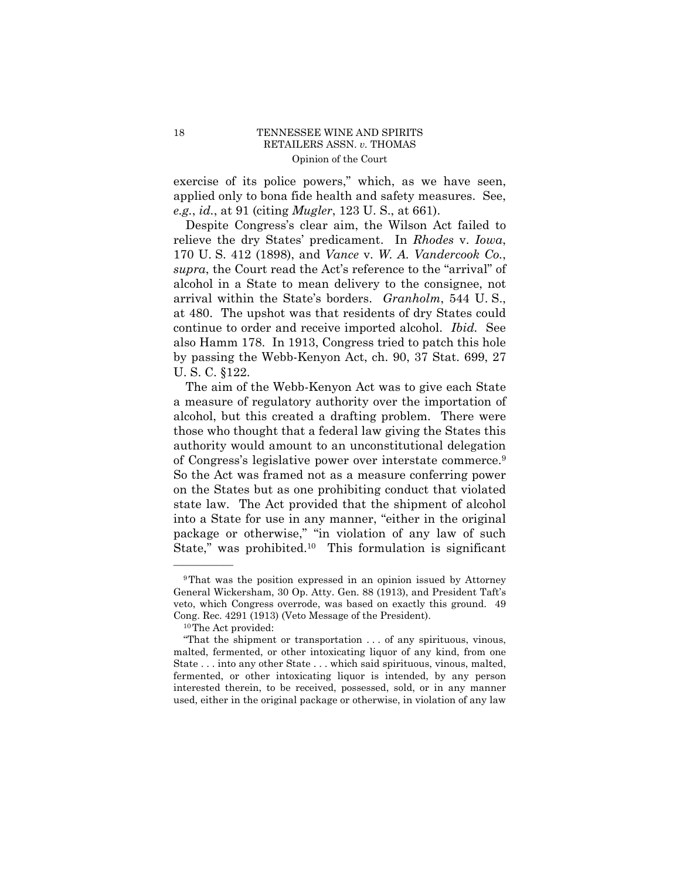exercise of its police powers," which, as we have seen, applied only to bona fide health and safety measures. See, *e.g.*, *id.*, at 91 (citing *Mugler*, 123 U. S., at 661).

Despite Congress's clear aim, the Wilson Act failed to relieve the dry States' predicament. In *Rhodes* v. *Iowa*, 170 U. S. 412 (1898), and *Vance* v. *W. A. Vandercook Co.*, *supra*, the Court read the Act's reference to the "arrival" of alcohol in a State to mean delivery to the consignee, not arrival within the State's borders. *Granholm*, 544 U. S., at 480. The upshot was that residents of dry States could continue to order and receive imported alcohol. *Ibid.* See also Hamm 178. In 1913, Congress tried to patch this hole by passing the Webb-Kenyon Act, ch. 90, 37 Stat. 699, 27 U. S. C. §122.

The aim of the Webb-Kenyon Act was to give each State a measure of regulatory authority over the importation of alcohol, but this created a drafting problem. There were those who thought that a federal law giving the States this authority would amount to an unconstitutional delegation of Congress's legislative power over interstate commerce.[9] So the Act was framed not as a measure conferring power on the States but as one prohibiting conduct that violated state law. The Act provided that the shipment of alcohol into a State for use in any manner, "either in the original package or otherwise," "in violation of any law of such State," was prohibited.[10] This formulation is significant

---

[9] That was the position expressed in an opinion issued by Attorney General Wickersham, 30 Op. Atty. Gen. 88 (1913), and President Taft's veto, which Congress overrode, was based on exactly this ground. 49 Cong. Rec. 4291 (1913) (Veto Message of the President).

[10] The Act provided:

"That the shipment or transportation . . . of any spirituous, vinous, malted, fermented, or other intoxicating liquor of any kind, from one State . . . into any other State . . . which said spirituous, vinous, malted, fermented, or other intoxicating liquor is intended, by any person interested therein, to be received, possessed, sold, or in any manner used, either in the original package or otherwise, in violation of any law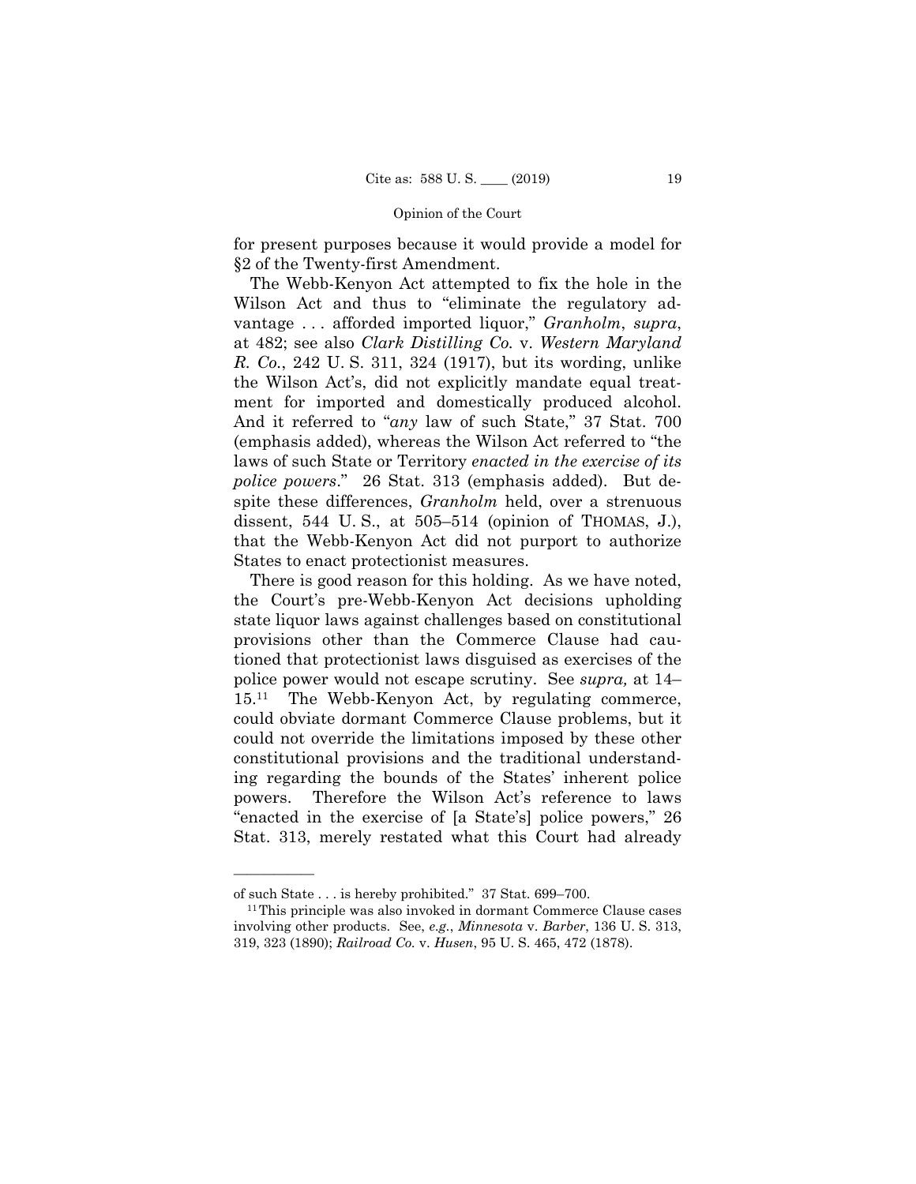for present purposes because it would provide a model for §2 of the Twenty-first Amendment.

The Webb-Kenyon Act attempted to fix the hole in the Wilson Act and thus to "eliminate the regulatory advantage . . . afforded imported liquor," *Granholm*, *supra*, at 482; see also *Clark Distilling Co.* v. *Western Maryland R. Co.*, 242 U. S. 311, 324 (1917), but its wording, unlike the Wilson Act's, did not explicitly mandate equal treatment for imported and domestically produced alcohol. And it referred to "*any* law of such State," 37 Stat. 700 (emphasis added), whereas the Wilson Act referred to "the laws of such State or Territory *enacted in the exercise of its police powers*." 26 Stat. 313 (emphasis added). But despite these differences, *Granholm* held, over a strenuous dissent, 544 U. S., at 505–514 (opinion of THOMAS, J.), that the Webb-Kenyon Act did not purport to authorize States to enact protectionist measures.

There is good reason for this holding. As we have noted, the Court's pre-Webb-Kenyon Act decisions upholding state liquor laws against challenges based on constitutional provisions other than the Commerce Clause had cautioned that protectionist laws disguised as exercises of the police power would not escape scrutiny. See *supra,* at 14–15.[11] The Webb-Kenyon Act, by regulating commerce, could obviate dormant Commerce Clause problems, but it could not override the limitations imposed by these other constitutional provisions and the traditional understanding regarding the bounds of the States' inherent police powers. Therefore the Wilson Act's reference to laws "enacted in the exercise of [a State's] police powers," 26 Stat. 313, merely restated what this Court had already

---

of such State . . . is hereby prohibited." 37 Stat. 699–700.

[11] This principle was also invoked in dormant Commerce Clause cases involving other products. See, *e.g.*, *Minnesota* v. *Barber*, 136 U. S. 313, 319, 323 (1890); *Railroad Co.* v. *Husen*, 95 U. S. 465, 472 (1878).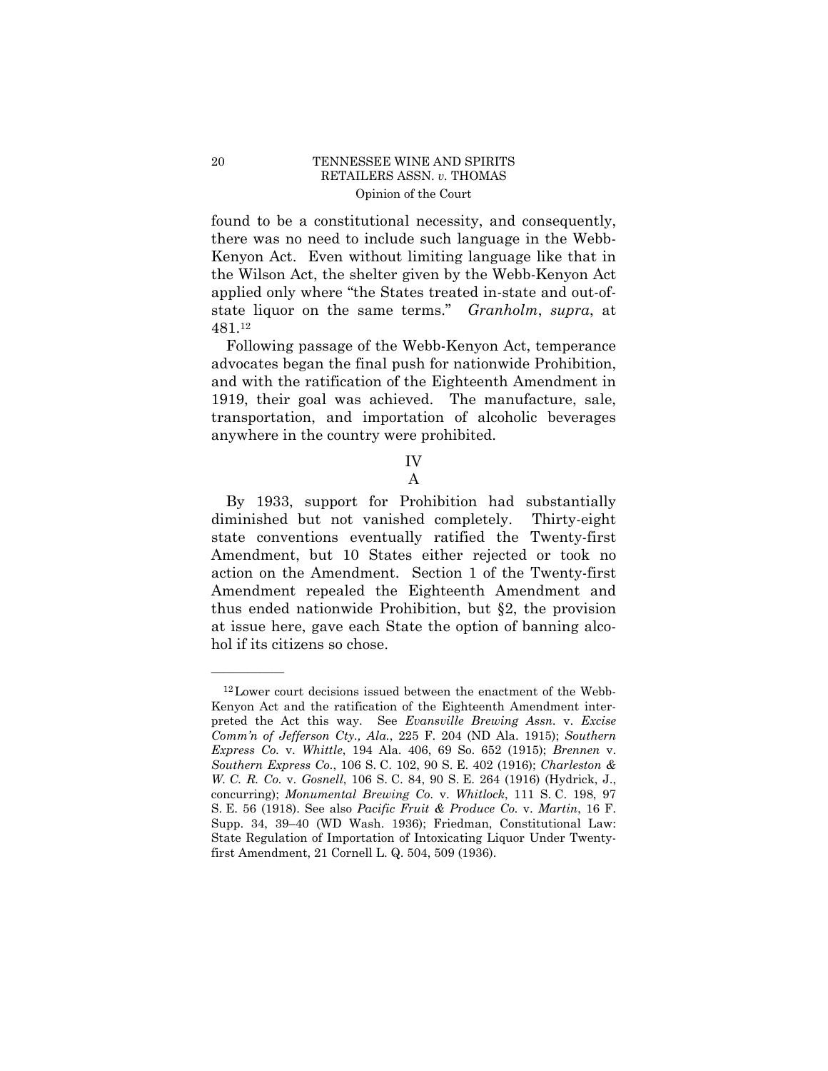found to be a constitutional necessity, and consequently, there was no need to include such language in the Webb-Kenyon Act. Even without limiting language like that in the Wilson Act, the shelter given by the Webb-Kenyon Act applied only where "the States treated in-state and out-of-state liquor on the same terms." *Granholm*, *supra*, at 481.[12]

Following passage of the Webb-Kenyon Act, temperance advocates began the final push for nationwide Prohibition, and with the ratification of the Eighteenth Amendment in 1919, their goal was achieved. The manufacture, sale, transportation, and importation of alcoholic beverages anywhere in the country were prohibited.

## IV

### A

By 1933, support for Prohibition had substantially diminished but not vanished completely. Thirty-eight state conventions eventually ratified the Twenty-first Amendment, but 10 States either rejected or took no action on the Amendment. Section 1 of the Twenty-first Amendment repealed the Eighteenth Amendment and thus ended nationwide Prohibition, but §2, the provision at issue here, gave each State the option of banning alcohol if its citizens so chose.

---

[12] Lower court decisions issued between the enactment of the Webb-Kenyon Act and the ratification of the Eighteenth Amendment interpreted the Act this way. See *Evansville Brewing Assn.* v. *Excise Comm'n of Jefferson Cty., Ala.*, 225 F. 204 (ND Ala. 1915); *Southern Express Co.* v. *Whittle*, 194 Ala. 406, 69 So. 652 (1915); *Brennen* v. *Southern Express Co.*, 106 S. C. 102, 90 S. E. 402 (1916); *Charleston & W. C. R. Co.* v. *Gosnell*, 106 S. C. 84, 90 S. E. 264 (1916) (Hydrick, J., concurring); *Monumental Brewing Co.* v. *Whitlock*, 111 S. C. 198, 97 S. E. 56 (1918). See also *Pacific Fruit & Produce Co.* v. *Martin*, 16 F. Supp. 34, 39–40 (WD Wash. 1936); Friedman, Constitutional Law: State Regulation of Importation of Intoxicating Liquor Under Twenty-first Amendment, 21 Cornell L. Q. 504, 509 (1936).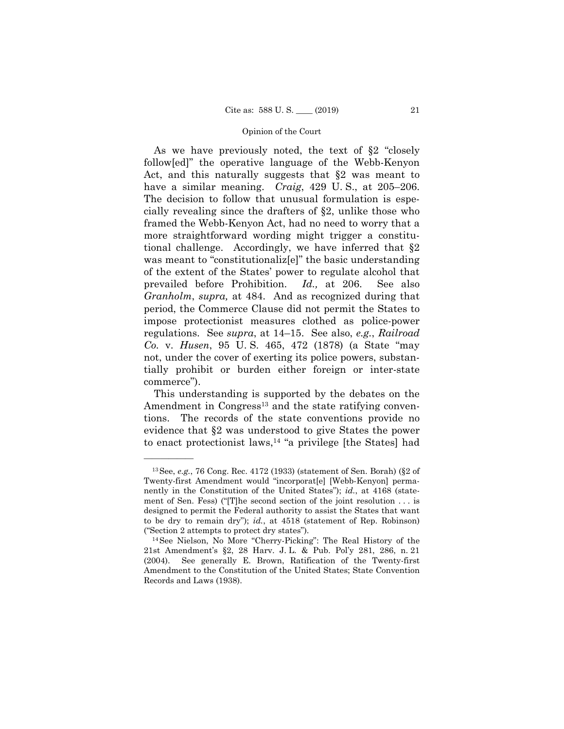As we have previously noted, the text of §2 "closely follow[ed]" the operative language of the Webb-Kenyon Act, and this naturally suggests that §2 was meant to have a similar meaning. *Craig*, 429 U. S., at 205–206. The decision to follow that unusual formulation is especially revealing since the drafters of §2, unlike those who framed the Webb-Kenyon Act, had no need to worry that a more straightforward wording might trigger a constitutional challenge. Accordingly, we have inferred that §2 was meant to "constitutionaliz[e]" the basic understanding of the extent of the States' power to regulate alcohol that prevailed before Prohibition. *Id.,* at 206. See also *Granholm*, *supra,* at 484. And as recognized during that period, the Commerce Clause did not permit the States to impose protectionist measures clothed as police-power regulations. See *supra*, at 14–15. See also, *e.g.*, *Railroad Co.* v. *Husen*, 95 U. S. 465, 472 (1878) (a State "may not, under the cover of exerting its police powers, substantially prohibit or burden either foreign or inter-state commerce").

This understanding is supported by the debates on the Amendment in Congress[13] and the state ratifying conventions. The records of the state conventions provide no evidence that §2 was understood to give States the power to enact protectionist laws,[14] "a privilege [the States] had

---

[13] See, *e.g.*, 76 Cong. Rec. 4172 (1933) (statement of Sen. Borah) (§2 of Twenty-first Amendment would "incorporat[e] [Webb-Kenyon] permanently in the Constitution of the United States"); *id.*, at 4168 (statement of Sen. Fess) ("[T]he second section of the joint resolution . . . is designed to permit the Federal authority to assist the States that want to be dry to remain dry"); *id.*, at 4518 (statement of Rep. Robinson) ("Section 2 attempts to protect dry states").

[14] See Nielson, No More "Cherry-Picking": The Real History of the 21st Amendment's §2, 28 Harv. J. L. & Pub. Pol'y 281, 286, n. 21 (2004). See generally E. Brown, Ratification of the Twenty-first Amendment to the Constitution of the United States; State Convention Records and Laws (1938).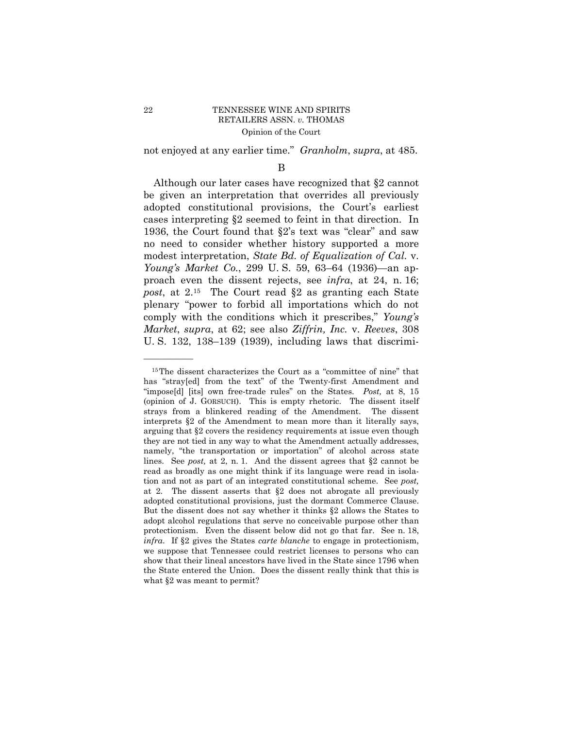not enjoyed at any earlier time." *Granholm*, *supra*, at 485.

B

Although our later cases have recognized that §2 cannot be given an interpretation that overrides all previously adopted constitutional provisions, the Court's earliest cases interpreting §2 seemed to feint in that direction. In 1936, the Court found that §2's text was "clear" and saw no need to consider whether history supported a more modest interpretation, *State Bd. of Equalization of Cal.* v. *Young's Market Co.*, 299 U. S. 59, 63–64 (1936)—an approach even the dissent rejects, see *infra*, at 24, n. 16; *post*, at 2.[15] The Court read §2 as granting each State plenary "power to forbid all importations which do not comply with the conditions which it prescribes," *Young's Market*, *supra*, at 62; see also *Ziffrin, Inc.* v. *Reeves*, 308 U. S. 132, 138–139 (1939), including laws that discrimi-

---

[15] The dissent characterizes the Court as a "committee of nine" that has "stray[ed] from the text" of the Twenty-first Amendment and "impose[d] [its] own free-trade rules" on the States. *Post,* at 8, 15 (opinion of J. GORSUCH). This is empty rhetoric. The dissent itself strays from a blinkered reading of the Amendment. The dissent interprets §2 of the Amendment to mean more than it literally says, arguing that §2 covers the residency requirements at issue even though they are not tied in any way to what the Amendment actually addresses, namely, "the transportation or importation" of alcohol across state lines. See *post,* at 2, n. 1. And the dissent agrees that §2 cannot be read as broadly as one might think if its language were read in isolation and not as part of an integrated constitutional scheme. See *post,* at 2. The dissent asserts that §2 does not abrogate all previously adopted constitutional provisions, just the dormant Commerce Clause. But the dissent does not say whether it thinks §2 allows the States to adopt alcohol regulations that serve no conceivable purpose other than protectionism. Even the dissent below did not go that far. See n. 18, *infra*. If §2 gives the States *carte blanche* to engage in protectionism, we suppose that Tennessee could restrict licenses to persons who can show that their lineal ancestors have lived in the State since 1796 when the State entered the Union. Does the dissent really think that this is what §2 was meant to permit?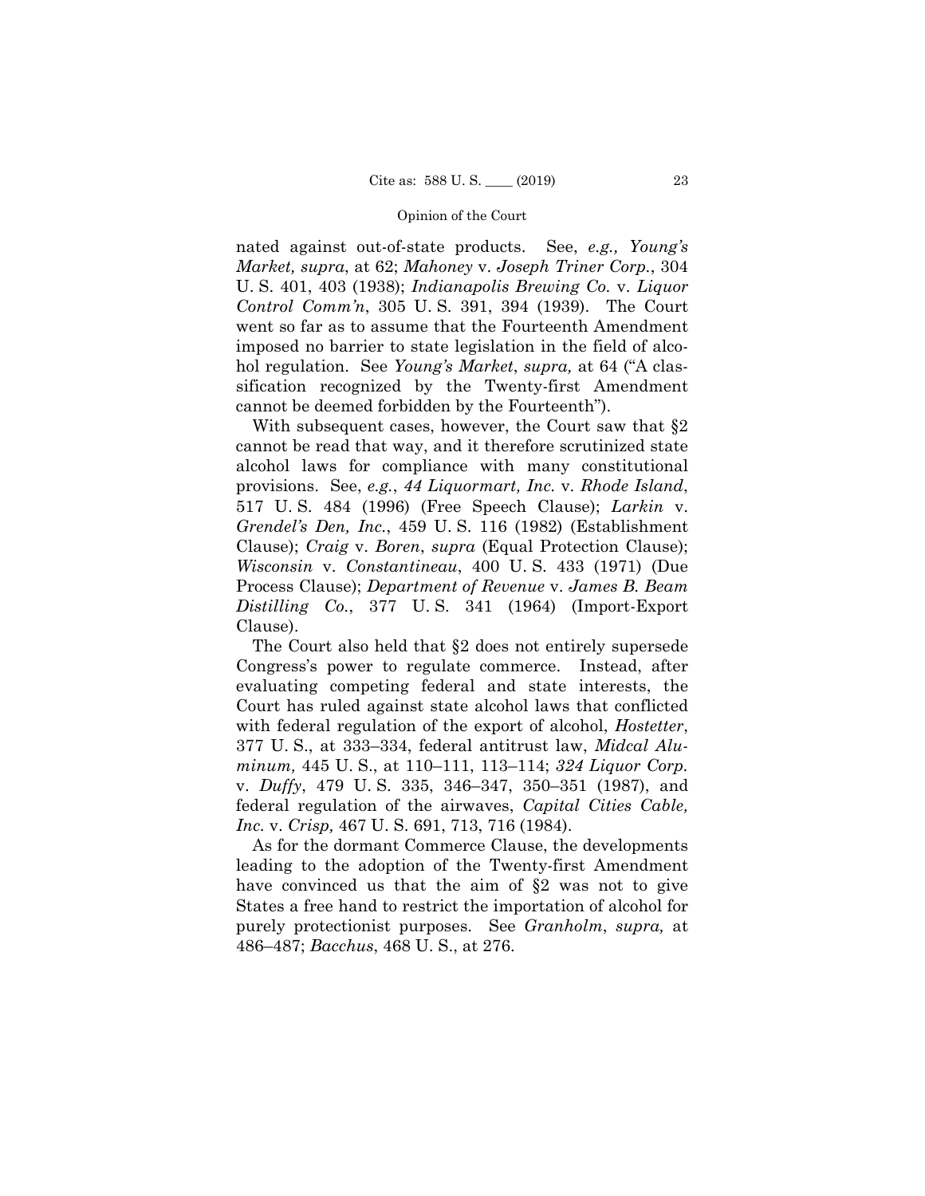nated against out-of-state products. See, *e.g., Young's Market, supra*, at 62; *Mahoney* v. *Joseph Triner Corp.*, 304 U. S. 401, 403 (1938); *Indianapolis Brewing Co.* v. *Liquor Control Comm'n*, 305 U. S. 391, 394 (1939). The Court went so far as to assume that the Fourteenth Amendment imposed no barrier to state legislation in the field of alcohol regulation. See *Young's Market*, *supra,* at 64 ("A classification recognized by the Twenty-first Amendment cannot be deemed forbidden by the Fourteenth").

With subsequent cases, however, the Court saw that §2 cannot be read that way, and it therefore scrutinized state alcohol laws for compliance with many constitutional provisions. See, *e.g.*, *44 Liquormart, Inc.* v. *Rhode Island*, 517 U. S. 484 (1996) (Free Speech Clause); *Larkin* v. *Grendel's Den, Inc.*, 459 U. S. 116 (1982) (Establishment Clause); *Craig* v. *Boren*, *supra* (Equal Protection Clause); *Wisconsin* v. *Constantineau*, 400 U. S. 433 (1971) (Due Process Clause); *Department of Revenue* v. *James B. Beam Distilling Co.*, 377 U. S. 341 (1964) (Import-Export Clause).

The Court also held that §2 does not entirely supersede Congress's power to regulate commerce. Instead, after evaluating competing federal and state interests, the Court has ruled against state alcohol laws that conflicted with federal regulation of the export of alcohol, *Hostetter*, 377 U. S., at 333–334, federal antitrust law, *Midcal Aluminum,* 445 U. S., at 110–111, 113–114; *324 Liquor Corp.* v. *Duffy*, 479 U. S. 335, 346–347, 350–351 (1987), and federal regulation of the airwaves, *Capital Cities Cable, Inc.* v. *Crisp,* 467 U. S. 691, 713, 716 (1984).

As for the dormant Commerce Clause, the developments leading to the adoption of the Twenty-first Amendment have convinced us that the aim of §2 was not to give States a free hand to restrict the importation of alcohol for purely protectionist purposes. See *Granholm*, *supra,* at 486–487; *Bacchus*, 468 U. S., at 276.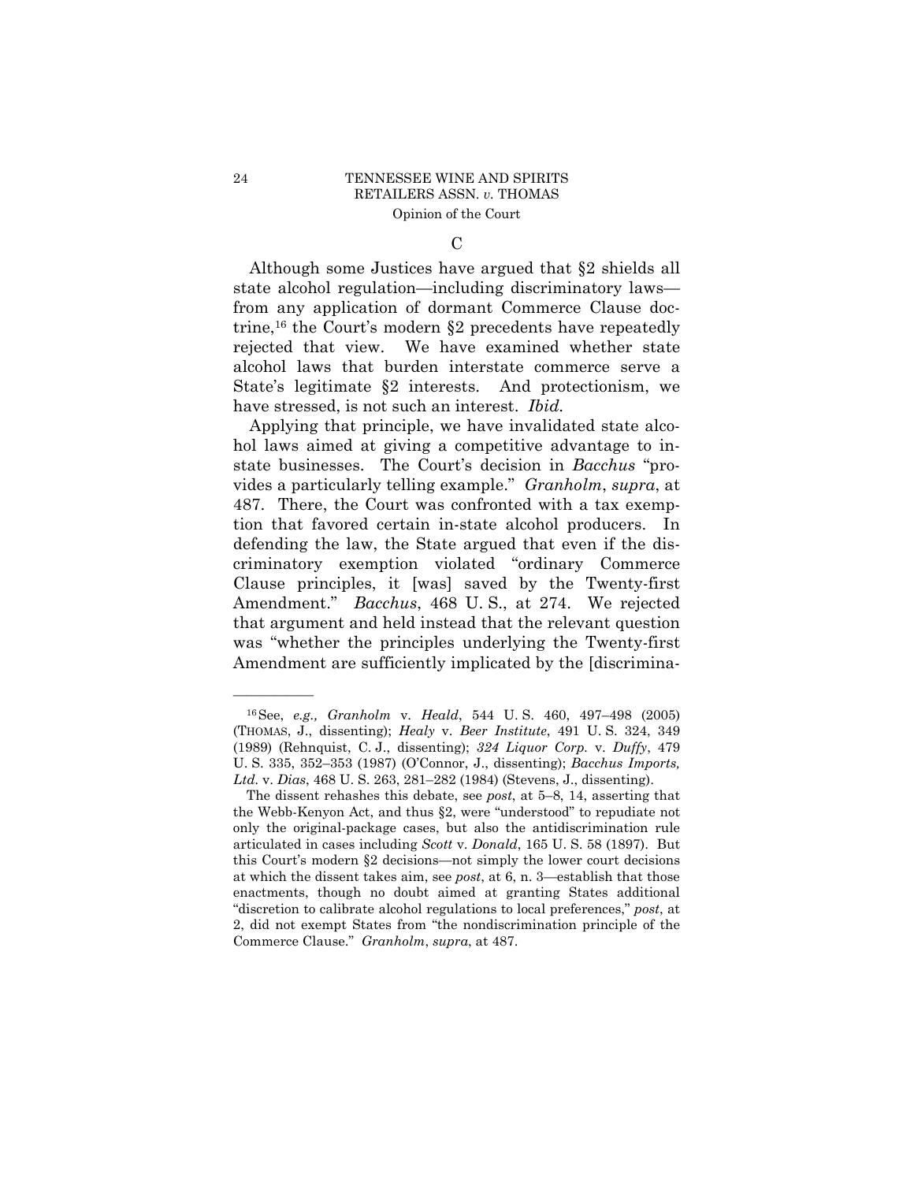### C

Although some Justices have argued that §2 shields all state alcohol regulation—including discriminatory laws—from any application of dormant Commerce Clause doctrine,[16] the Court's modern §2 precedents have repeatedly rejected that view. We have examined whether state alcohol laws that burden interstate commerce serve a State's legitimate §2 interests. And protectionism, we have stressed, is not such an interest. *Ibid.*

Applying that principle, we have invalidated state alcohol laws aimed at giving a competitive advantage to in-state businesses. The Court's decision in *Bacchus* "provides a particularly telling example." *Granholm*, *supra*, at 487. There, the Court was confronted with a tax exemption that favored certain in-state alcohol producers. In defending the law, the State argued that even if the discriminatory exemption violated "ordinary Commerce Clause principles, it [was] saved by the Twenty-first Amendment." *Bacchus*, 468 U. S., at 274. We rejected that argument and held instead that the relevant question was "whether the principles underlying the Twenty-first Amendment are sufficiently implicated by the [discrimina-

---

[16] See, *e.g., Granholm* v. *Heald*, 544 U. S. 460, 497–498 (2005) (THOMAS, J., dissenting); *Healy* v. *Beer Institute*, 491 U. S. 324, 349 (1989) (Rehnquist, C. J., dissenting); *324 Liquor Corp.* v. *Duffy*, 479 U. S. 335, 352–353 (1987) (O'Connor, J., dissenting); *Bacchus Imports, Ltd.* v. *Dias*, 468 U. S. 263, 281–282 (1984) (Stevens, J., dissenting).

The dissent rehashes this debate, see *post*, at 5–8, 14, asserting that the Webb-Kenyon Act, and thus §2, were "understood" to repudiate not only the original-package cases, but also the antidiscrimination rule articulated in cases including *Scott* v. *Donald*, 165 U. S. 58 (1897). But this Court's modern §2 decisions—not simply the lower court decisions at which the dissent takes aim, see *post*, at 6, n. 3—establish that those enactments, though no doubt aimed at granting States additional "discretion to calibrate alcohol regulations to local preferences," *post*, at 2, did not exempt States from "the nondiscrimination principle of the Commerce Clause." *Granholm*, *supra*, at 487.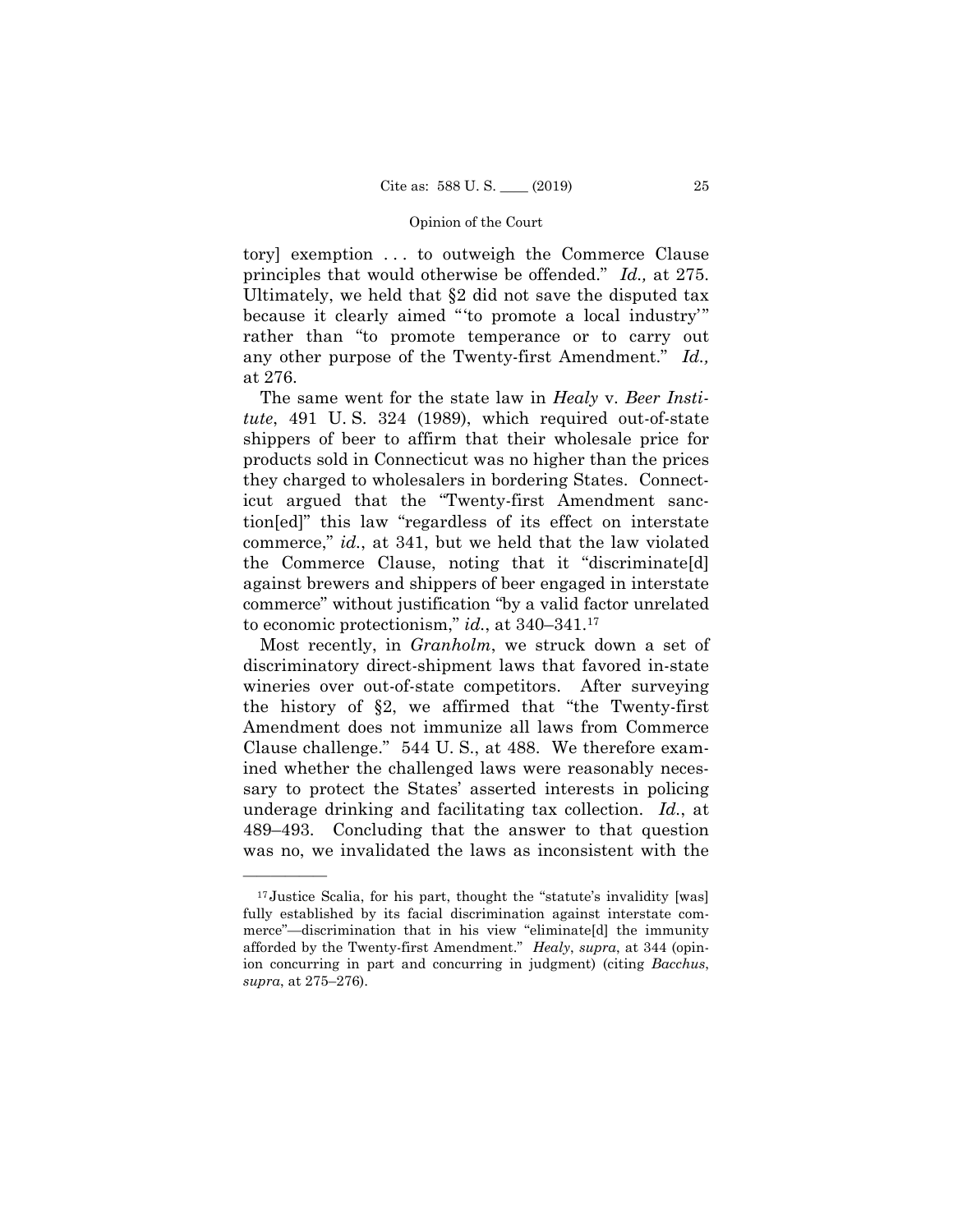tory] exemption . . . to outweigh the Commerce Clause principles that would otherwise be offended." *Id.,* at 275. Ultimately, we held that §2 did not save the disputed tax because it clearly aimed "'to promote a local industry'" rather than "to promote temperance or to carry out any other purpose of the Twenty-first Amendment." *Id.,* at 276.

The same went for the state law in *Healy* v. *Beer Institute*, 491 U. S. 324 (1989), which required out-of-state shippers of beer to affirm that their wholesale price for products sold in Connecticut was no higher than the prices they charged to wholesalers in bordering States. Connecticut argued that the "Twenty-first Amendment sanction[ed]" this law "regardless of its effect on interstate commerce," *id.*, at 341, but we held that the law violated the Commerce Clause, noting that it "discriminate[d] against brewers and shippers of beer engaged in interstate commerce" without justification "by a valid factor unrelated to economic protectionism," *id.*, at 340–341.[17]

Most recently, in *Granholm*, we struck down a set of discriminatory direct-shipment laws that favored in-state wineries over out-of-state competitors. After surveying the history of §2, we affirmed that "the Twenty-first Amendment does not immunize all laws from Commerce Clause challenge." 544 U. S., at 488. We therefore examined whether the challenged laws were reasonably necessary to protect the States' asserted interests in policing underage drinking and facilitating tax collection. *Id.*, at 489–493. Concluding that the answer to that question was no, we invalidated the laws as inconsistent with the

---

[17] Justice Scalia, for his part, thought the "statute's invalidity [was] fully established by its facial discrimination against interstate commerce"—discrimination that in his view "eliminate[d] the immunity afforded by the Twenty-first Amendment." *Healy*, *supra*, at 344 (opinion concurring in part and concurring in judgment) (citing *Bacchus*, *supra*, at 275–276).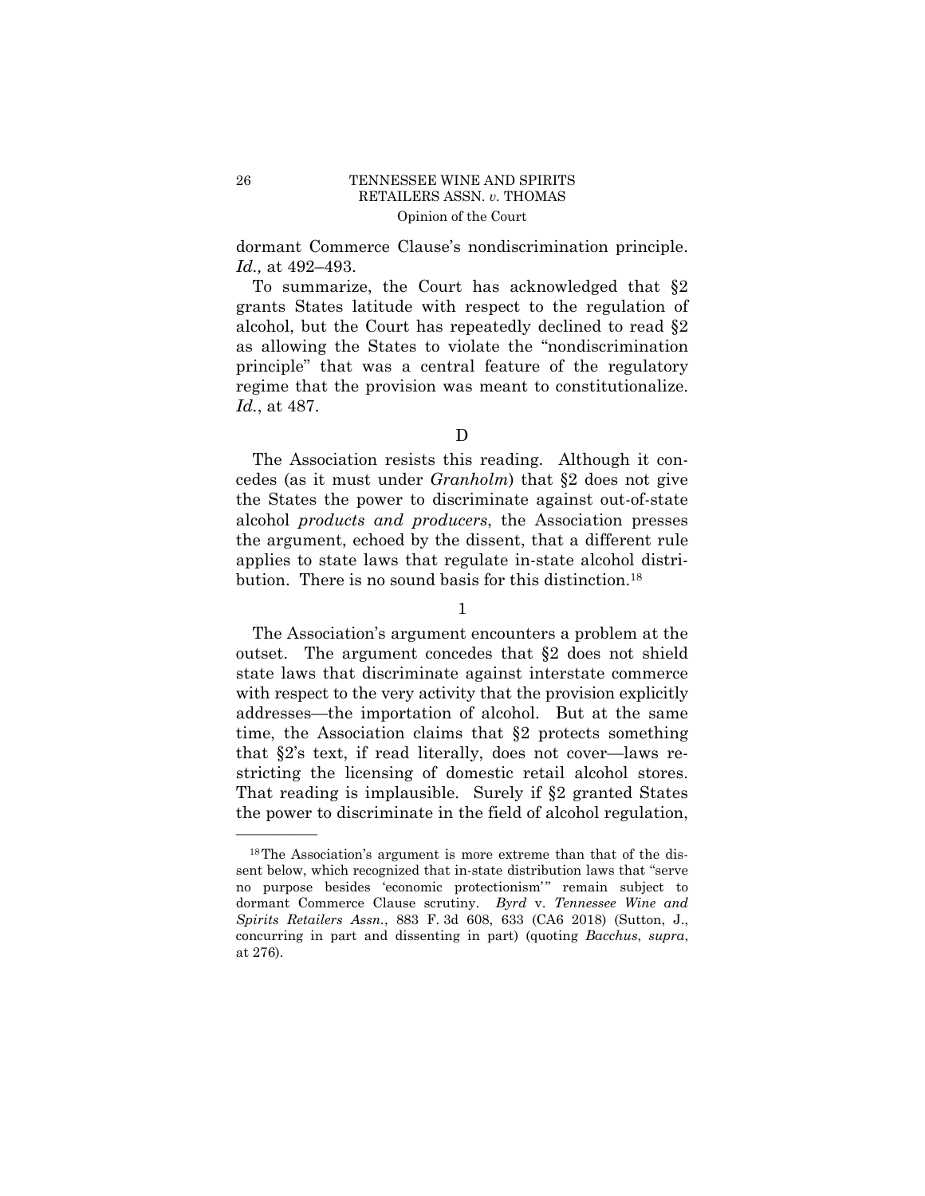dormant Commerce Clause's nondiscrimination principle. *Id.,* at 492–493.

To summarize, the Court has acknowledged that §2 grants States latitude with respect to the regulation of alcohol, but the Court has repeatedly declined to read §2 as allowing the States to violate the "nondiscrimination principle" that was a central feature of the regulatory regime that the provision was meant to constitutionalize. *Id.*, at 487.

### D

The Association resists this reading. Although it concedes (as it must under *Granholm*) that §2 does not give the States the power to discriminate against out-of-state alcohol *products and producers*, the Association presses the argument, echoed by the dissent, that a different rule applies to state laws that regulate in-state alcohol distribution. There is no sound basis for this distinction.[18]

#### 1

The Association's argument encounters a problem at the outset. The argument concedes that §2 does not shield state laws that discriminate against interstate commerce with respect to the very activity that the provision explicitly addresses—the importation of alcohol. But at the same time, the Association claims that §2 protects something that §2's text, if read literally, does not cover—laws restricting the licensing of domestic retail alcohol stores. That reading is implausible. Surely if §2 granted States the power to discriminate in the field of alcohol regulation,

---

[18] The Association's argument is more extreme than that of the dissent below, which recognized that in-state distribution laws that "serve no purpose besides 'economic protectionism'" remain subject to dormant Commerce Clause scrutiny. *Byrd* v. *Tennessee Wine and Spirits Retailers Assn.*, 883 F. 3d 608, 633 (CA6 2018) (Sutton, J., concurring in part and dissenting in part) (quoting *Bacchus*, *supra*, at 276).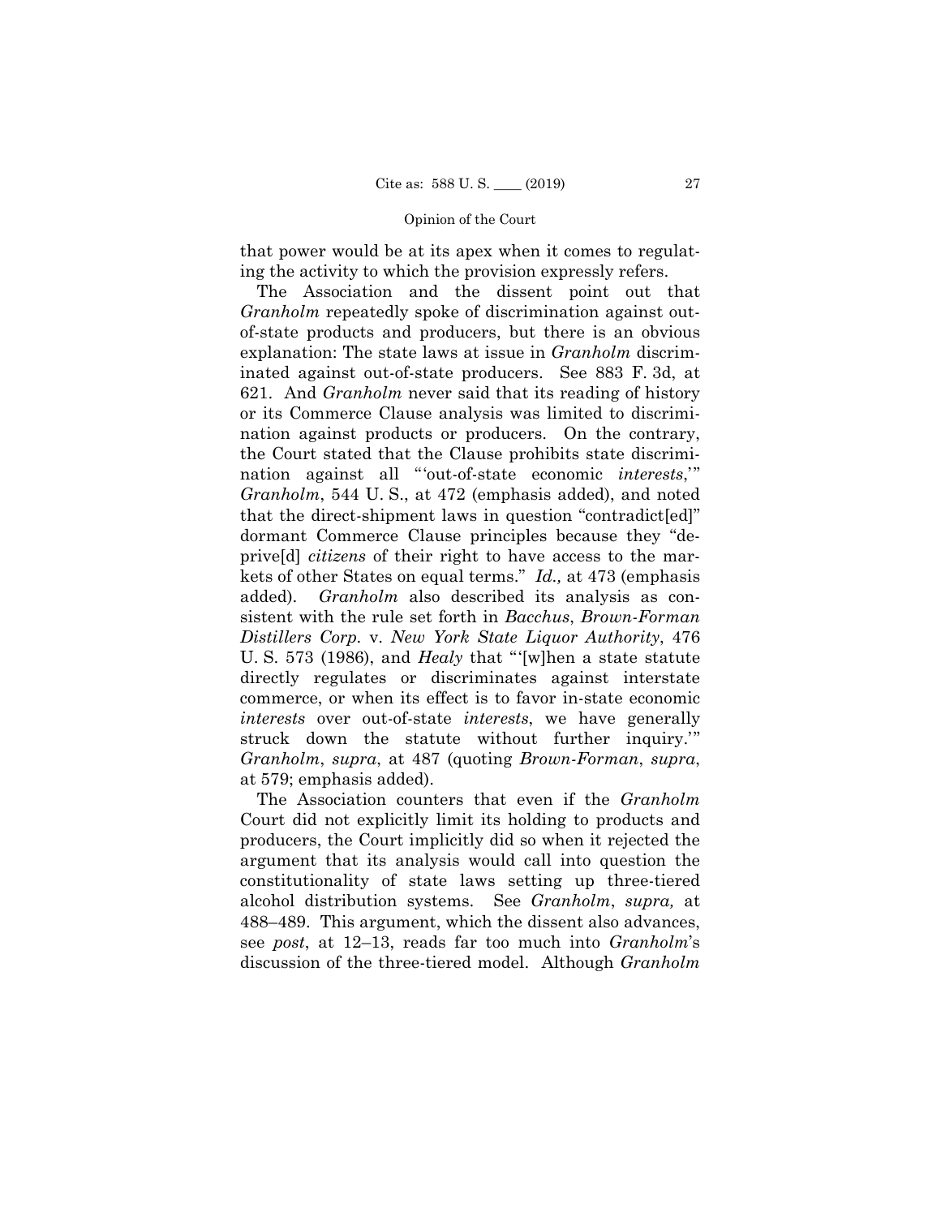that power would be at its apex when it comes to regulating the activity to which the provision expressly refers.

The Association and the dissent point out that *Granholm* repeatedly spoke of discrimination against out-of-state products and producers, but there is an obvious explanation: The state laws at issue in *Granholm* discriminated against out-of-state producers. See 883 F. 3d, at 621. And *Granholm* never said that its reading of history or its Commerce Clause analysis was limited to discrimination against products or producers. On the contrary, the Court stated that the Clause prohibits state discrimination against all "'out-of-state economic *interests*,'" *Granholm*, 544 U. S., at 472 (emphasis added), and noted that the direct-shipment laws in question "contradict[ed]" dormant Commerce Clause principles because they "deprive[d] *citizens* of their right to have access to the markets of other States on equal terms." *Id.,* at 473 (emphasis added). *Granholm* also described its analysis as consistent with the rule set forth in *Bacchus*, *Brown-Forman Distillers Corp.* v. *New York State Liquor Authority*, 476 U. S. 573 (1986), and *Healy* that "'[w]hen a state statute directly regulates or discriminates against interstate commerce, or when its effect is to favor in-state economic *interests* over out-of-state *interests*, we have generally struck down the statute without further inquiry.'" *Granholm*, *supra*, at 487 (quoting *Brown-Forman*, *supra*, at 579; emphasis added).

The Association counters that even if the *Granholm* Court did not explicitly limit its holding to products and producers, the Court implicitly did so when it rejected the argument that its analysis would call into question the constitutionality of state laws setting up three-tiered alcohol distribution systems. See *Granholm*, *supra,* at 488–489. This argument, which the dissent also advances, see *post*, at 12–13, reads far too much into *Granholm*'s discussion of the three-tiered model. Although *Granholm*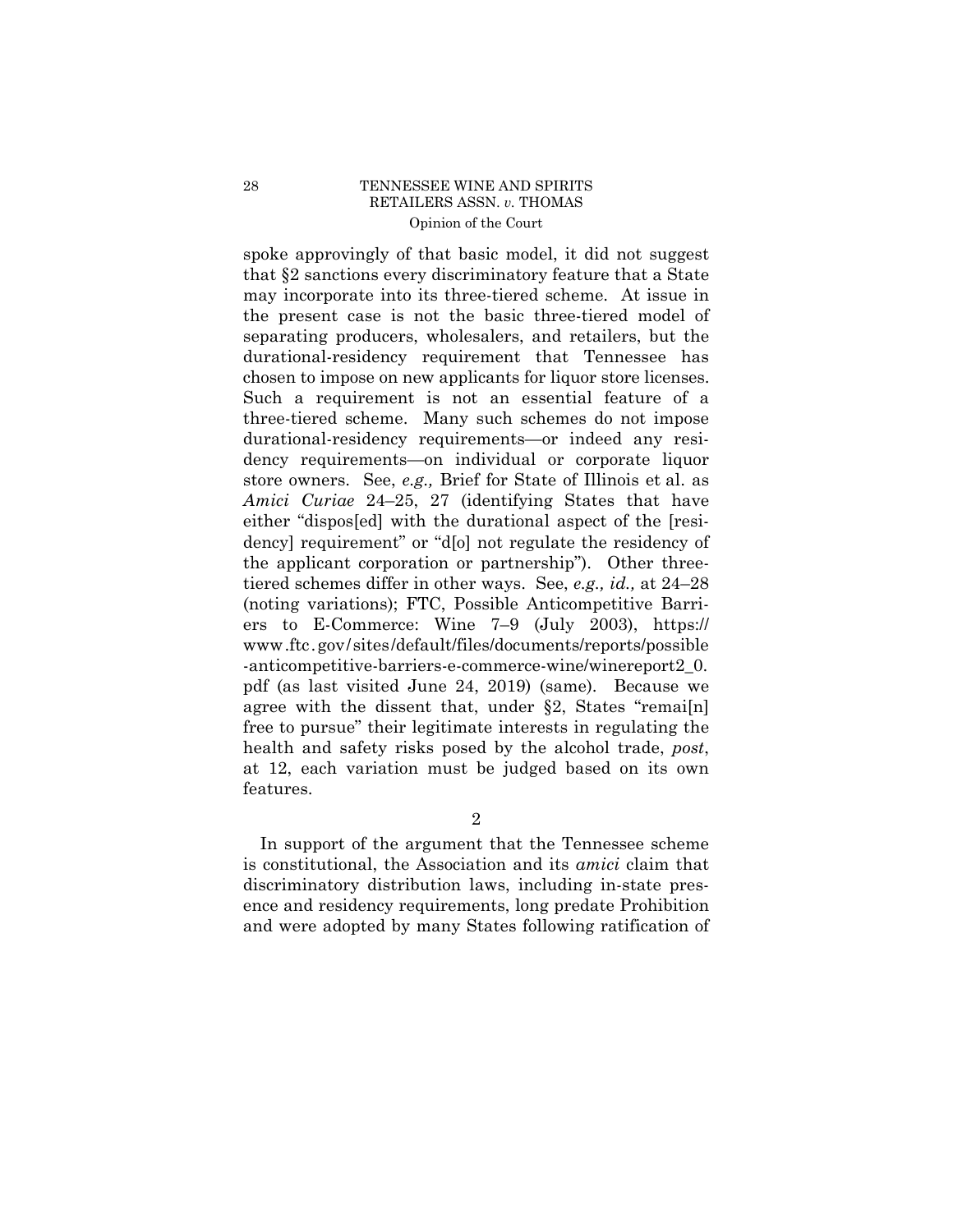spoke approvingly of that basic model, it did not suggest that §2 sanctions every discriminatory feature that a State may incorporate into its three-tiered scheme. At issue in the present case is not the basic three-tiered model of separating producers, wholesalers, and retailers, but the durational-residency requirement that Tennessee has chosen to impose on new applicants for liquor store licenses. Such a requirement is not an essential feature of a three-tiered scheme. Many such schemes do not impose durational-residency requirements—or indeed any residency requirements—on individual or corporate liquor store owners. See, *e.g.,* Brief for State of Illinois et al. as *Amici Curiae* 24–25, 27 (identifying States that have either "dispos[ed] with the durational aspect of the [residency] requirement" or "d[o] not regulate the residency of the applicant corporation or partnership"). Other three-tiered schemes differ in other ways. See, *e.g., id.,* at 24–28 (noting variations); FTC, Possible Anticompetitive Barriers to E-Commerce: Wine 7–9 (July 2003), https://www.ftc.gov/sites/default/files/documents/reports/possible-anticompetitive-barriers-e-commerce-wine/winereport2_0.pdf (as last visited June 24, 2019) (same). Because we agree with the dissent that, under §2, States "remai[n] free to pursue" their legitimate interests in regulating the health and safety risks posed by the alcohol trade, *post*, at 12, each variation must be judged based on its own features.

2

In support of the argument that the Tennessee scheme is constitutional, the Association and its *amici* claim that discriminatory distribution laws, including in-state presence and residency requirements, long predate Prohibition and were adopted by many States following ratification of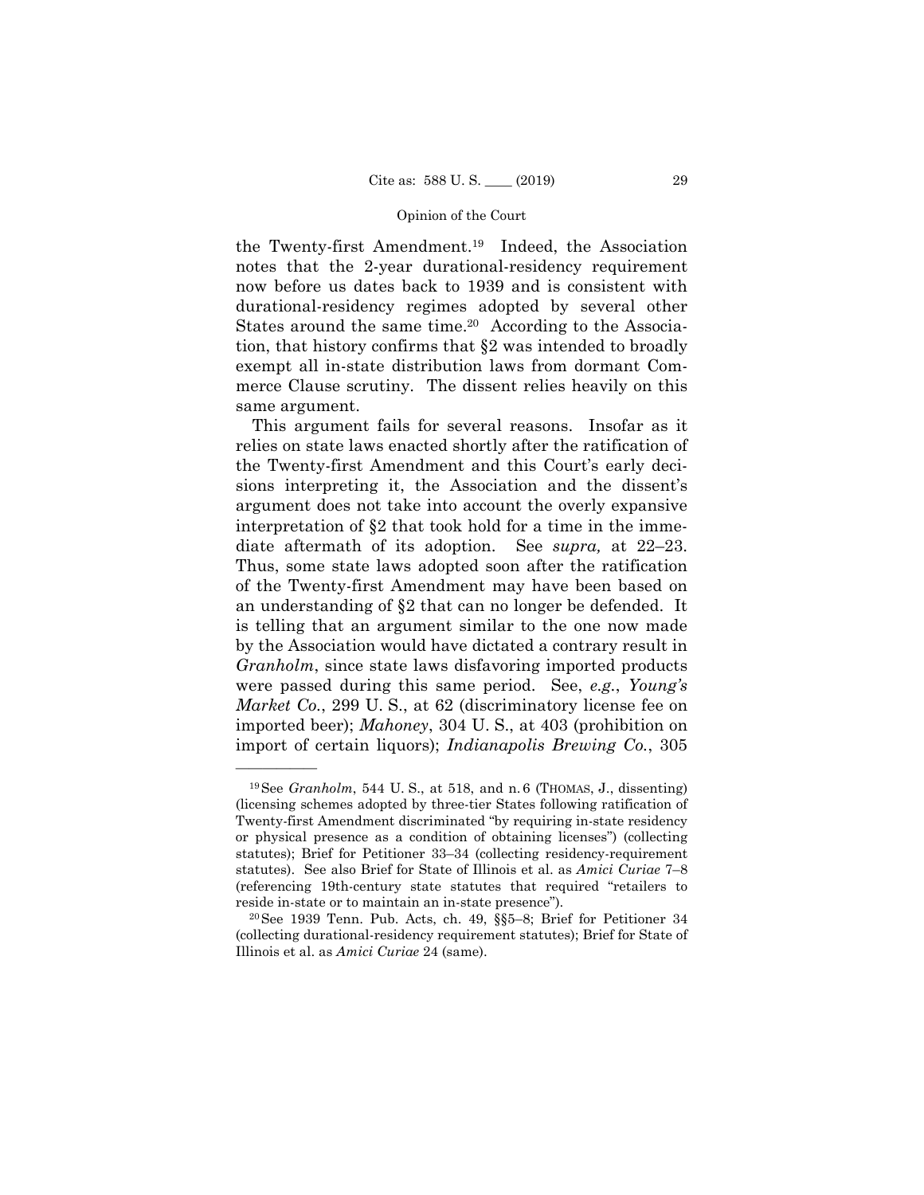the Twenty-first Amendment.[19] Indeed, the Association notes that the 2-year durational-residency requirement now before us dates back to 1939 and is consistent with durational-residency regimes adopted by several other States around the same time.[20] According to the Association, that history confirms that §2 was intended to broadly exempt all in-state distribution laws from dormant Commerce Clause scrutiny. The dissent relies heavily on this same argument.

This argument fails for several reasons. Insofar as it relies on state laws enacted shortly after the ratification of the Twenty-first Amendment and this Court's early decisions interpreting it, the Association and the dissent's argument does not take into account the overly expansive interpretation of §2 that took hold for a time in the immediate aftermath of its adoption. See *supra,* at 22–23. Thus, some state laws adopted soon after the ratification of the Twenty-first Amendment may have been based on an understanding of §2 that can no longer be defended. It is telling that an argument similar to the one now made by the Association would have dictated a contrary result in *Granholm*, since state laws disfavoring imported products were passed during this same period. See, *e.g.*, *Young's Market Co.*, 299 U. S., at 62 (discriminatory license fee on imported beer); *Mahoney*, 304 U. S., at 403 (prohibition on import of certain liquors); *Indianapolis Brewing Co.*, 305

---

[19] See *Granholm*, 544 U. S., at 518, and n. 6 (THOMAS, J., dissenting) (licensing schemes adopted by three-tier States following ratification of Twenty-first Amendment discriminated "by requiring in-state residency or physical presence as a condition of obtaining licenses") (collecting statutes); Brief for Petitioner 33–34 (collecting residency-requirement statutes). See also Brief for State of Illinois et al. as *Amici Curiae* 7–8 (referencing 19th-century state statutes that required "retailers to reside in-state or to maintain an in-state presence").

[20] See 1939 Tenn. Pub. Acts, ch. 49, §§5–8; Brief for Petitioner 34 (collecting durational-residency requirement statutes); Brief for State of Illinois et al. as *Amici Curiae* 24 (same).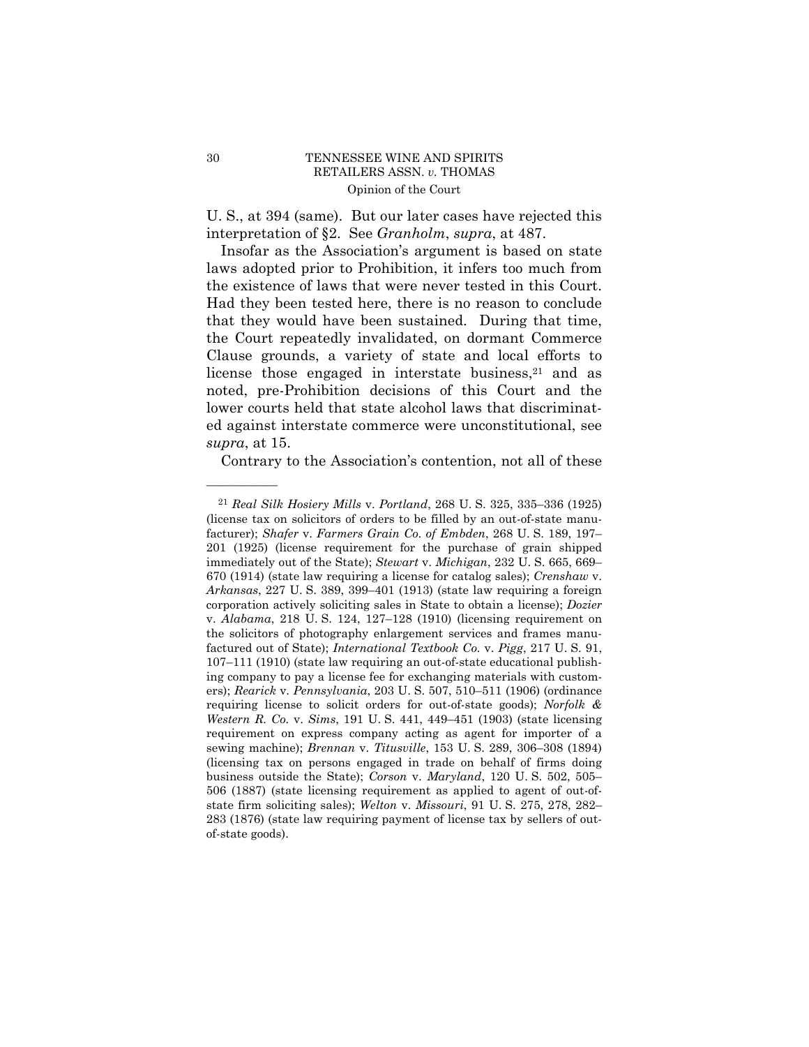U. S., at 394 (same). But our later cases have rejected this interpretation of §2. See *Granholm*, *supra*, at 487.

Insofar as the Association's argument is based on state laws adopted prior to Prohibition, it infers too much from the existence of laws that were never tested in this Court. Had they been tested here, there is no reason to conclude that they would have been sustained. During that time, the Court repeatedly invalidated, on dormant Commerce Clause grounds, a variety of state and local efforts to license those engaged in interstate business,[21] and as noted, pre-Prohibition decisions of this Court and the lower courts held that state alcohol laws that discriminated against interstate commerce were unconstitutional, see *supra*, at 15.

Contrary to the Association's contention, not all of these

---

[21] *Real Silk Hosiery Mills* v. *Portland*, 268 U. S. 325, 335–336 (1925) (license tax on solicitors of orders to be filled by an out-of-state manufacturer); *Shafer* v. *Farmers Grain Co. of Embden*, 268 U. S. 189, 197–201 (1925) (license requirement for the purchase of grain shipped immediately out of the State); *Stewart* v. *Michigan*, 232 U. S. 665, 669–670 (1914) (state law requiring a license for catalog sales); *Crenshaw* v. *Arkansas*, 227 U. S. 389, 399–401 (1913) (state law requiring a foreign corporation actively soliciting sales in State to obtain a license); *Dozier* v. *Alabama*, 218 U. S. 124, 127–128 (1910) (licensing requirement on the solicitors of photography enlargement services and frames manufactured out of State); *International Textbook Co.* v. *Pigg*, 217 U. S. 91, 107–111 (1910) (state law requiring an out-of-state educational publishing company to pay a license fee for exchanging materials with customers); *Rearick* v. *Pennsylvania*, 203 U. S. 507, 510–511 (1906) (ordinance requiring license to solicit orders for out-of-state goods); *Norfolk & Western R. Co.* v. *Sims*, 191 U. S. 441, 449–451 (1903) (state licensing requirement on express company acting as agent for importer of a sewing machine); *Brennan* v. *Titusville*, 153 U. S. 289, 306–308 (1894) (licensing tax on persons engaged in trade on behalf of firms doing business outside the State); *Corson* v. *Maryland*, 120 U. S. 502, 505–506 (1887) (state licensing requirement as applied to agent of out-of-state firm soliciting sales); *Welton* v. *Missouri*, 91 U. S. 275, 278, 282–283 (1876) (state law requiring payment of license tax by sellers of out-of-state goods).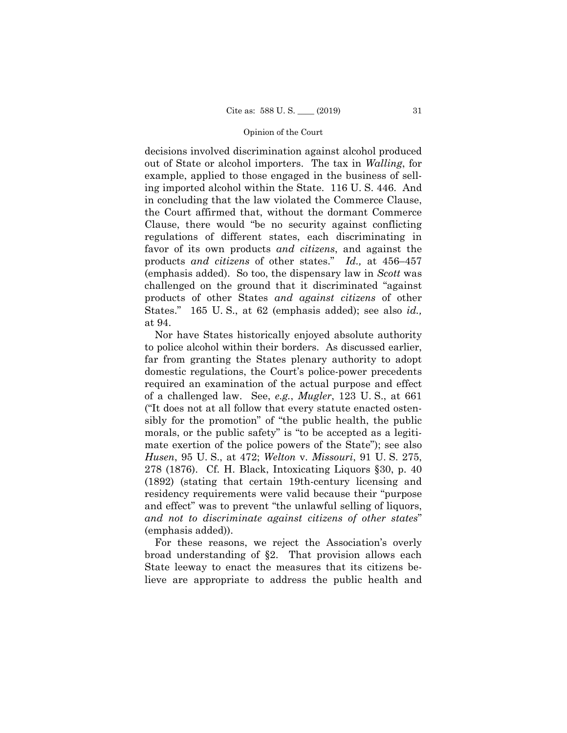decisions involved discrimination against alcohol produced out of State or alcohol importers. The tax in *Walling*, for example, applied to those engaged in the business of selling imported alcohol within the State. 116 U. S. 446. And in concluding that the law violated the Commerce Clause, the Court affirmed that, without the dormant Commerce Clause, there would "be no security against conflicting regulations of different states, each discriminating in favor of its own products *and citizens*, and against the products *and citizens* of other states." *Id.,* at 456–457 (emphasis added). So too, the dispensary law in *Scott* was challenged on the ground that it discriminated "against products of other States *and against citizens* of other States." 165 U. S., at 62 (emphasis added); see also *id.,* at 94.

Nor have States historically enjoyed absolute authority to police alcohol within their borders. As discussed earlier, far from granting the States plenary authority to adopt domestic regulations, the Court's police-power precedents required an examination of the actual purpose and effect of a challenged law. See, *e.g.*, *Mugler*, 123 U. S., at 661 ("It does not at all follow that every statute enacted ostensibly for the promotion" of "the public health, the public morals, or the public safety" is "to be accepted as a legitimate exertion of the police powers of the State"); see also *Husen*, 95 U. S., at 472; *Welton* v. *Missouri*, 91 U. S. 275, 278 (1876). Cf. H. Black, Intoxicating Liquors §30, p. 40 (1892) (stating that certain 19th-century licensing and residency requirements were valid because their "purpose and effect" was to prevent "the unlawful selling of liquors, *and not to discriminate against citizens of other states*" (emphasis added)).

For these reasons, we reject the Association's overly broad understanding of §2. That provision allows each State leeway to enact the measures that its citizens believe are appropriate to address the public health and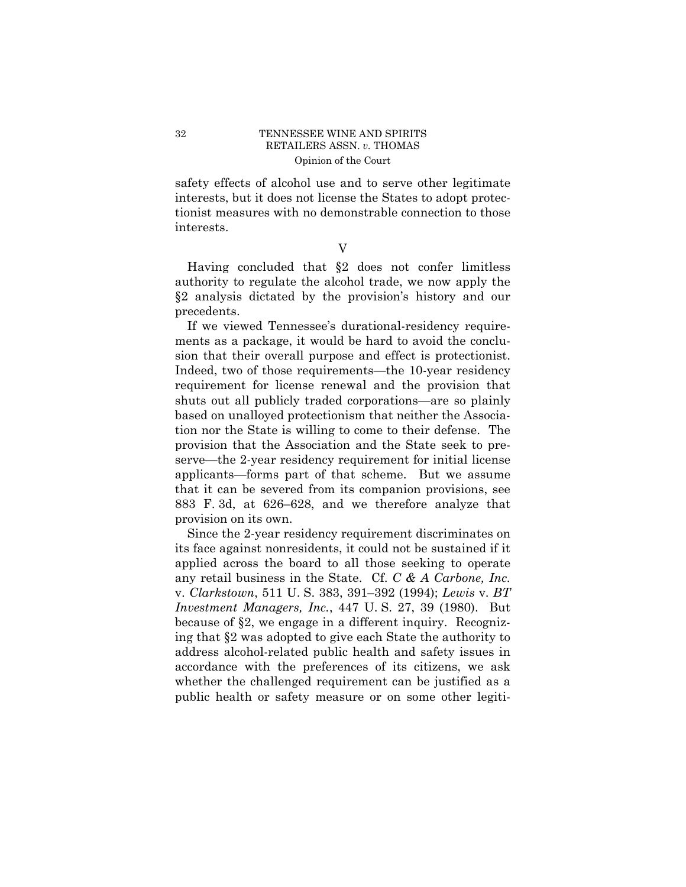safety effects of alcohol use and to serve other legitimate interests, but it does not license the States to adopt protectionist measures with no demonstrable connection to those interests.

## V

Having concluded that §2 does not confer limitless authority to regulate the alcohol trade, we now apply the §2 analysis dictated by the provision's history and our precedents.

If we viewed Tennessee's durational-residency requirements as a package, it would be hard to avoid the conclusion that their overall purpose and effect is protectionist. Indeed, two of those requirements—the 10-year residency requirement for license renewal and the provision that shuts out all publicly traded corporations—are so plainly based on unalloyed protectionism that neither the Association nor the State is willing to come to their defense. The provision that the Association and the State seek to preserve—the 2-year residency requirement for initial license applicants—forms part of that scheme. But we assume that it can be severed from its companion provisions, see 883 F. 3d, at 626–628, and we therefore analyze that provision on its own.

Since the 2-year residency requirement discriminates on its face against nonresidents, it could not be sustained if it applied across the board to all those seeking to operate any retail business in the State. Cf. *C & A Carbone, Inc.* v. *Clarkstown*, 511 U. S. 383, 391–392 (1994); *Lewis* v. *BT Investment Managers, Inc.*, 447 U. S. 27, 39 (1980). But because of §2, we engage in a different inquiry. Recognizing that §2 was adopted to give each State the authority to address alcohol-related public health and safety issues in accordance with the preferences of its citizens, we ask whether the challenged requirement can be justified as a public health or safety measure or on some other legiti-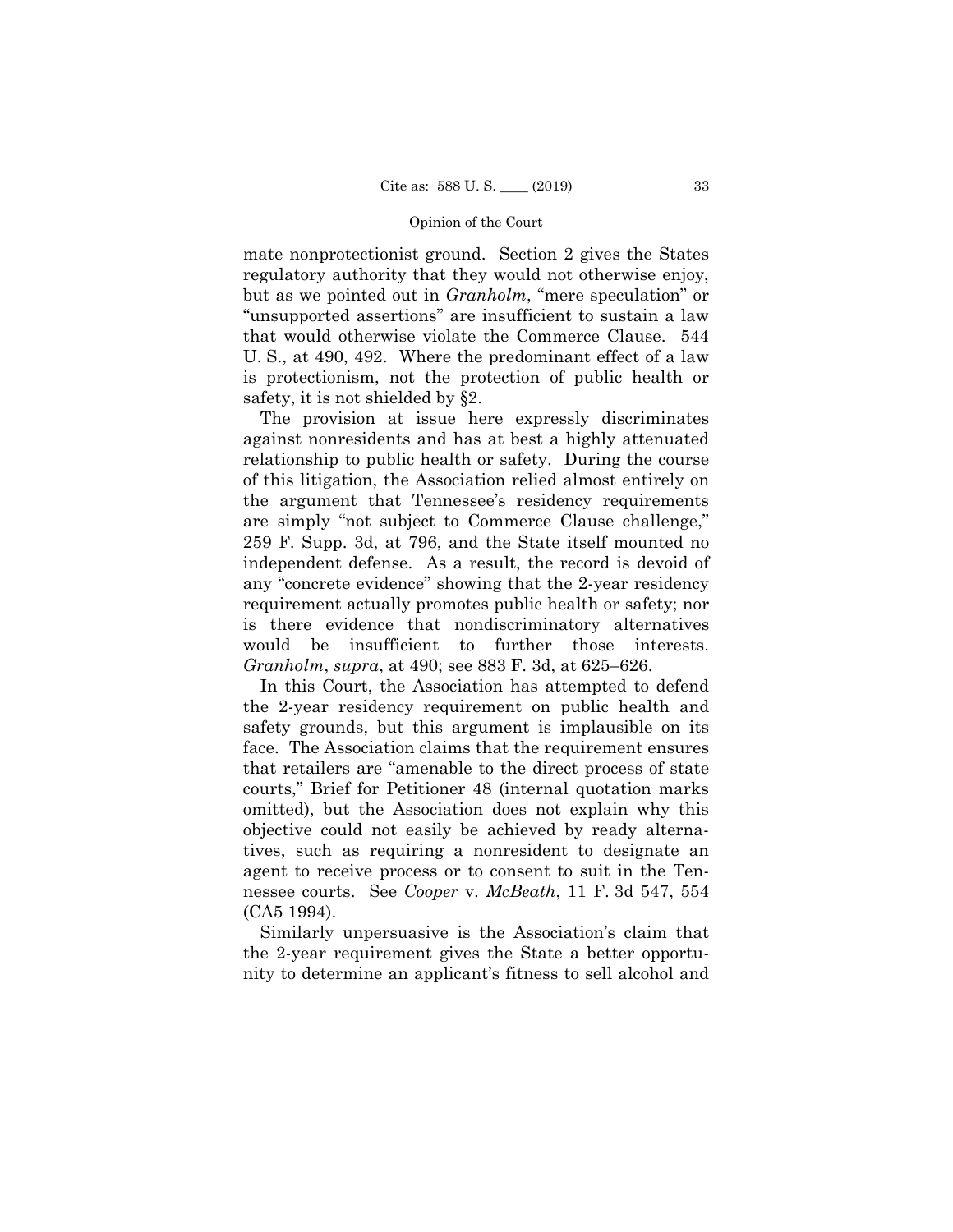mate nonprotectionist ground. Section 2 gives the States regulatory authority that they would not otherwise enjoy, but as we pointed out in *Granholm*, "mere speculation" or "unsupported assertions" are insufficient to sustain a law that would otherwise violate the Commerce Clause. 544 U. S., at 490, 492. Where the predominant effect of a law is protectionism, not the protection of public health or safety, it is not shielded by §2.

The provision at issue here expressly discriminates against nonresidents and has at best a highly attenuated relationship to public health or safety. During the course of this litigation, the Association relied almost entirely on the argument that Tennessee's residency requirements are simply "not subject to Commerce Clause challenge," 259 F. Supp. 3d, at 796, and the State itself mounted no independent defense. As a result, the record is devoid of any "concrete evidence" showing that the 2-year residency requirement actually promotes public health or safety; nor is there evidence that nondiscriminatory alternatives would be insufficient to further those interests. *Granholm*, *supra*, at 490; see 883 F. 3d, at 625–626.

In this Court, the Association has attempted to defend the 2-year residency requirement on public health and safety grounds, but this argument is implausible on its face. The Association claims that the requirement ensures that retailers are "amenable to the direct process of state courts," Brief for Petitioner 48 (internal quotation marks omitted), but the Association does not explain why this objective could not easily be achieved by ready alternatives, such as requiring a nonresident to designate an agent to receive process or to consent to suit in the Tennessee courts. See *Cooper* v. *McBeath*, 11 F. 3d 547, 554 (CA5 1994).

Similarly unpersuasive is the Association's claim that the 2-year requirement gives the State a better opportunity to determine an applicant's fitness to sell alcohol and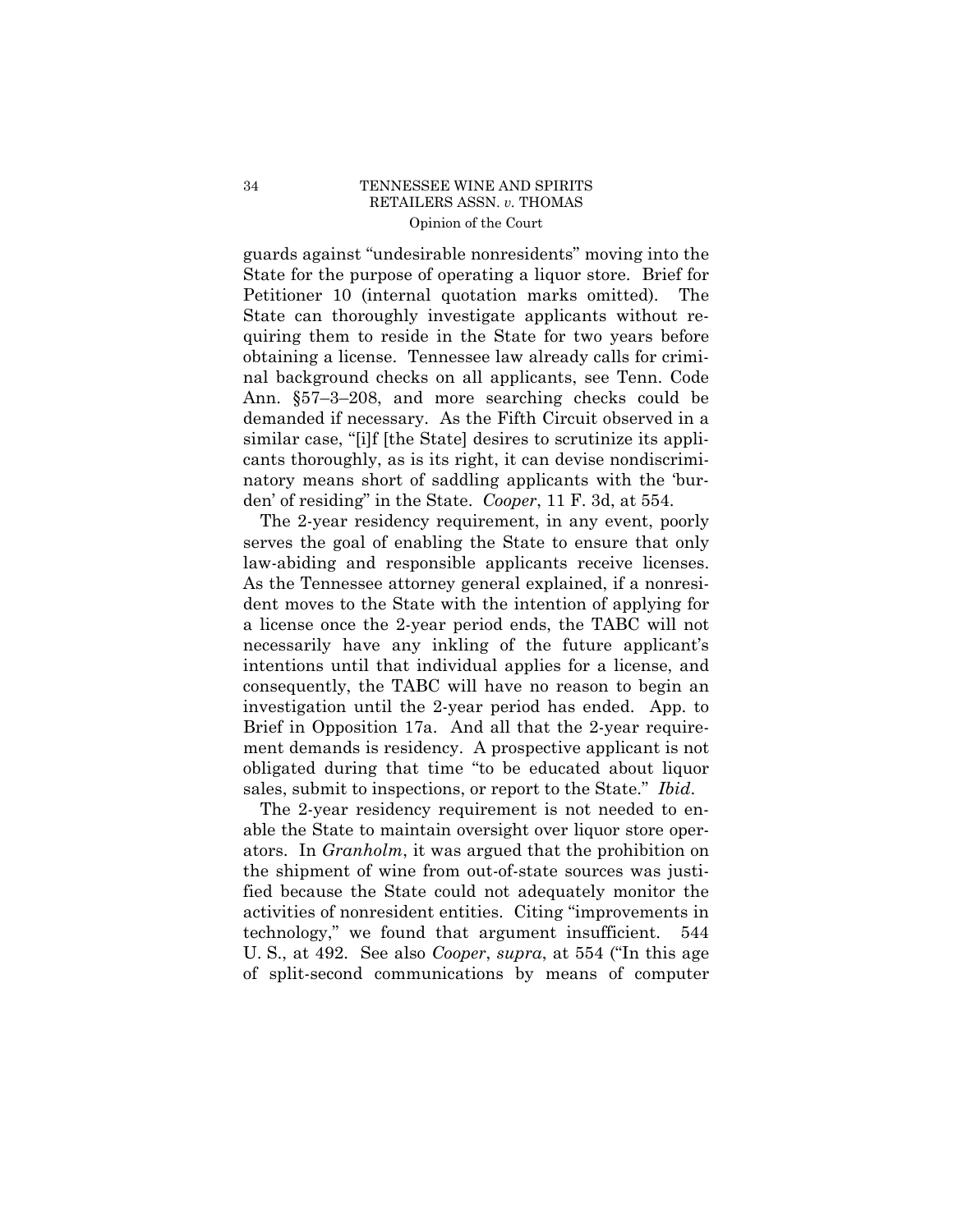guards against "undesirable nonresidents" moving into the State for the purpose of operating a liquor store. Brief for Petitioner 10 (internal quotation marks omitted). The State can thoroughly investigate applicants without requiring them to reside in the State for two years before obtaining a license. Tennessee law already calls for criminal background checks on all applicants, see Tenn. Code Ann. §57–3–208, and more searching checks could be demanded if necessary. As the Fifth Circuit observed in a similar case, "[i]f [the State] desires to scrutinize its applicants thoroughly, as is its right, it can devise nondiscriminatory means short of saddling applicants with the 'burden' of residing" in the State. *Cooper*, 11 F. 3d, at 554.

The 2-year residency requirement, in any event, poorly serves the goal of enabling the State to ensure that only law-abiding and responsible applicants receive licenses. As the Tennessee attorney general explained, if a nonresident moves to the State with the intention of applying for a license once the 2-year period ends, the TABC will not necessarily have any inkling of the future applicant's intentions until that individual applies for a license, and consequently, the TABC will have no reason to begin an investigation until the 2-year period has ended. App. to Brief in Opposition 17a. And all that the 2-year requirement demands is residency. A prospective applicant is not obligated during that time "to be educated about liquor sales, submit to inspections, or report to the State." *Ibid*.

The 2-year residency requirement is not needed to enable the State to maintain oversight over liquor store operators. In *Granholm*, it was argued that the prohibition on the shipment of wine from out-of-state sources was justified because the State could not adequately monitor the activities of nonresident entities. Citing "improvements in technology," we found that argument insufficient. 544 U. S., at 492. See also *Cooper*, *supra*, at 554 ("In this age of split-second communications by means of computer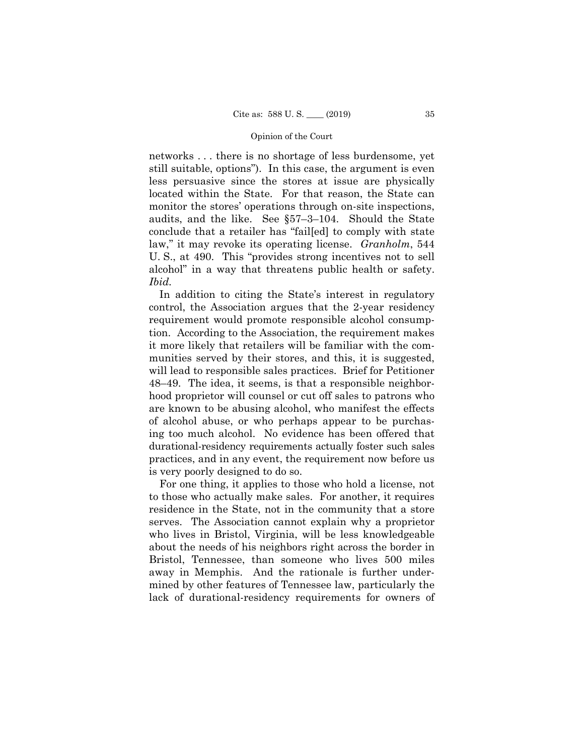networks . . . there is no shortage of less burdensome, yet still suitable, options"). In this case, the argument is even less persuasive since the stores at issue are physically located within the State. For that reason, the State can monitor the stores' operations through on-site inspections, audits, and the like. See §57–3–104. Should the State conclude that a retailer has "fail[ed] to comply with state law," it may revoke its operating license. *Granholm*, 544 U. S., at 490. This "provides strong incentives not to sell alcohol" in a way that threatens public health or safety. *Ibid.*

In addition to citing the State's interest in regulatory control, the Association argues that the 2-year residency requirement would promote responsible alcohol consumption. According to the Association, the requirement makes it more likely that retailers will be familiar with the communities served by their stores, and this, it is suggested, will lead to responsible sales practices. Brief for Petitioner 48–49. The idea, it seems, is that a responsible neighborhood proprietor will counsel or cut off sales to patrons who are known to be abusing alcohol, who manifest the effects of alcohol abuse, or who perhaps appear to be purchasing too much alcohol. No evidence has been offered that durational-residency requirements actually foster such sales practices, and in any event, the requirement now before us is very poorly designed to do so.

For one thing, it applies to those who hold a license, not to those who actually make sales. For another, it requires residence in the State, not in the community that a store serves. The Association cannot explain why a proprietor who lives in Bristol, Virginia, will be less knowledgeable about the needs of his neighbors right across the border in Bristol, Tennessee, than someone who lives 500 miles away in Memphis. And the rationale is further undermined by other features of Tennessee law, particularly the lack of durational-residency requirements for owners of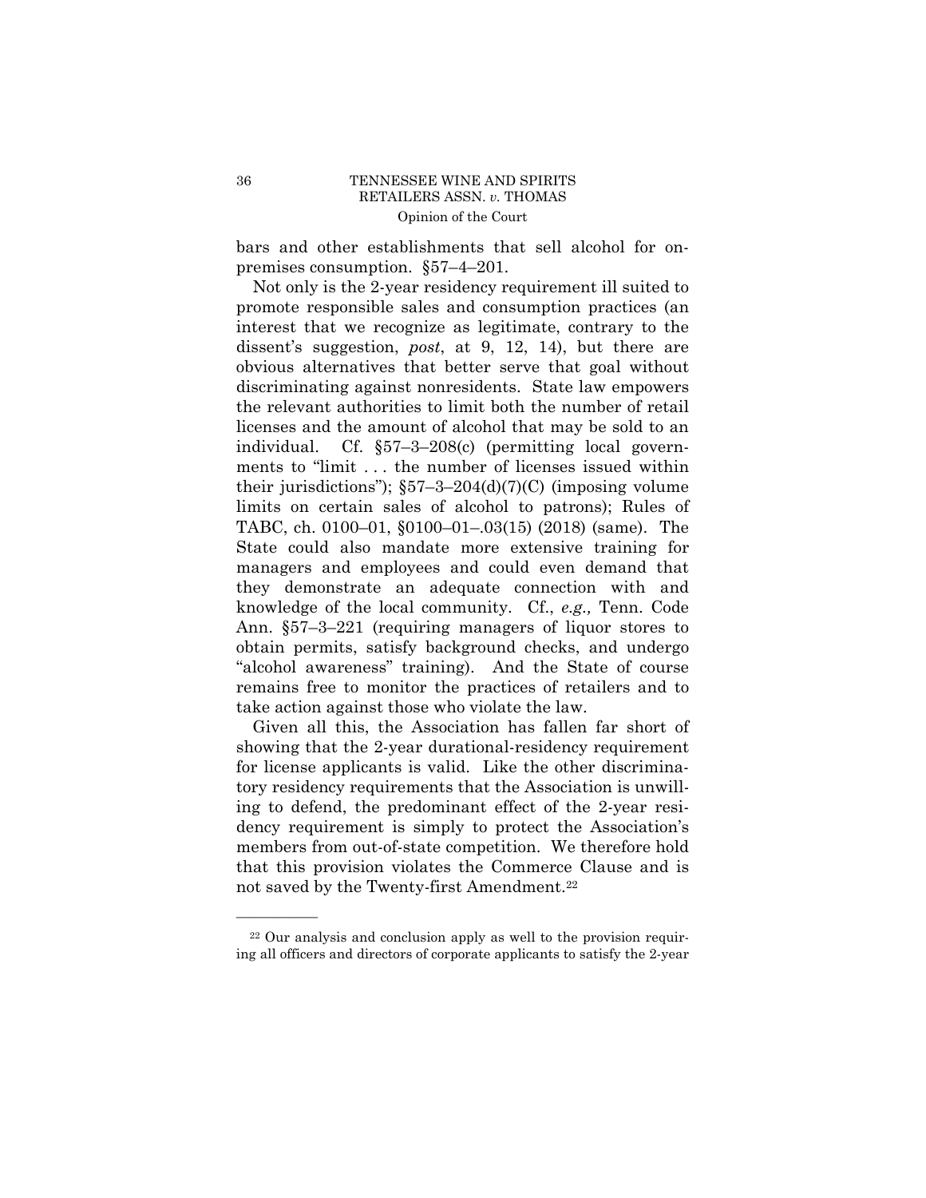bars and other establishments that sell alcohol for on-premises consumption. §57–4–201.

Not only is the 2-year residency requirement ill suited to promote responsible sales and consumption practices (an interest that we recognize as legitimate, contrary to the dissent's suggestion, *post*, at 9, 12, 14), but there are obvious alternatives that better serve that goal without discriminating against nonresidents. State law empowers the relevant authorities to limit both the number of retail licenses and the amount of alcohol that may be sold to an individual. Cf. §57–3–208(c) (permitting local governments to "limit . . . the number of licenses issued within their jurisdictions"); §57–3–204(d)(7)(C) (imposing volume limits on certain sales of alcohol to patrons); Rules of TABC, ch. 0100–01, §0100–01–.03(15) (2018) (same). The State could also mandate more extensive training for managers and employees and could even demand that they demonstrate an adequate connection with and knowledge of the local community. Cf., *e.g.,* Tenn. Code Ann. §57–3–221 (requiring managers of liquor stores to obtain permits, satisfy background checks, and undergo "alcohol awareness" training). And the State of course remains free to monitor the practices of retailers and to take action against those who violate the law.

Given all this, the Association has fallen far short of showing that the 2-year durational-residency requirement for license applicants is valid. Like the other discriminatory residency requirements that the Association is unwilling to defend, the predominant effect of the 2-year residency requirement is simply to protect the Association's members from out-of-state competition. We therefore hold that this provision violates the Commerce Clause and is not saved by the Twenty-first Amendment.[22]

---

[22] Our analysis and conclusion apply as well to the provision requiring all officers and directors of corporate applicants to satisfy the 2-year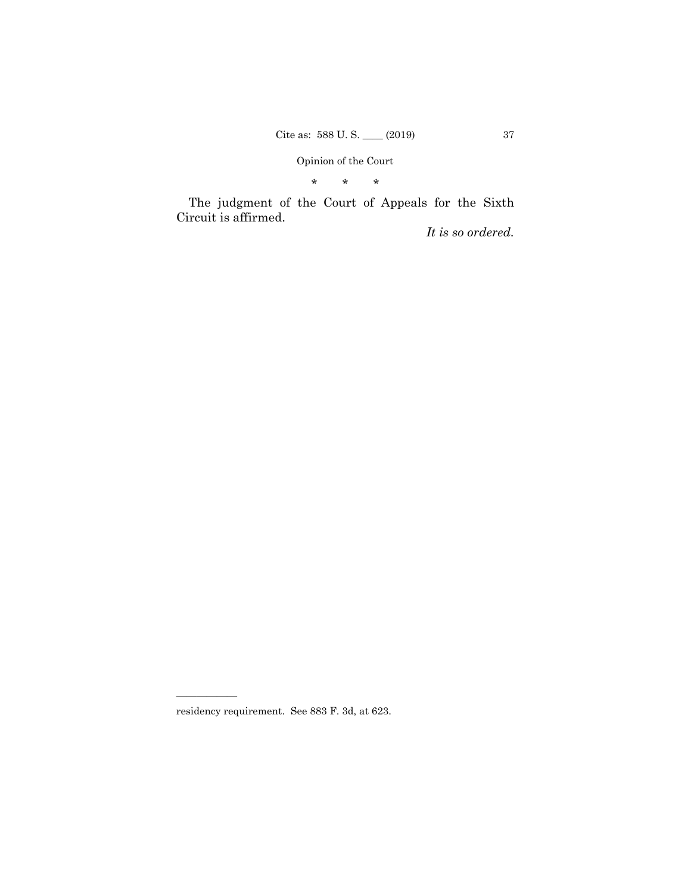\*　\*　\*

The judgment of the Court of Appeals for the Sixth Circuit is affirmed.

*It is so ordered.*

---

residency requirement. See 883 F. 3d, at 623.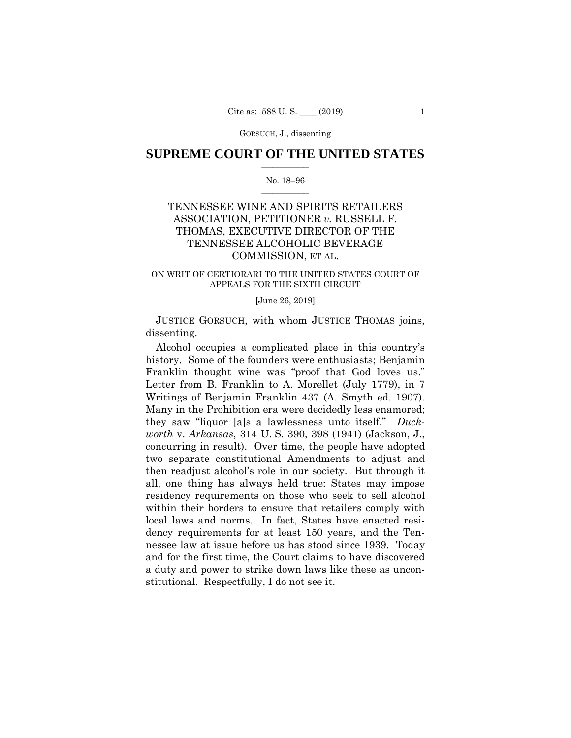# SUPREME COURT OF THE UNITED STATES

No. 18–96

TENNESSEE WINE AND SPIRITS RETAILERS ASSOCIATION, PETITIONER *v.* RUSSELL F. THOMAS, EXECUTIVE DIRECTOR OF THE TENNESSEE ALCOHOLIC BEVERAGE COMMISSION, ET AL.

ON WRIT OF CERTIORARI TO THE UNITED STATES COURT OF APPEALS FOR THE SIXTH CIRCUIT

[June 26, 2019]

JUSTICE GORSUCH, with whom JUSTICE THOMAS joins, dissenting.

Alcohol occupies a complicated place in this country's history. Some of the founders were enthusiasts; Benjamin Franklin thought wine was "proof that God loves us." Letter from B. Franklin to A. Morellet (July 1779), in 7 Writings of Benjamin Franklin 437 (A. Smyth ed. 1907). Many in the Prohibition era were decidedly less enamored; they saw "liquor [a]s a lawlessness unto itself." *Duckworth* v. *Arkansas*, 314 U. S. 390, 398 (1941) (Jackson, J., concurring in result). Over time, the people have adopted two separate constitutional Amendments to adjust and then readjust alcohol's role in our society. But through it all, one thing has always held true: States may impose residency requirements on those who seek to sell alcohol within their borders to ensure that retailers comply with local laws and norms. In fact, States have enacted residency requirements for at least 150 years, and the Tennessee law at issue before us has stood since 1939. Today and for the first time, the Court claims to have discovered a duty and power to strike down laws like these as unconstitutional. Respectfully, I do not see it.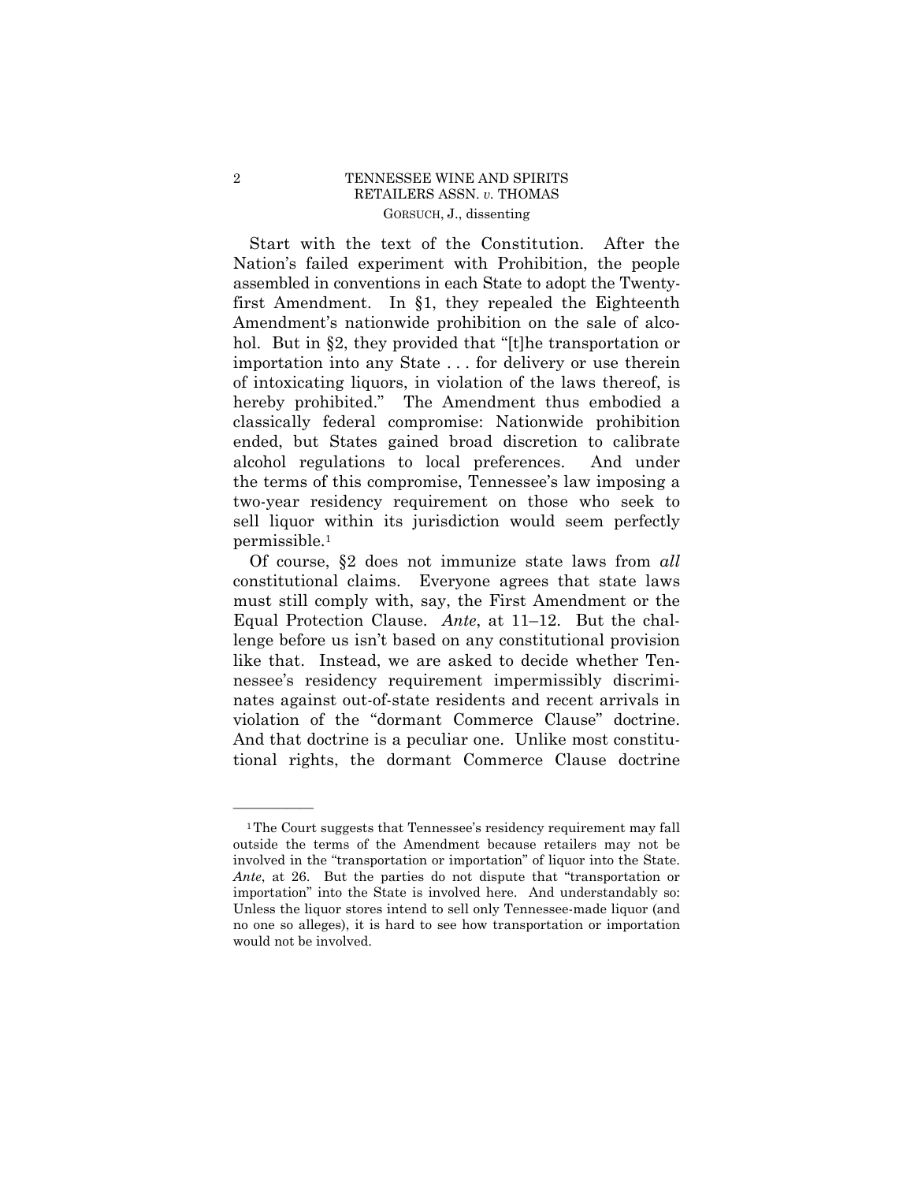Start with the text of the Constitution. After the Nation's failed experiment with Prohibition, the people assembled in conventions in each State to adopt the Twenty-first Amendment. In §1, they repealed the Eighteenth Amendment's nationwide prohibition on the sale of alcohol. But in §2, they provided that "[t]he transportation or importation into any State . . . for delivery or use therein of intoxicating liquors, in violation of the laws thereof, is hereby prohibited." The Amendment thus embodied a classically federal compromise: Nationwide prohibition ended, but States gained broad discretion to calibrate alcohol regulations to local preferences. And under the terms of this compromise, Tennessee's law imposing a two-year residency requirement on those who seek to sell liquor within its jurisdiction would seem perfectly permissible.[1]

Of course, §2 does not immunize state laws from *all* constitutional claims. Everyone agrees that state laws must still comply with, say, the First Amendment or the Equal Protection Clause. *Ante*, at 11–12. But the challenge before us isn't based on any constitutional provision like that. Instead, we are asked to decide whether Tennessee's residency requirement impermissibly discriminates against out-of-state residents and recent arrivals in violation of the "dormant Commerce Clause" doctrine. And that doctrine is a peculiar one. Unlike most constitutional rights, the dormant Commerce Clause doctrine

---

[1] The Court suggests that Tennessee's residency requirement may fall outside the terms of the Amendment because retailers may not be involved in the "transportation or importation" of liquor into the State. *Ante*, at 26. But the parties do not dispute that "transportation or importation" into the State is involved here. And understandably so: Unless the liquor stores intend to sell only Tennessee-made liquor (and no one so alleges), it is hard to see how transportation or importation would not be involved.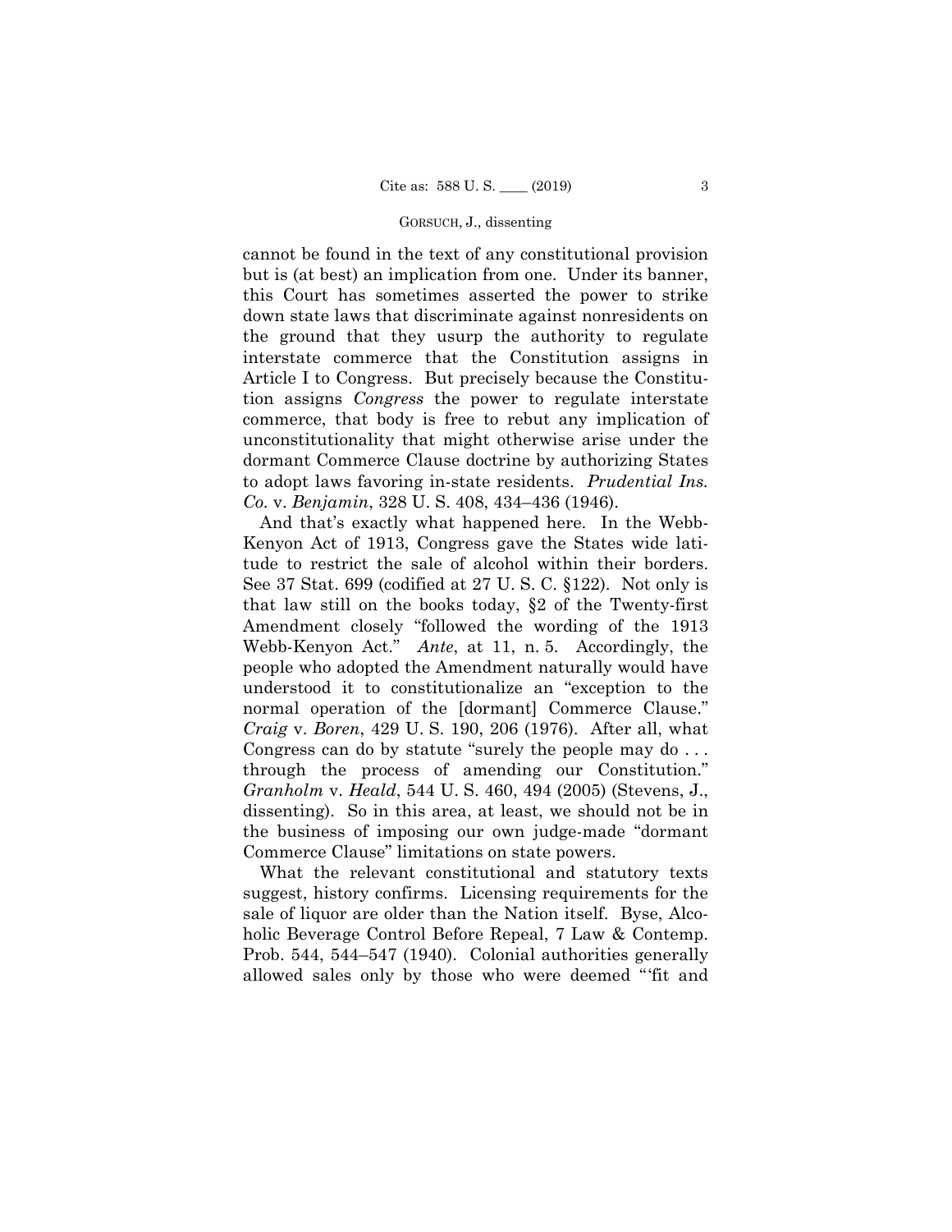cannot be found in the text of any constitutional provision but is (at best) an implication from one. Under its banner, this Court has sometimes asserted the power to strike down state laws that discriminate against nonresidents on the ground that they usurp the authority to regulate interstate commerce that the Constitution assigns in Article I to Congress. But precisely because the Constitution assigns *Congress* the power to regulate interstate commerce, that body is free to rebut any implication of unconstitutionality that might otherwise arise under the dormant Commerce Clause doctrine by authorizing States to adopt laws favoring in-state residents. *Prudential Ins. Co.* v. *Benjamin*, 328 U. S. 408, 434–436 (1946).

And that's exactly what happened here. In the Webb-Kenyon Act of 1913, Congress gave the States wide latitude to restrict the sale of alcohol within their borders. See 37 Stat. 699 (codified at 27 U. S. C. §122). Not only is that law still on the books today, §2 of the Twenty-first Amendment closely "followed the wording of the 1913 Webb-Kenyon Act." *Ante*, at 11, n. 5. Accordingly, the people who adopted the Amendment naturally would have understood it to constitutionalize an "exception to the normal operation of the [dormant] Commerce Clause." *Craig* v. *Boren*, 429 U. S. 190, 206 (1976). After all, what Congress can do by statute "surely the people may do . . . through the process of amending our Constitution." *Granholm* v. *Heald*, 544 U. S. 460, 494 (2005) (Stevens, J., dissenting). So in this area, at least, we should not be in the business of imposing our own judge-made "dormant Commerce Clause" limitations on state powers.

What the relevant constitutional and statutory texts suggest, history confirms. Licensing requirements for the sale of liquor are older than the Nation itself. Byse, Alcoholic Beverage Control Before Repeal, 7 Law & Contemp. Prob. 544, 544–547 (1940). Colonial authorities generally allowed sales only by those who were deemed "'fit and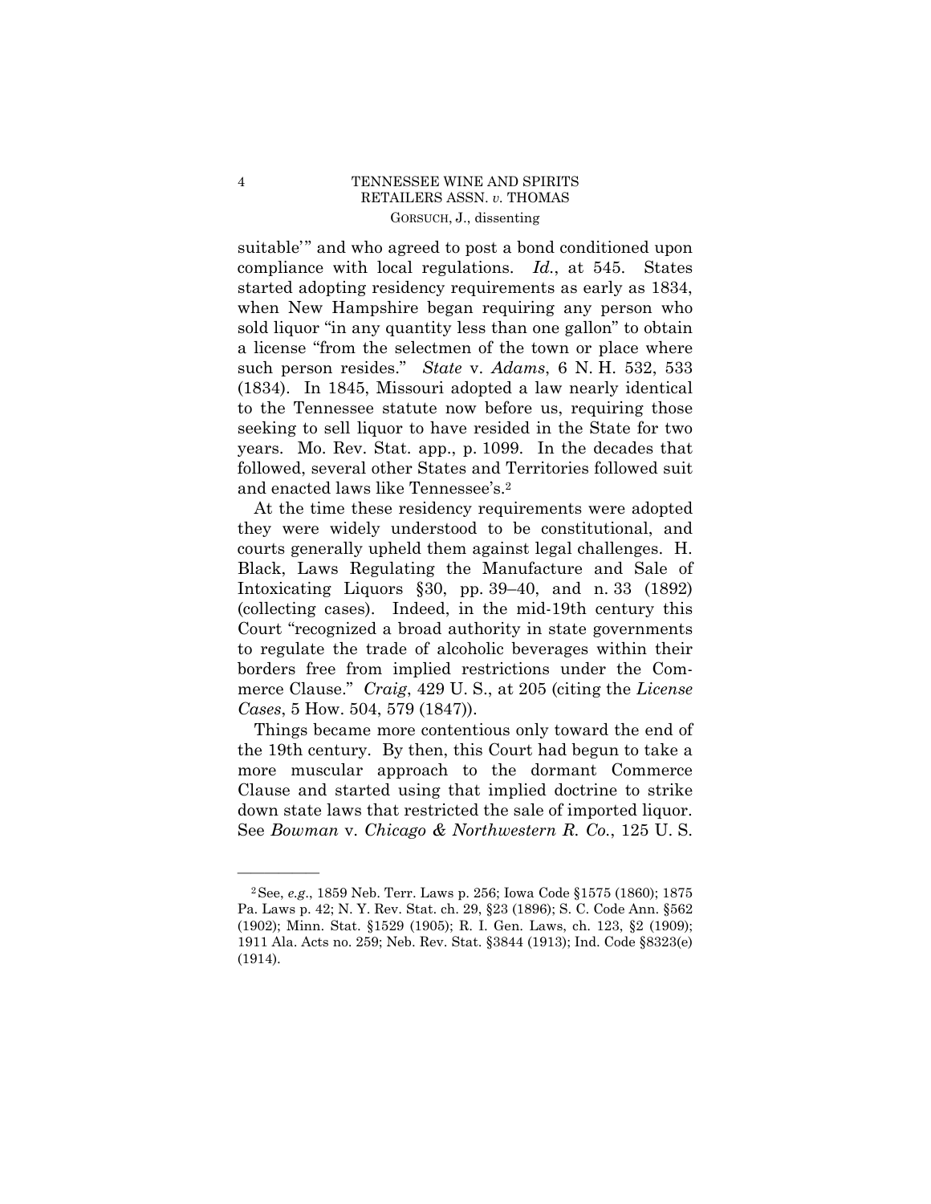suitable'" and who agreed to post a bond conditioned upon compliance with local regulations. *Id.*, at 545. States started adopting residency requirements as early as 1834, when New Hampshire began requiring any person who sold liquor "in any quantity less than one gallon" to obtain a license "from the selectmen of the town or place where such person resides." *State* v. *Adams*, 6 N. H. 532, 533 (1834). In 1845, Missouri adopted a law nearly identical to the Tennessee statute now before us, requiring those seeking to sell liquor to have resided in the State for two years. Mo. Rev. Stat. app., p. 1099. In the decades that followed, several other States and Territories followed suit and enacted laws like Tennessee's.[2]

At the time these residency requirements were adopted they were widely understood to be constitutional, and courts generally upheld them against legal challenges. H. Black, Laws Regulating the Manufacture and Sale of Intoxicating Liquors §30, pp. 39–40, and n. 33 (1892) (collecting cases). Indeed, in the mid-19th century this Court "recognized a broad authority in state governments to regulate the trade of alcoholic beverages within their borders free from implied restrictions under the Commerce Clause." *Craig*, 429 U. S., at 205 (citing the *License Cases*, 5 How. 504, 579 (1847)).

Things became more contentious only toward the end of the 19th century. By then, this Court had begun to take a more muscular approach to the dormant Commerce Clause and started using that implied doctrine to strike down state laws that restricted the sale of imported liquor. See *Bowman* v. *Chicago & Northwestern R. Co.*, 125 U. S.

---

[2] See, *e.g.*, 1859 Neb. Terr. Laws p. 256; Iowa Code §1575 (1860); 1875 Pa. Laws p. 42; N. Y. Rev. Stat. ch. 29, §23 (1896); S. C. Code Ann. §562 (1902); Minn. Stat. §1529 (1905); R. I. Gen. Laws, ch. 123, §2 (1909); 1911 Ala. Acts no. 259; Neb. Rev. Stat. §3844 (1913); Ind. Code §8323(e) (1914).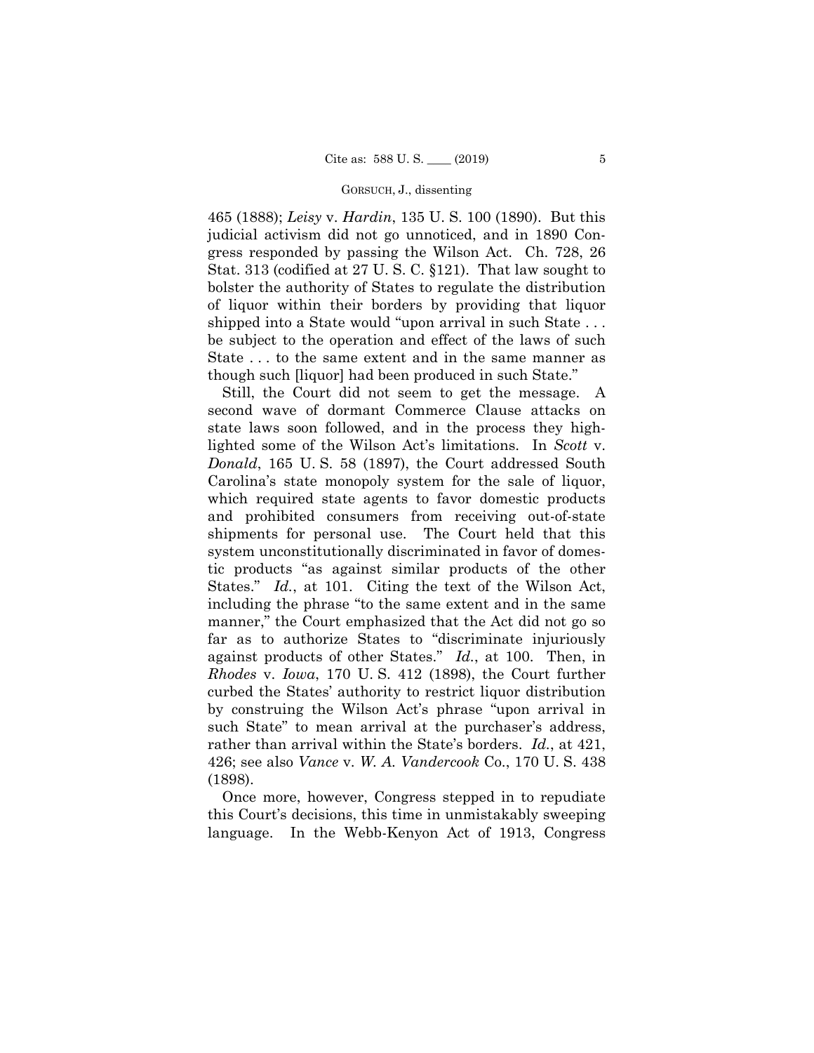465 (1888); *Leisy* v. *Hardin*, 135 U. S. 100 (1890). But this judicial activism did not go unnoticed, and in 1890 Congress responded by passing the Wilson Act. Ch. 728, 26 Stat. 313 (codified at 27 U. S. C. §121). That law sought to bolster the authority of States to regulate the distribution of liquor within their borders by providing that liquor shipped into a State would "upon arrival in such State . . . be subject to the operation and effect of the laws of such State . . . to the same extent and in the same manner as though such [liquor] had been produced in such State."

Still, the Court did not seem to get the message. A second wave of dormant Commerce Clause attacks on state laws soon followed, and in the process they highlighted some of the Wilson Act's limitations. In *Scott* v. *Donald*, 165 U. S. 58 (1897), the Court addressed South Carolina's state monopoly system for the sale of liquor, which required state agents to favor domestic products and prohibited consumers from receiving out-of-state shipments for personal use. The Court held that this system unconstitutionally discriminated in favor of domestic products "as against similar products of the other States." *Id.*, at 101. Citing the text of the Wilson Act, including the phrase "to the same extent and in the same manner," the Court emphasized that the Act did not go so far as to authorize States to "discriminate injuriously against products of other States." *Id.*, at 100. Then, in *Rhodes* v. *Iowa*, 170 U. S. 412 (1898), the Court further curbed the States' authority to restrict liquor distribution by construing the Wilson Act's phrase "upon arrival in such State" to mean arrival at the purchaser's address, rather than arrival within the State's borders. *Id.*, at 421, 426; see also *Vance* v. *W. A. Vandercook* Co., 170 U. S. 438 (1898).

Once more, however, Congress stepped in to repudiate this Court's decisions, this time in unmistakably sweeping language. In the Webb-Kenyon Act of 1913, Congress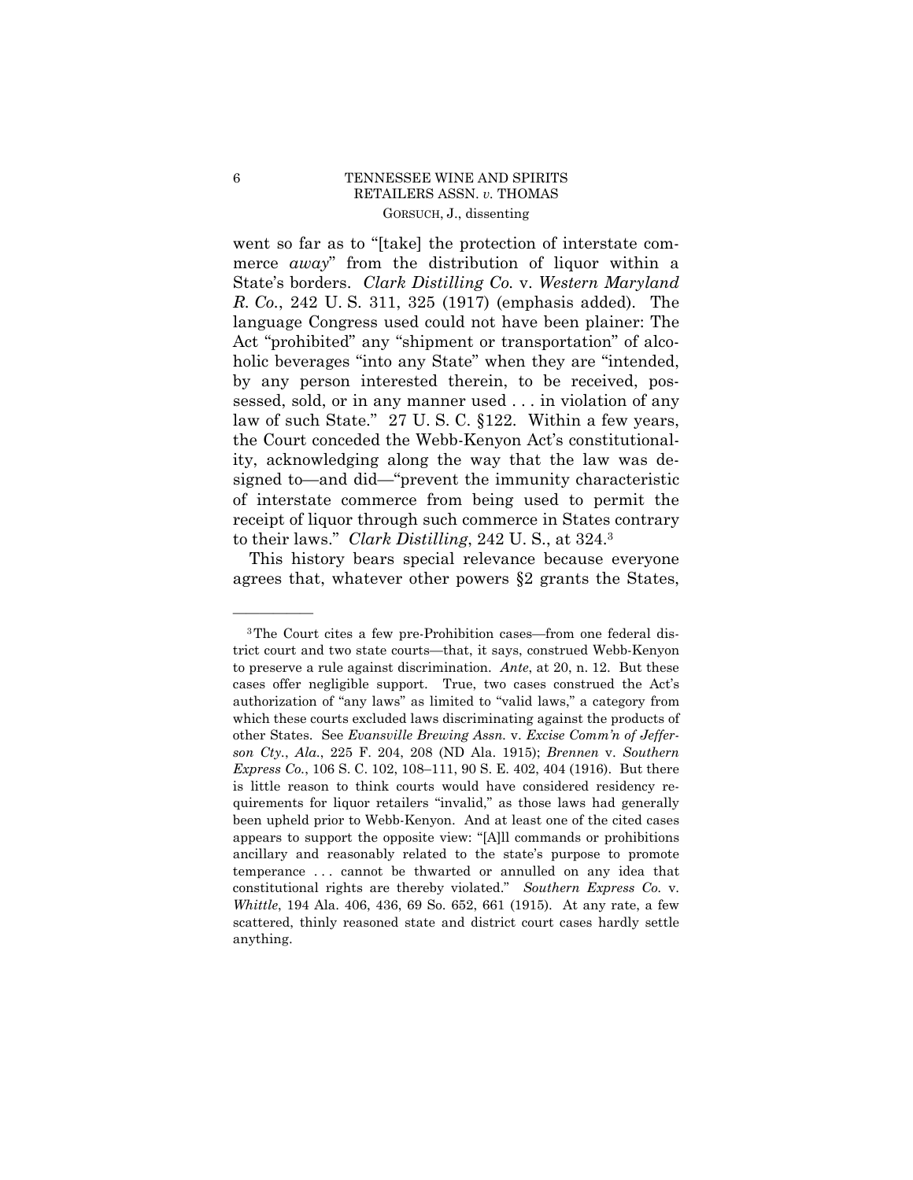went so far as to "[take] the protection of interstate commerce *away*" from the distribution of liquor within a State's borders. *Clark Distilling Co.* v. *Western Maryland R. Co.*, 242 U. S. 311, 325 (1917) (emphasis added). The language Congress used could not have been plainer: The Act "prohibited" any "shipment or transportation" of alcoholic beverages "into any State" when they are "intended, by any person interested therein, to be received, possessed, sold, or in any manner used . . . in violation of any law of such State." 27 U. S. C. §122. Within a few years, the Court conceded the Webb-Kenyon Act's constitutionality, acknowledging along the way that the law was designed to—and did—"prevent the immunity characteristic of interstate commerce from being used to permit the receipt of liquor through such commerce in States contrary to their laws." *Clark Distilling*, 242 U. S., at 324.[3]

This history bears special relevance because everyone agrees that, whatever other powers §2 grants the States,

---

[3] The Court cites a few pre-Prohibition cases—from one federal district court and two state courts—that, it says, construed Webb-Kenyon to preserve a rule against discrimination. *Ante*, at 20, n. 12. But these cases offer negligible support. True, two cases construed the Act's authorization of "any laws" as limited to "valid laws," a category from which these courts excluded laws discriminating against the products of other States. See *Evansville Brewing Assn.* v. *Excise Comm'n of Jefferson Cty., Ala.*, 225 F. 204, 208 (ND Ala. 1915); *Brennen* v. *Southern Express Co.*, 106 S. C. 102, 108–111, 90 S. E. 402, 404 (1916). But there is little reason to think courts would have considered residency requirements for liquor retailers "invalid," as those laws had generally been upheld prior to Webb-Kenyon. And at least one of the cited cases appears to support the opposite view: "[A]ll commands or prohibitions ancillary and reasonably related to the state's purpose to promote temperance . . . cannot be thwarted or annulled on any idea that constitutional rights are thereby violated." *Southern Express Co.* v. *Whittle*, 194 Ala. 406, 436, 69 So. 652, 661 (1915). At any rate, a few scattered, thinly reasoned state and district court cases hardly settle anything.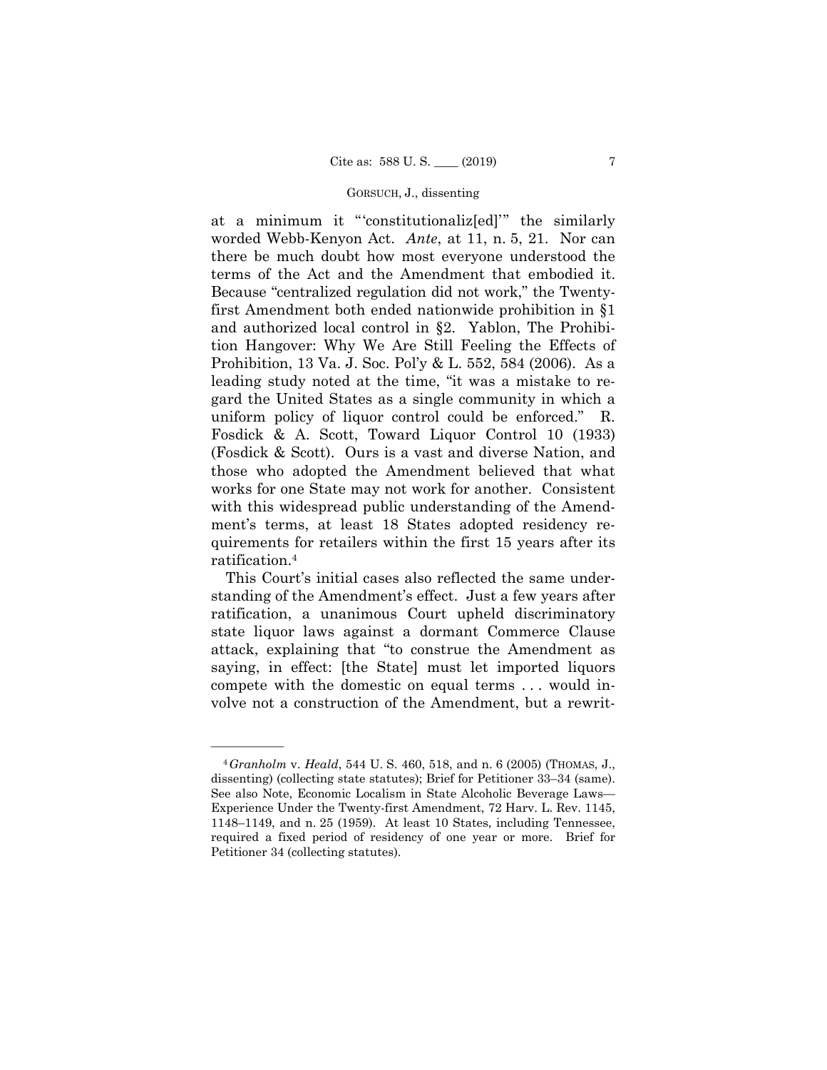at a minimum it "'constitutionaliz[ed]'" the similarly worded Webb-Kenyon Act. *Ante*, at 11, n. 5, 21. Nor can there be much doubt how most everyone understood the terms of the Act and the Amendment that embodied it. Because "centralized regulation did not work," the Twenty-first Amendment both ended nationwide prohibition in §1 and authorized local control in §2. Yablon, The Prohibition Hangover: Why We Are Still Feeling the Effects of Prohibition, 13 Va. J. Soc. Pol'y & L. 552, 584 (2006). As a leading study noted at the time, "it was a mistake to regard the United States as a single community in which a uniform policy of liquor control could be enforced." R. Fosdick & A. Scott, Toward Liquor Control 10 (1933) (Fosdick & Scott). Ours is a vast and diverse Nation, and those who adopted the Amendment believed that what works for one State may not work for another. Consistent with this widespread public understanding of the Amendment's terms, at least 18 States adopted residency requirements for retailers within the first 15 years after its ratification.[4]

This Court's initial cases also reflected the same understanding of the Amendment's effect. Just a few years after ratification, a unanimous Court upheld discriminatory state liquor laws against a dormant Commerce Clause attack, explaining that "to construe the Amendment as saying, in effect: [the State] must let imported liquors compete with the domestic on equal terms . . . would involve not a construction of the Amendment, but a rewrit-

---

[4] *Granholm* v. *Heald*, 544 U. S. 460, 518, and n. 6 (2005) (THOMAS, J., dissenting) (collecting state statutes); Brief for Petitioner 33–34 (same). See also Note, Economic Localism in State Alcoholic Beverage Laws—Experience Under the Twenty-first Amendment, 72 Harv. L. Rev. 1145, 1148–1149, and n. 25 (1959). At least 10 States, including Tennessee, required a fixed period of residency of one year or more. Brief for Petitioner 34 (collecting statutes).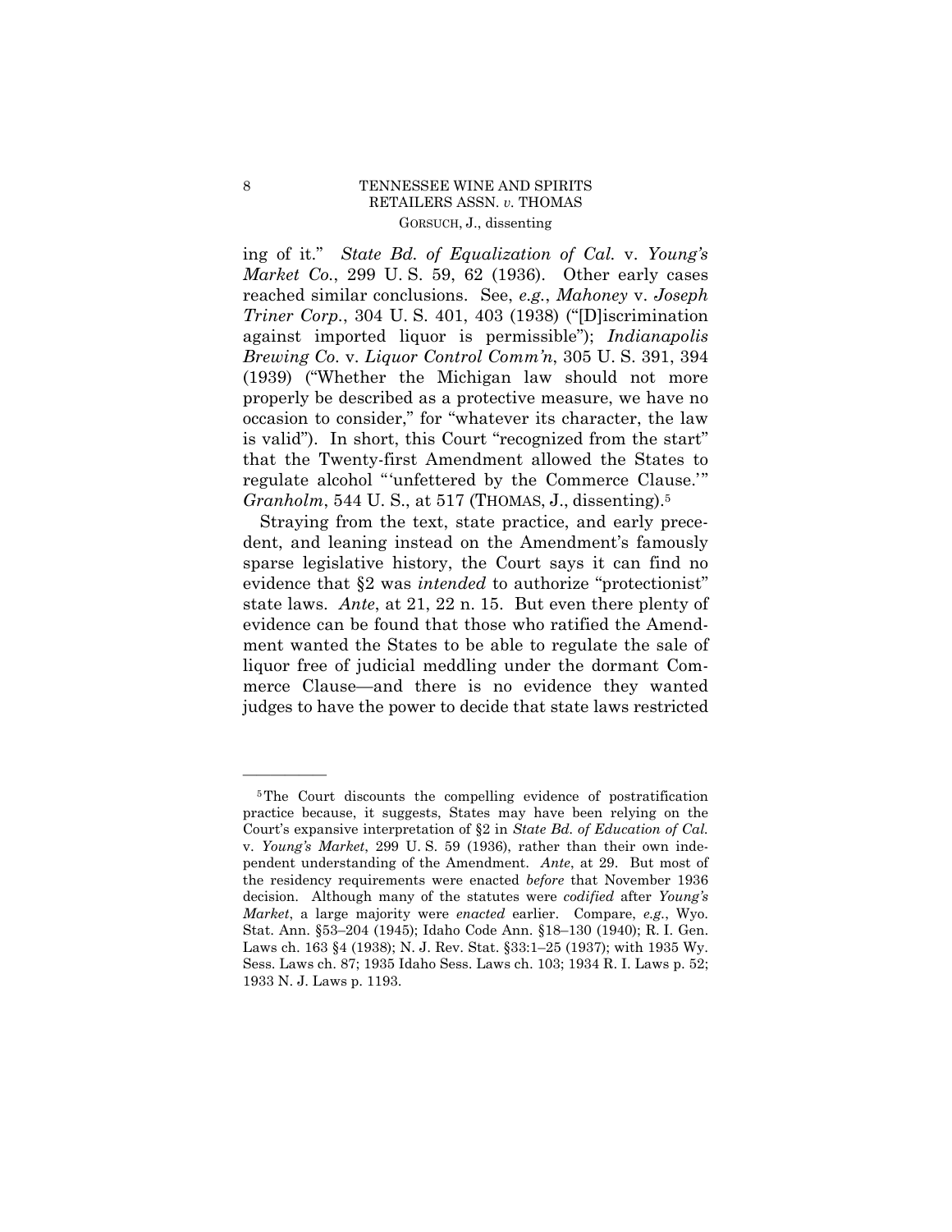ing of it." *State Bd. of Equalization of Cal.* v. *Young's Market Co.*, 299 U. S. 59, 62 (1936). Other early cases reached similar conclusions. See, *e.g.*, *Mahoney* v. *Joseph Triner Corp.*, 304 U. S. 401, 403 (1938) ("[D]iscrimination against imported liquor is permissible"); *Indianapolis Brewing Co.* v. *Liquor Control Comm'n*, 305 U. S. 391, 394 (1939) ("Whether the Michigan law should not more properly be described as a protective measure, we have no occasion to consider," for "whatever its character, the law is valid"). In short, this Court "recognized from the start" that the Twenty-first Amendment allowed the States to regulate alcohol "'unfettered by the Commerce Clause.'" *Granholm*, 544 U. S., at 517 (THOMAS, J., dissenting).[5]

Straying from the text, state practice, and early precedent, and leaning instead on the Amendment's famously sparse legislative history, the Court says it can find no evidence that §2 was *intended* to authorize "protectionist" state laws. *Ante*, at 21, 22 n. 15. But even there plenty of evidence can be found that those who ratified the Amendment wanted the States to be able to regulate the sale of liquor free of judicial meddling under the dormant Commerce Clause—and there is no evidence they wanted judges to have the power to decide that state laws restricted

---

[5] The Court discounts the compelling evidence of postratification practice because, it suggests, States may have been relying on the Court's expansive interpretation of §2 in *State Bd. of Education of Cal.* v. *Young's Market*, 299 U. S. 59 (1936), rather than their own independent understanding of the Amendment. *Ante*, at 29. But most of the residency requirements were enacted *before* that November 1936 decision. Although many of the statutes were *codified* after *Young's Market*, a large majority were *enacted* earlier. Compare, *e.g.*, Wyo. Stat. Ann. §53–204 (1945); Idaho Code Ann. §18–130 (1940); R. I. Gen. Laws ch. 163 §4 (1938); N. J. Rev. Stat. §33:1–25 (1937); with 1935 Wy. Sess. Laws ch. 87; 1935 Idaho Sess. Laws ch. 103; 1934 R. I. Laws p. 52; 1933 N. J. Laws p. 1193.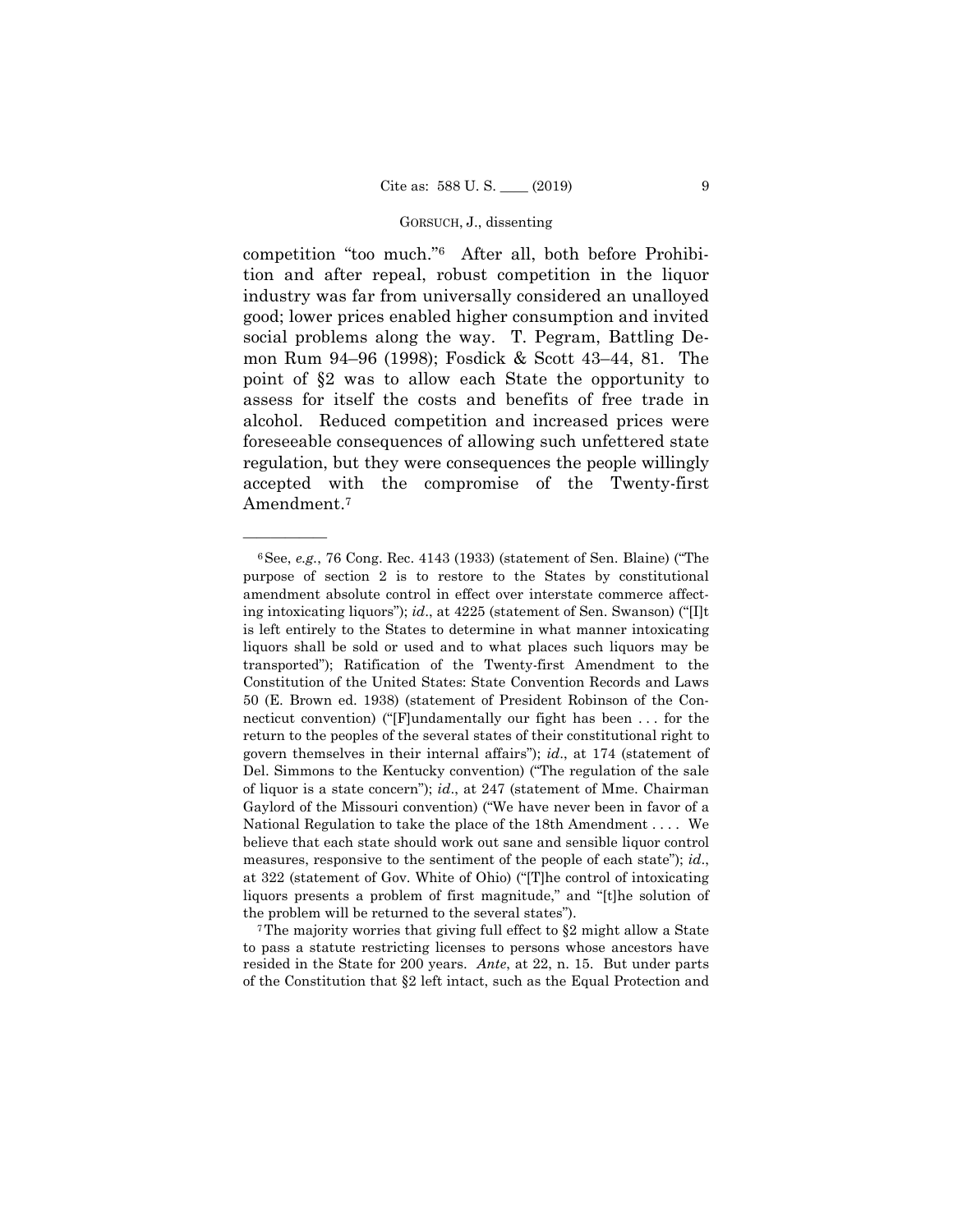competition "too much."[6] After all, both before Prohibition and after repeal, robust competition in the liquor industry was far from universally considered an unalloyed good; lower prices enabled higher consumption and invited social problems along the way. T. Pegram, Battling Demon Rum 94–96 (1998); Fosdick & Scott 43–44, 81. The point of §2 was to allow each State the opportunity to assess for itself the costs and benefits of free trade in alcohol. Reduced competition and increased prices were foreseeable consequences of allowing such unfettered state regulation, but they were consequences the people willingly accepted with the compromise of the Twenty-first Amendment.[7]

---

[6] See, *e.g.*, 76 Cong. Rec. 4143 (1933) (statement of Sen. Blaine) ("The purpose of section 2 is to restore to the States by constitutional amendment absolute control in effect over interstate commerce affecting intoxicating liquors"); *id*., at 4225 (statement of Sen. Swanson) ("[I]t is left entirely to the States to determine in what manner intoxicating liquors shall be sold or used and to what places such liquors may be transported"); Ratification of the Twenty-first Amendment to the Constitution of the United States: State Convention Records and Laws 50 (E. Brown ed. 1938) (statement of President Robinson of the Connecticut convention) ("[F]undamentally our fight has been . . . for the return to the peoples of the several states of their constitutional right to govern themselves in their internal affairs"); *id*., at 174 (statement of Del. Simmons to the Kentucky convention) ("The regulation of the sale of liquor is a state concern"); *id*., at 247 (statement of Mme. Chairman Gaylord of the Missouri convention) ("We have never been in favor of a National Regulation to take the place of the 18th Amendment . . . . We believe that each state should work out sane and sensible liquor control measures, responsive to the sentiment of the people of each state"); *id*., at 322 (statement of Gov. White of Ohio) ("[T]he control of intoxicating liquors presents a problem of first magnitude," and "[t]he solution of the problem will be returned to the several states").

[7] The majority worries that giving full effect to §2 might allow a State to pass a statute restricting licenses to persons whose ancestors have resided in the State for 200 years. *Ante*, at 22, n. 15. But under parts of the Constitution that §2 left intact, such as the Equal Protection and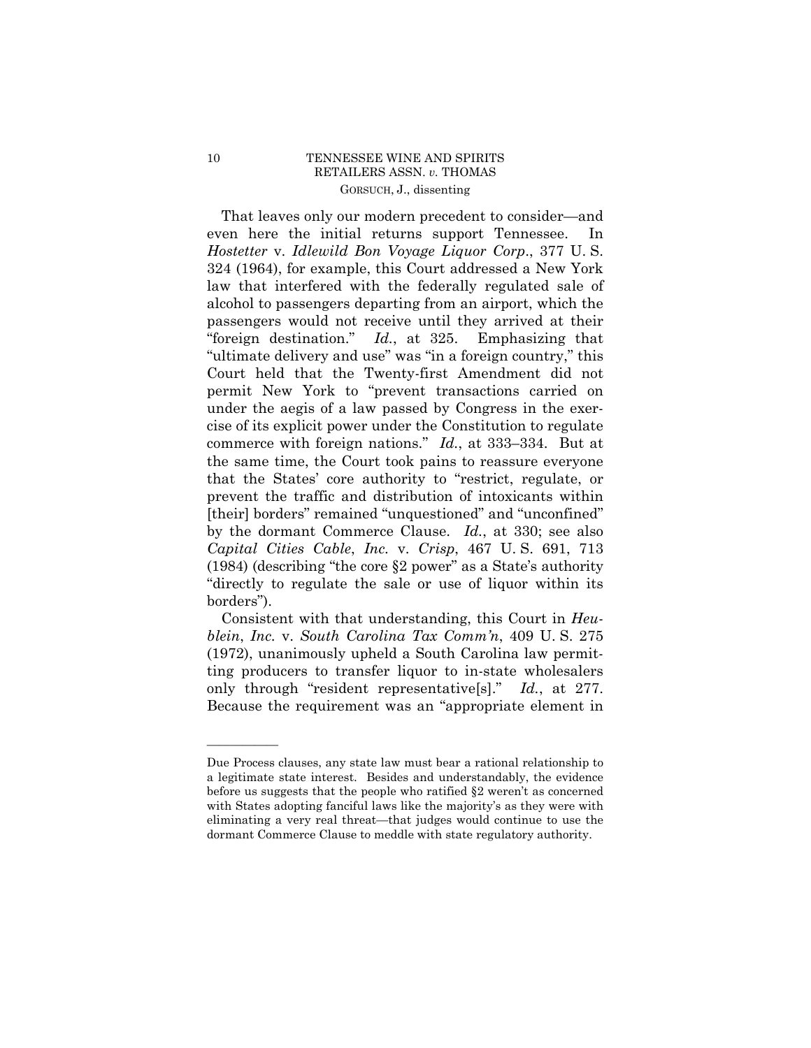That leaves only our modern precedent to consider—and even here the initial returns support Tennessee. In *Hostetter* v. *Idlewild Bon Voyage Liquor Corp.*, 377 U. S. 324 (1964), for example, this Court addressed a New York law that interfered with the federally regulated sale of alcohol to passengers departing from an airport, which the passengers would not receive until they arrived at their "foreign destination." *Id.*, at 325. Emphasizing that "ultimate delivery and use" was "in a foreign country," this Court held that the Twenty-first Amendment did not permit New York to "prevent transactions carried on under the aegis of a law passed by Congress in the exercise of its explicit power under the Constitution to regulate commerce with foreign nations." *Id.*, at 333–334. But at the same time, the Court took pains to reassure everyone that the States' core authority to "restrict, regulate, or prevent the traffic and distribution of intoxicants within [their] borders" remained "unquestioned" and "unconfined" by the dormant Commerce Clause. *Id.*, at 330; see also *Capital Cities Cable*, *Inc.* v. *Crisp*, 467 U. S. 691, 713 (1984) (describing "the core §2 power" as a State's authority "directly to regulate the sale or use of liquor within its borders").

Consistent with that understanding, this Court in *Heublein*, *Inc.* v. *South Carolina Tax Comm'n*, 409 U. S. 275 (1972), unanimously upheld a South Carolina law permitting producers to transfer liquor to in-state wholesalers only through "resident representative[s]." *Id.*, at 277. Because the requirement was an "appropriate element in

---

Due Process clauses, any state law must bear a rational relationship to a legitimate state interest. Besides and understandably, the evidence before us suggests that the people who ratified §2 weren't as concerned with States adopting fanciful laws like the majority's as they were with eliminating a very real threat—that judges would continue to use the dormant Commerce Clause to meddle with state regulatory authority.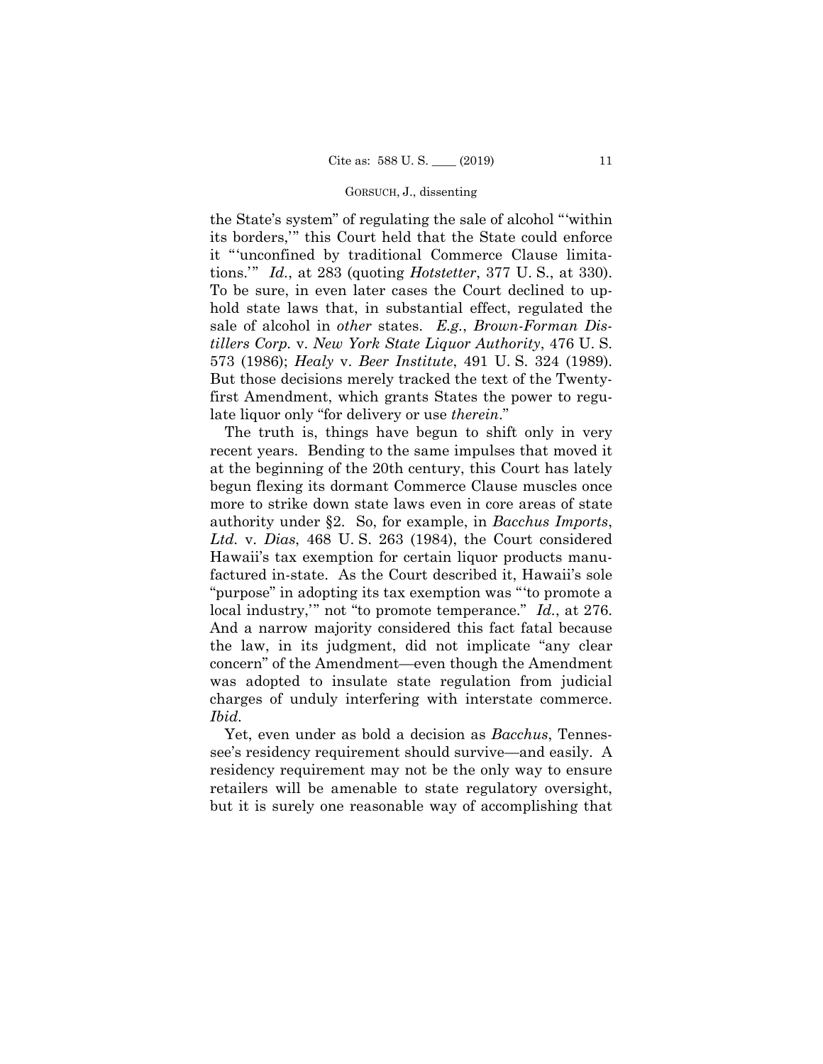the State's system" of regulating the sale of alcohol "'within its borders,'" this Court held that the State could enforce it "'unconfined by traditional Commerce Clause limitations.'" *Id.*, at 283 (quoting *Hotstetter*, 377 U. S., at 330). To be sure, in even later cases the Court declined to uphold state laws that, in substantial effect, regulated the sale of alcohol in *other* states. *E.g.*, *Brown-Forman Distillers Corp.* v. *New York State Liquor Authority*, 476 U. S. 573 (1986); *Healy* v. *Beer Institute*, 491 U. S. 324 (1989). But those decisions merely tracked the text of the Twenty-first Amendment, which grants States the power to regulate liquor only "for delivery or use *therein*."

The truth is, things have begun to shift only in very recent years. Bending to the same impulses that moved it at the beginning of the 20th century, this Court has lately begun flexing its dormant Commerce Clause muscles once more to strike down state laws even in core areas of state authority under §2. So, for example, in *Bacchus Imports, Ltd.* v. *Dias*, 468 U. S. 263 (1984), the Court considered Hawaii's tax exemption for certain liquor products manufactured in-state. As the Court described it, Hawaii's sole "purpose" in adopting its tax exemption was "'to promote a local industry,'" not "to promote temperance." *Id.*, at 276. And a narrow majority considered this fact fatal because the law, in its judgment, did not implicate "any clear concern" of the Amendment—even though the Amendment was adopted to insulate state regulation from judicial charges of unduly interfering with interstate commerce. *Ibid.*

Yet, even under as bold a decision as *Bacchus*, Tennessee's residency requirement should survive—and easily. A residency requirement may not be the only way to ensure retailers will be amenable to state regulatory oversight, but it is surely one reasonable way of accomplishing that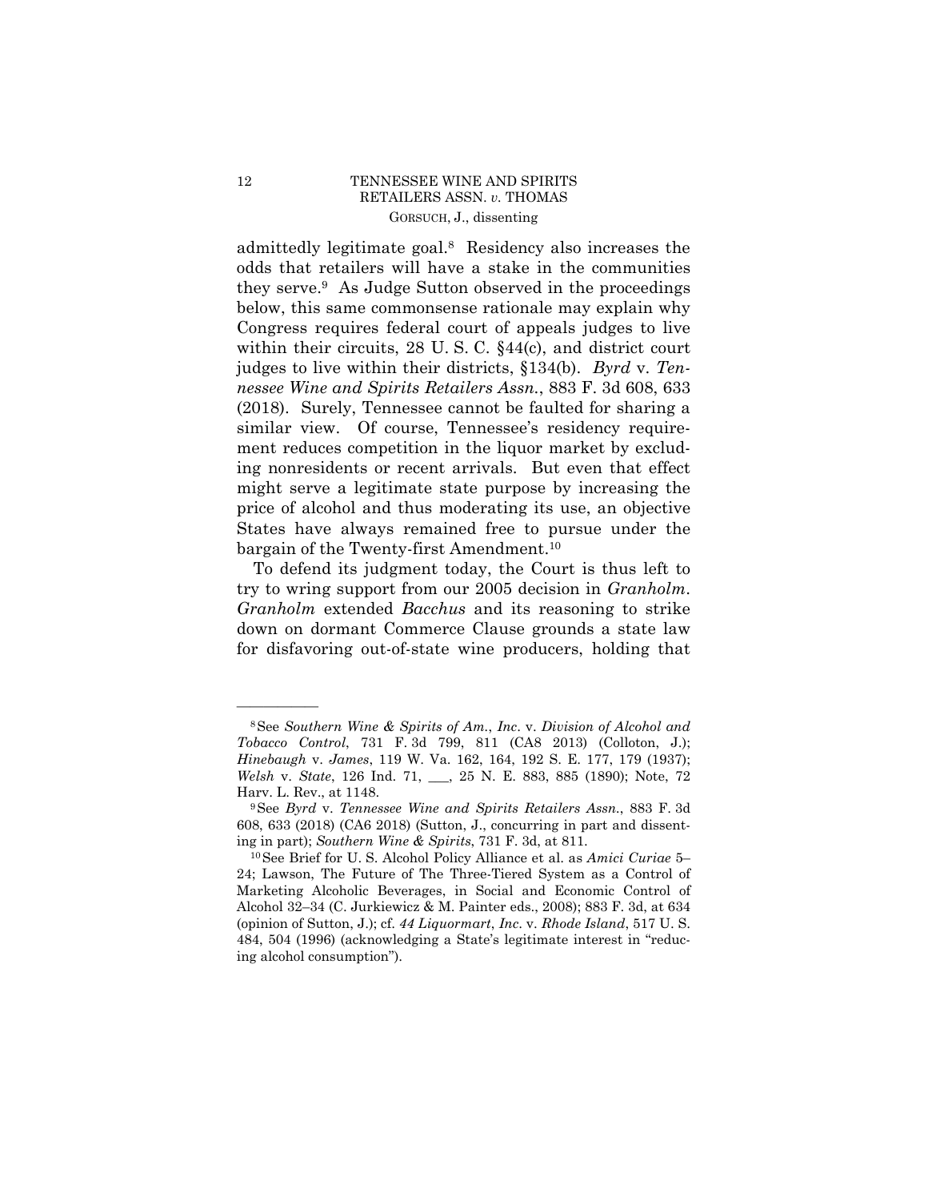admittedly legitimate goal.[8] Residency also increases the odds that retailers will have a stake in the communities they serve.[9] As Judge Sutton observed in the proceedings below, this same commonsense rationale may explain why Congress requires federal court of appeals judges to live within their circuits, 28 U. S. C. §44(c), and district court judges to live within their districts, §134(b). *Byrd* v. *Tennessee Wine and Spirits Retailers Assn.*, 883 F. 3d 608, 633 (2018). Surely, Tennessee cannot be faulted for sharing a similar view. Of course, Tennessee's residency requirement reduces competition in the liquor market by excluding nonresidents or recent arrivals. But even that effect might serve a legitimate state purpose by increasing the price of alcohol and thus moderating its use, an objective States have always remained free to pursue under the bargain of the Twenty-first Amendment.[10]

To defend its judgment today, the Court is thus left to try to wring support from our 2005 decision in *Granholm*. *Granholm* extended *Bacchus* and its reasoning to strike down on dormant Commerce Clause grounds a state law for disfavoring out-of-state wine producers, holding that

---

[8] See *Southern Wine & Spirits of Am., Inc.* v. *Division of Alcohol and Tobacco Control*, 731 F. 3d 799, 811 (CA8 2013) (Colloton, J.); *Hinebaugh* v. *James*, 119 W. Va. 162, 164, 192 S. E. 177, 179 (1937); *Welsh* v. *State*, 126 Ind. 71, ___, 25 N. E. 883, 885 (1890); Note, 72 Harv. L. Rev., at 1148.

[9] See *Byrd* v. *Tennessee Wine and Spirits Retailers Assn.*, 883 F. 3d 608, 633 (2018) (CA6 2018) (Sutton, J., concurring in part and dissenting in part); *Southern Wine & Spirits*, 731 F. 3d, at 811.

[10] See Brief for U. S. Alcohol Policy Alliance et al. as *Amici Curiae* 5–24; Lawson, The Future of The Three-Tiered System as a Control of Marketing Alcoholic Beverages, in Social and Economic Control of Alcohol 32–34 (C. Jurkiewicz & M. Painter eds., 2008); 883 F. 3d, at 634 (opinion of Sutton, J.); cf. *44 Liquormart, Inc.* v. *Rhode Island*, 517 U. S. 484, 504 (1996) (acknowledging a State's legitimate interest in "reducing alcohol consumption").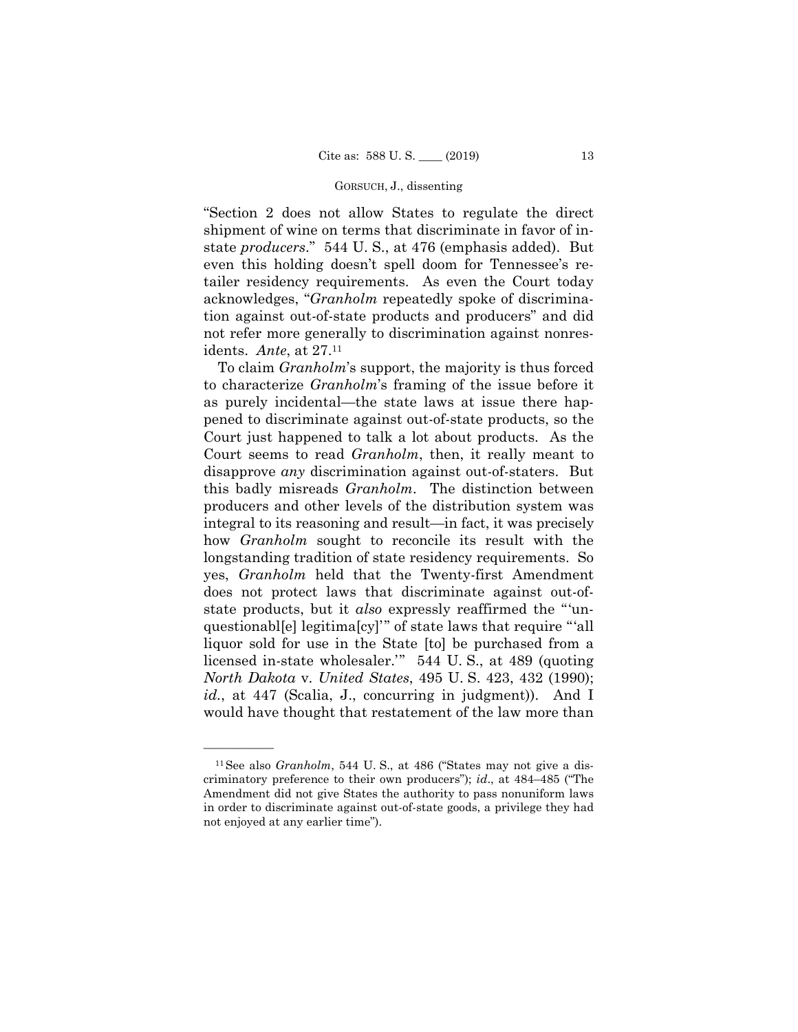"Section 2 does not allow States to regulate the direct shipment of wine on terms that discriminate in favor of in-state *producers*." 544 U. S., at 476 (emphasis added). But even this holding doesn't spell doom for Tennessee's retailer residency requirements. As even the Court today acknowledges, "*Granholm* repeatedly spoke of discrimination against out-of-state products and producers" and did not refer more generally to discrimination against nonresidents. *Ante*, at 27.[11]

To claim *Granholm*'s support, the majority is thus forced to characterize *Granholm*'s framing of the issue before it as purely incidental—the state laws at issue there happened to discriminate against out-of-state products, so the Court just happened to talk a lot about products. As the Court seems to read *Granholm*, then, it really meant to disapprove *any* discrimination against out-of-staters. But this badly misreads *Granholm*. The distinction between producers and other levels of the distribution system was integral to its reasoning and result—in fact, it was precisely how *Granholm* sought to reconcile its result with the longstanding tradition of state residency requirements. So yes, *Granholm* held that the Twenty-first Amendment does not protect laws that discriminate against out-of-state products, but it *also* expressly reaffirmed the "'unquestionabl[e] legitima[cy]'" of state laws that require "'all liquor sold for use in the State [to] be purchased from a licensed in-state wholesaler.'" 544 U. S., at 489 (quoting *North Dakota* v. *United States*, 495 U. S. 423, 432 (1990); *id*., at 447 (Scalia, J., concurring in judgment)). And I would have thought that restatement of the law more than

---

[11] See also *Granholm*, 544 U. S., at 486 ("States may not give a discriminatory preference to their own producers"); *id*., at 484–485 ("The Amendment did not give States the authority to pass nonuniform laws in order to discriminate against out-of-state goods, a privilege they had not enjoyed at any earlier time").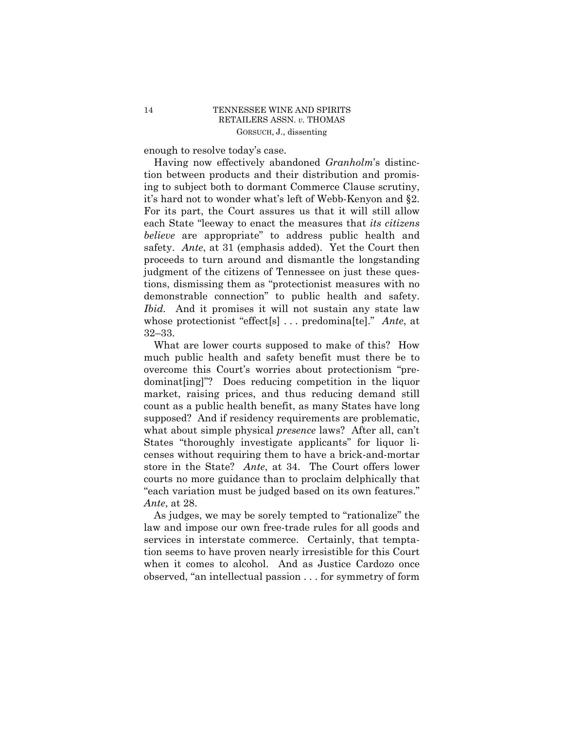enough to resolve today's case.

Having now effectively abandoned *Granholm*'s distinction between products and their distribution and promising to subject both to dormant Commerce Clause scrutiny, it's hard not to wonder what's left of Webb-Kenyon and §2. For its part, the Court assures us that it will still allow each State "leeway to enact the measures that *its citizens believe* are appropriate" to address public health and safety. *Ante*, at 31 (emphasis added). Yet the Court then proceeds to turn around and dismantle the longstanding judgment of the citizens of Tennessee on just these questions, dismissing them as "protectionist measures with no demonstrable connection" to public health and safety. *Ibid.* And it promises it will not sustain any state law whose protectionist "effect[s] . . . predomina[te]." *Ante*, at 32–33.

What are lower courts supposed to make of this? How much public health and safety benefit must there be to overcome this Court's worries about protectionism "predominat[ing]"? Does reducing competition in the liquor market, raising prices, and thus reducing demand still count as a public health benefit, as many States have long supposed? And if residency requirements are problematic, what about simple physical *presence* laws? After all, can't States "thoroughly investigate applicants" for liquor licenses without requiring them to have a brick-and-mortar store in the State? *Ante*, at 34. The Court offers lower courts no more guidance than to proclaim delphically that "each variation must be judged based on its own features." *Ante*, at 28.

As judges, we may be sorely tempted to "rationalize" the law and impose our own free-trade rules for all goods and services in interstate commerce. Certainly, that temptation seems to have proven nearly irresistible for this Court when it comes to alcohol. And as Justice Cardozo once observed, "an intellectual passion . . . for symmetry of form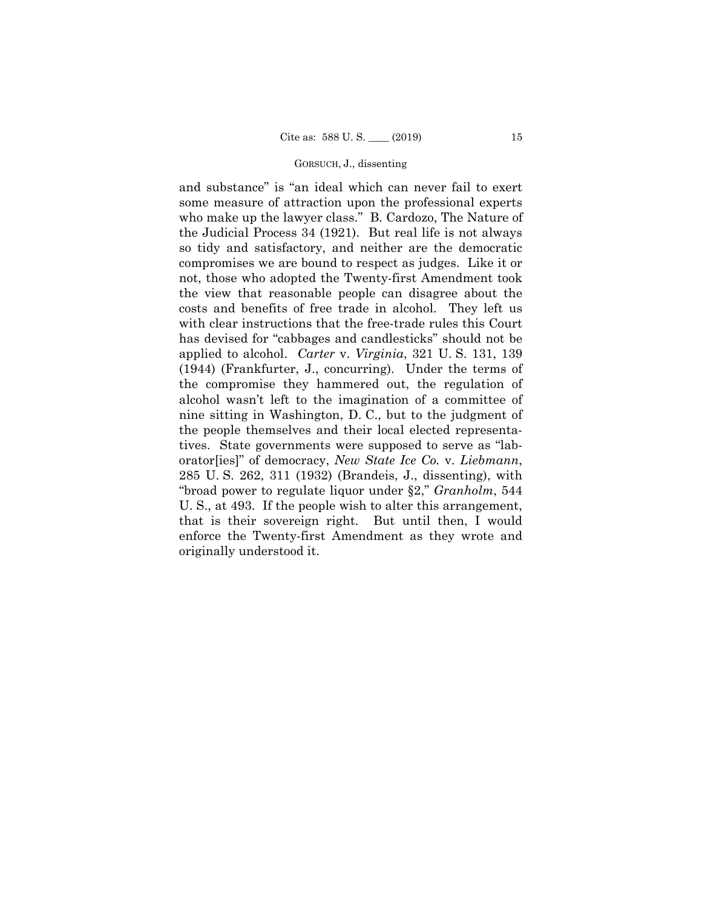and substance" is "an ideal which can never fail to exert some measure of attraction upon the professional experts who make up the lawyer class." B. Cardozo, The Nature of the Judicial Process 34 (1921). But real life is not always so tidy and satisfactory, and neither are the democratic compromises we are bound to respect as judges. Like it or not, those who adopted the Twenty-first Amendment took the view that reasonable people can disagree about the costs and benefits of free trade in alcohol. They left us with clear instructions that the free-trade rules this Court has devised for "cabbages and candlesticks" should not be applied to alcohol. *Carter* v. *Virginia*, 321 U. S. 131, 139 (1944) (Frankfurter, J., concurring). Under the terms of the compromise they hammered out, the regulation of alcohol wasn't left to the imagination of a committee of nine sitting in Washington, D. C., but to the judgment of the people themselves and their local elected representatives. State governments were supposed to serve as "laborator[ies]" of democracy, *New State Ice Co.* v. *Liebmann*, 285 U. S. 262, 311 (1932) (Brandeis, J., dissenting), with "broad power to regulate liquor under §2," *Granholm*, 544 U. S., at 493. If the people wish to alter this arrangement, that is their sovereign right. But until then, I would enforce the Twenty-first Amendment as they wrote and originally understood it.